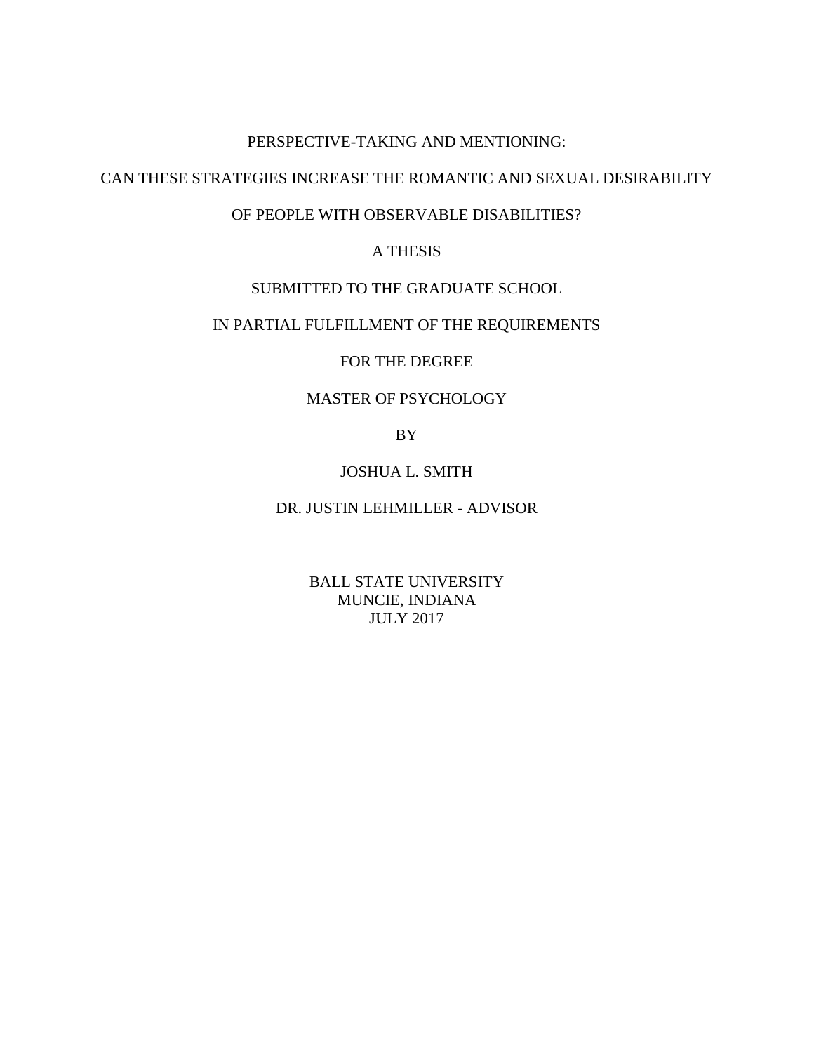# PERSPECTIVE-TAKING AND MENTIONING:

# CAN THESE STRATEGIES INCREASE THE ROMANTIC AND SEXUAL DESIRABILITY

# OF PEOPLE WITH OBSERVABLE DISABILITIES?

A THESIS

SUBMITTED TO THE GRADUATE SCHOOL

IN PARTIAL FULFILLMENT OF THE REQUIREMENTS

FOR THE DEGREE

MASTER OF PSYCHOLOGY

BY

JOSHUA L. SMITH

DR. JUSTIN LEHMILLER - ADVISOR

BALL STATE UNIVERSITY
MUNCIE, INDIANA
JULY 2017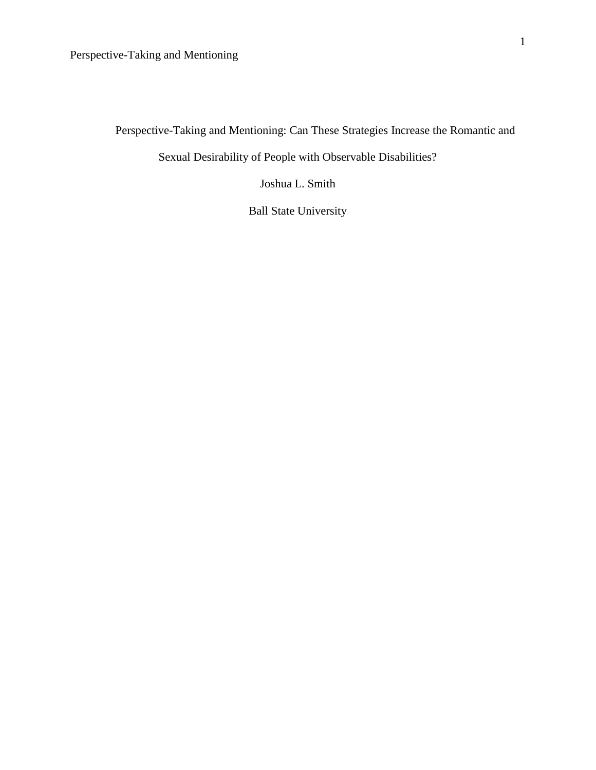# Perspective-Taking and Mentioning: Can These Strategies Increase the Romantic and Sexual Desirability of People with Observable Disabilities?

Joshua L. Smith

Ball State University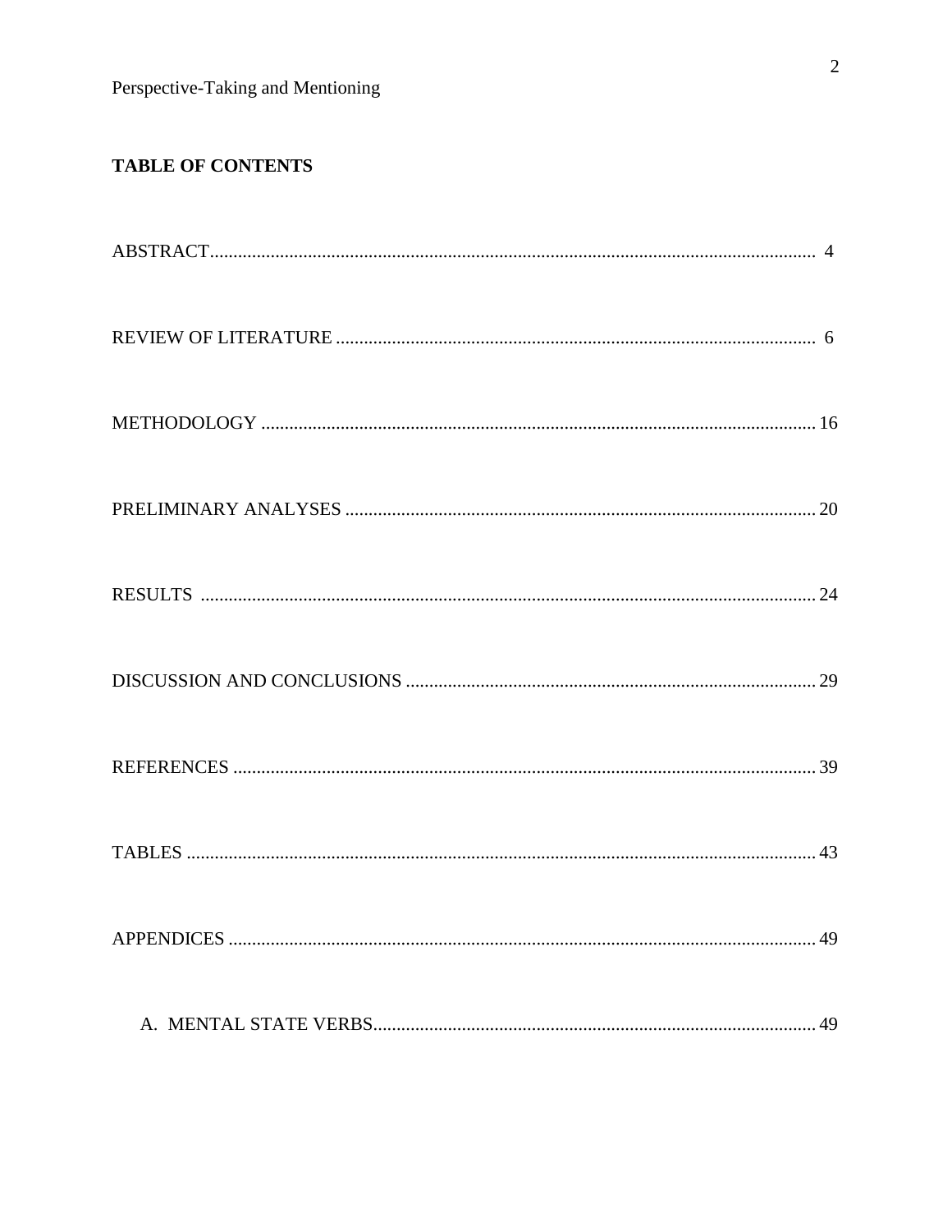**TABLE OF CONTENTS**

ABSTRACT.................................................................................................................................. 4

REVIEW OF LITERATURE ......................................................................................................... 6

METHODOLOGY ...................................................................................................................... 16

PRELIMINARY ANALYSES ..................................................................................................... 20

RESULTS .................................................................................................................................... 24

DISCUSSION AND CONCLUSIONS ....................................................................................... 29

REFERENCES ............................................................................................................................ 39

TABLES ....................................................................................................................................... 43

APPENDICES .............................................................................................................................. 49

A. MENTAL STATE VERBS............................................................................................... 49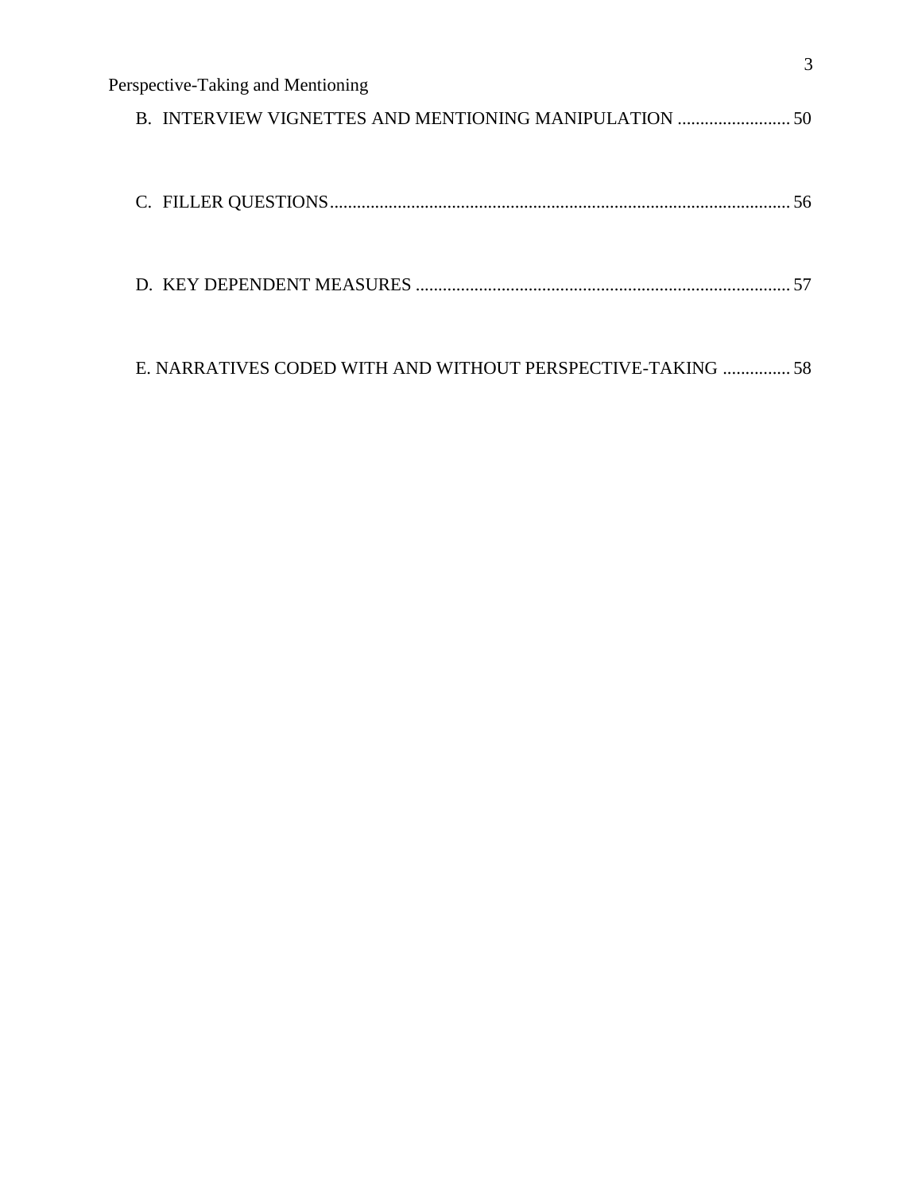B. INTERVIEW VIGNETTES AND MENTIONING MANIPULATION ......................... 50

C. FILLER QUESTIONS...................................................................................................... 56

D. KEY DEPENDENT MEASURES ................................................................................... 57

E. NARRATIVES CODED WITH AND WITHOUT PERSPECTIVE-TAKING ............... 58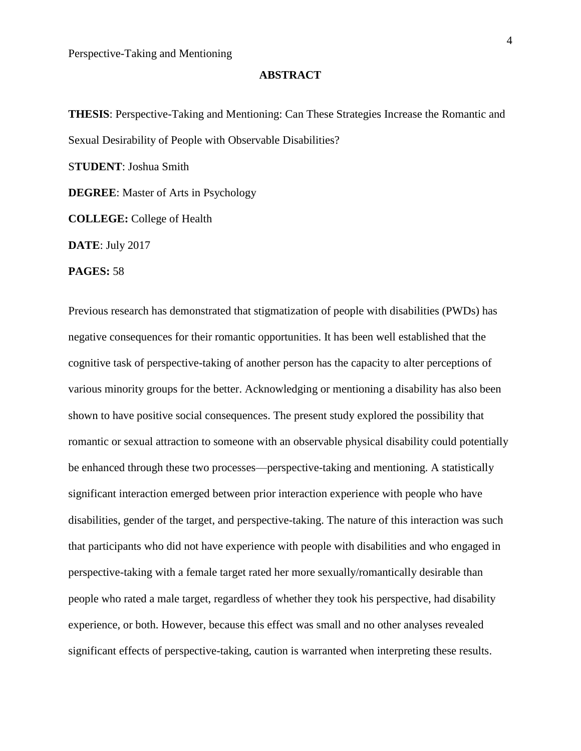## ABSTRACT

**THESIS**: Perspective-Taking and Mentioning: Can These Strategies Increase the Romantic and Sexual Desirability of People with Observable Disabilities?

S**TUDENT**: Joshua Smith

**DEGREE**: Master of Arts in Psychology

**COLLEGE:** College of Health

**DATE**: July 2017

**PAGES:** 58

Previous research has demonstrated that stigmatization of people with disabilities (PWDs) has negative consequences for their romantic opportunities. It has been well established that the cognitive task of perspective-taking of another person has the capacity to alter perceptions of various minority groups for the better. Acknowledging or mentioning a disability has also been shown to have positive social consequences. The present study explored the possibility that romantic or sexual attraction to someone with an observable physical disability could potentially be enhanced through these two processes—perspective-taking and mentioning. A statistically significant interaction emerged between prior interaction experience with people who have disabilities, gender of the target, and perspective-taking. The nature of this interaction was such that participants who did not have experience with people with disabilities and who engaged in perspective-taking with a female target rated her more sexually/romantically desirable than people who rated a male target, regardless of whether they took his perspective, had disability experience, or both. However, because this effect was small and no other analyses revealed significant effects of perspective-taking, caution is warranted when interpreting these results.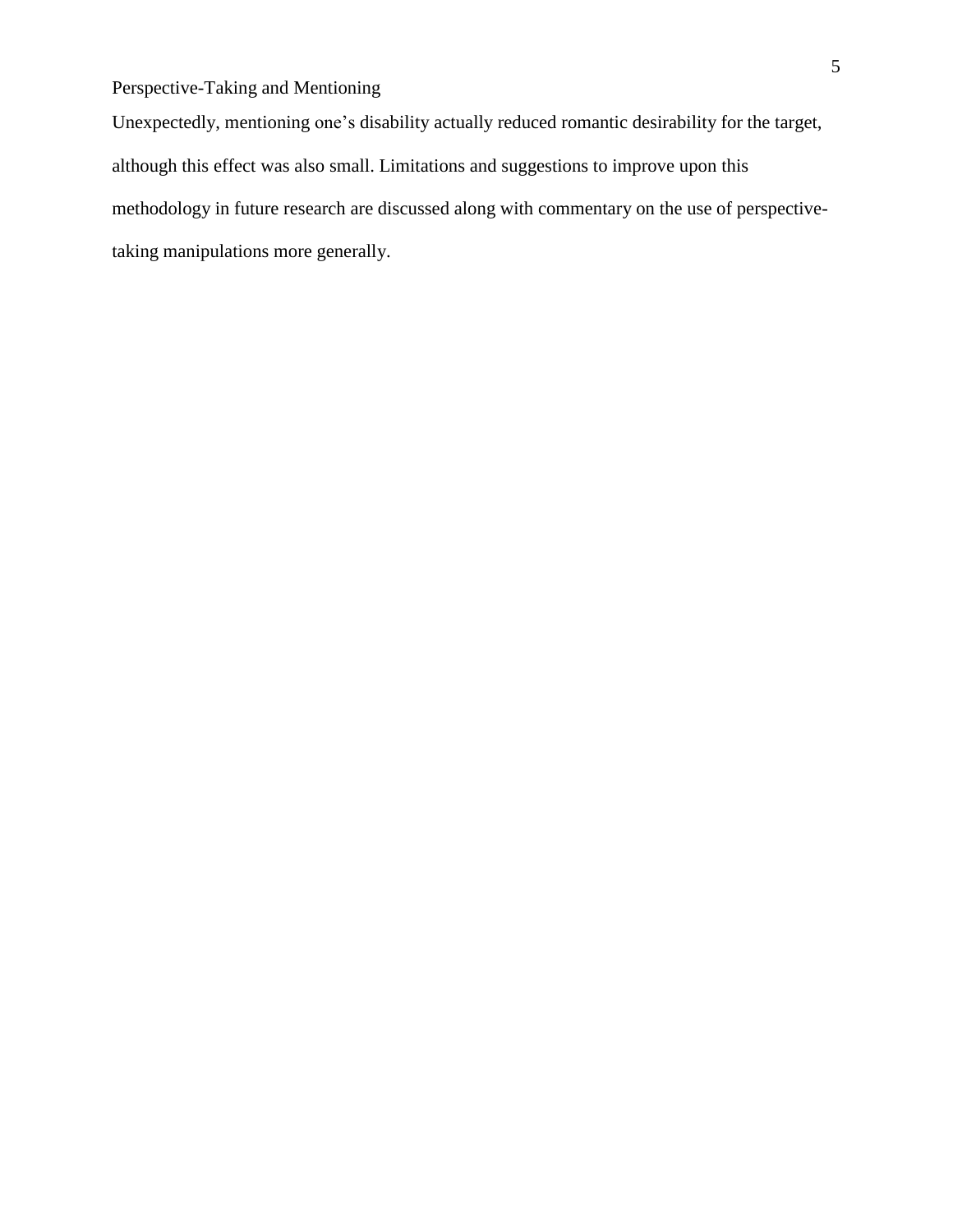Unexpectedly, mentioning one's disability actually reduced romantic desirability for the target, although this effect was also small. Limitations and suggestions to improve upon this methodology in future research are discussed along with commentary on the use of perspective-taking manipulations more generally.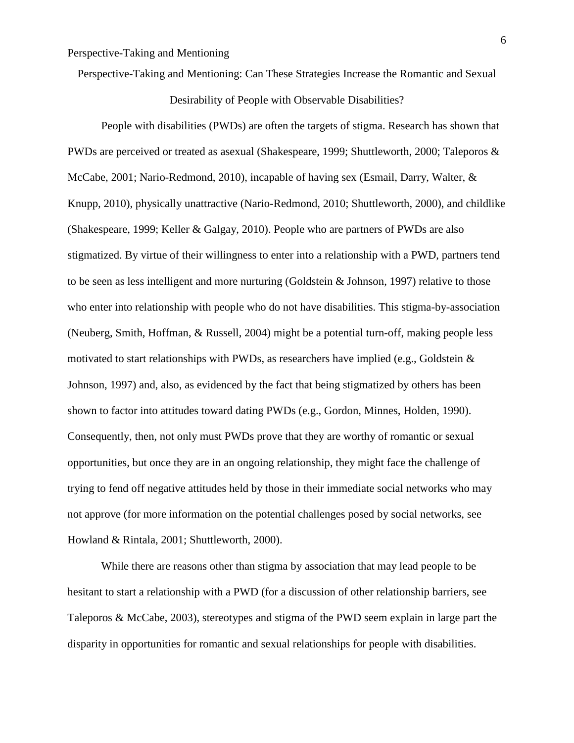Perspective-Taking and Mentioning: Can These Strategies Increase the Romantic and Sexual Desirability of People with Observable Disabilities?

People with disabilities (PWDs) are often the targets of stigma. Research has shown that PWDs are perceived or treated as asexual (Shakespeare, 1999; Shuttleworth, 2000; Taleporos & McCabe, 2001; Nario-Redmond, 2010), incapable of having sex (Esmail, Darry, Walter, & Knupp, 2010), physically unattractive (Nario-Redmond, 2010; Shuttleworth, 2000), and childlike (Shakespeare, 1999; Keller & Galgay, 2010). People who are partners of PWDs are also stigmatized. By virtue of their willingness to enter into a relationship with a PWD, partners tend to be seen as less intelligent and more nurturing (Goldstein & Johnson, 1997) relative to those who enter into relationship with people who do not have disabilities. This stigma-by-association (Neuberg, Smith, Hoffman, & Russell, 2004) might be a potential turn-off, making people less motivated to start relationships with PWDs, as researchers have implied (e.g., Goldstein & Johnson, 1997) and, also, as evidenced by the fact that being stigmatized by others has been shown to factor into attitudes toward dating PWDs (e.g., Gordon, Minnes, Holden, 1990). Consequently, then, not only must PWDs prove that they are worthy of romantic or sexual opportunities, but once they are in an ongoing relationship, they might face the challenge of trying to fend off negative attitudes held by those in their immediate social networks who may not approve (for more information on the potential challenges posed by social networks, see Howland & Rintala, 2001; Shuttleworth, 2000).

While there are reasons other than stigma by association that may lead people to be hesitant to start a relationship with a PWD (for a discussion of other relationship barriers, see Taleporos & McCabe, 2003), stereotypes and stigma of the PWD seem explain in large part the disparity in opportunities for romantic and sexual relationships for people with disabilities.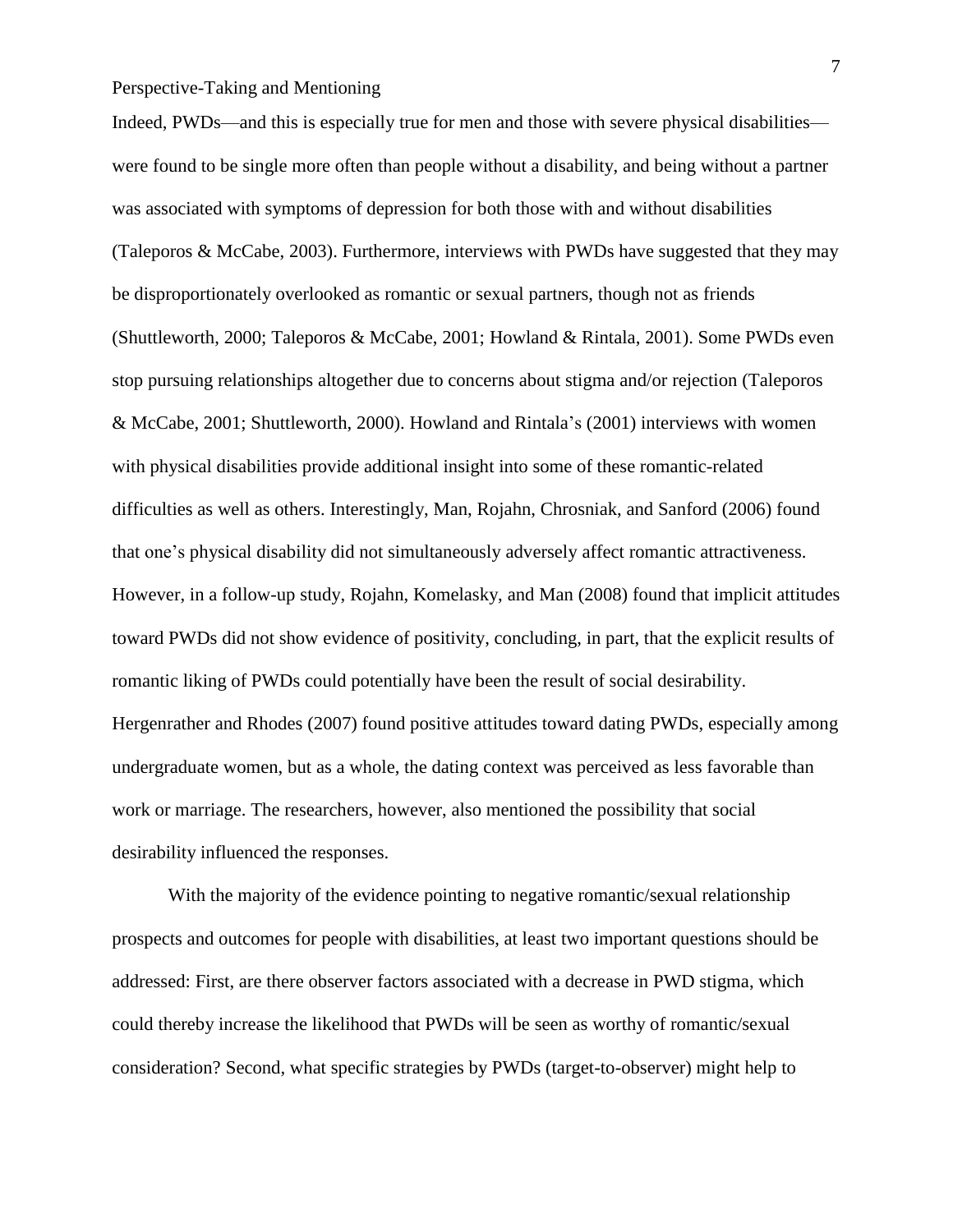Indeed, PWDs—and this is especially true for men and those with severe physical disabilities—were found to be single more often than people without a disability, and being without a partner was associated with symptoms of depression for both those with and without disabilities (Taleporos & McCabe, 2003). Furthermore, interviews with PWDs have suggested that they may be disproportionately overlooked as romantic or sexual partners, though not as friends (Shuttleworth, 2000; Taleporos & McCabe, 2001; Howland & Rintala, 2001). Some PWDs even stop pursuing relationships altogether due to concerns about stigma and/or rejection (Taleporos & McCabe, 2001; Shuttleworth, 2000). Howland and Rintala's (2001) interviews with women with physical disabilities provide additional insight into some of these romantic-related difficulties as well as others. Interestingly, Man, Rojahn, Chrosniak, and Sanford (2006) found that one's physical disability did not simultaneously adversely affect romantic attractiveness. However, in a follow-up study, Rojahn, Komelasky, and Man (2008) found that implicit attitudes toward PWDs did not show evidence of positivity, concluding, in part, that the explicit results of romantic liking of PWDs could potentially have been the result of social desirability. Hergenrather and Rhodes (2007) found positive attitudes toward dating PWDs, especially among undergraduate women, but as a whole, the dating context was perceived as less favorable than work or marriage. The researchers, however, also mentioned the possibility that social desirability influenced the responses.

With the majority of the evidence pointing to negative romantic/sexual relationship prospects and outcomes for people with disabilities, at least two important questions should be addressed: First, are there observer factors associated with a decrease in PWD stigma, which could thereby increase the likelihood that PWDs will be seen as worthy of romantic/sexual consideration? Second, what specific strategies by PWDs (target-to-observer) might help to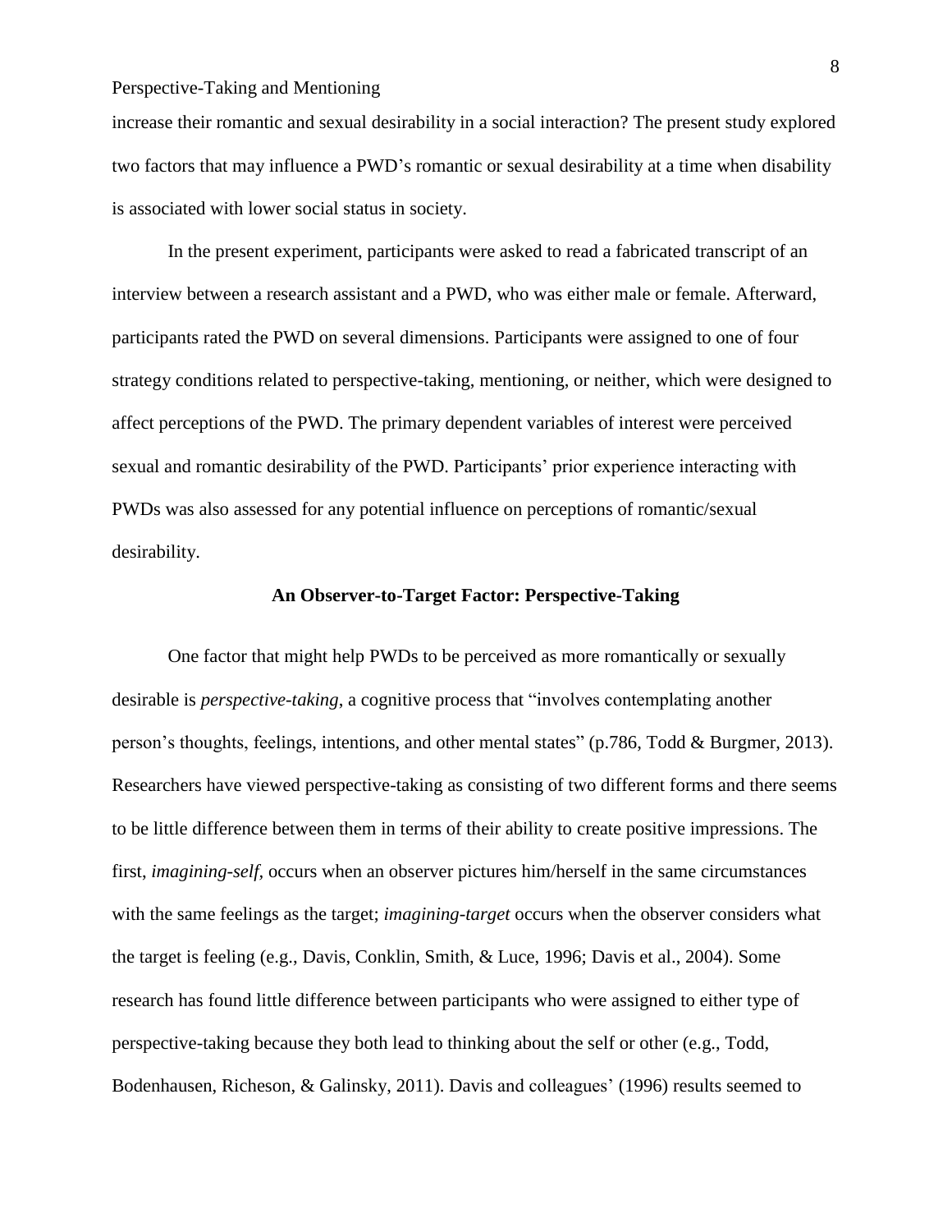increase their romantic and sexual desirability in a social interaction? The present study explored two factors that may influence a PWD's romantic or sexual desirability at a time when disability is associated with lower social status in society.

In the present experiment, participants were asked to read a fabricated transcript of an interview between a research assistant and a PWD, who was either male or female. Afterward, participants rated the PWD on several dimensions. Participants were assigned to one of four strategy conditions related to perspective-taking, mentioning, or neither, which were designed to affect perceptions of the PWD. The primary dependent variables of interest were perceived sexual and romantic desirability of the PWD. Participants' prior experience interacting with PWDs was also assessed for any potential influence on perceptions of romantic/sexual desirability.

## An Observer-to-Target Factor: Perspective-Taking

One factor that might help PWDs to be perceived as more romantically or sexually desirable is *perspective-taking*, a cognitive process that "involves contemplating another person's thoughts, feelings, intentions, and other mental states" (p.786, Todd & Burgmer, 2013). Researchers have viewed perspective-taking as consisting of two different forms and there seems to be little difference between them in terms of their ability to create positive impressions. The first, *imagining-self,* occurs when an observer pictures him/herself in the same circumstances with the same feelings as the target; *imagining-target* occurs when the observer considers what the target is feeling (e.g., Davis, Conklin, Smith, & Luce, 1996; Davis et al., 2004). Some research has found little difference between participants who were assigned to either type of perspective-taking because they both lead to thinking about the self or other (e.g., Todd, Bodenhausen, Richeson, & Galinsky, 2011). Davis and colleagues' (1996) results seemed to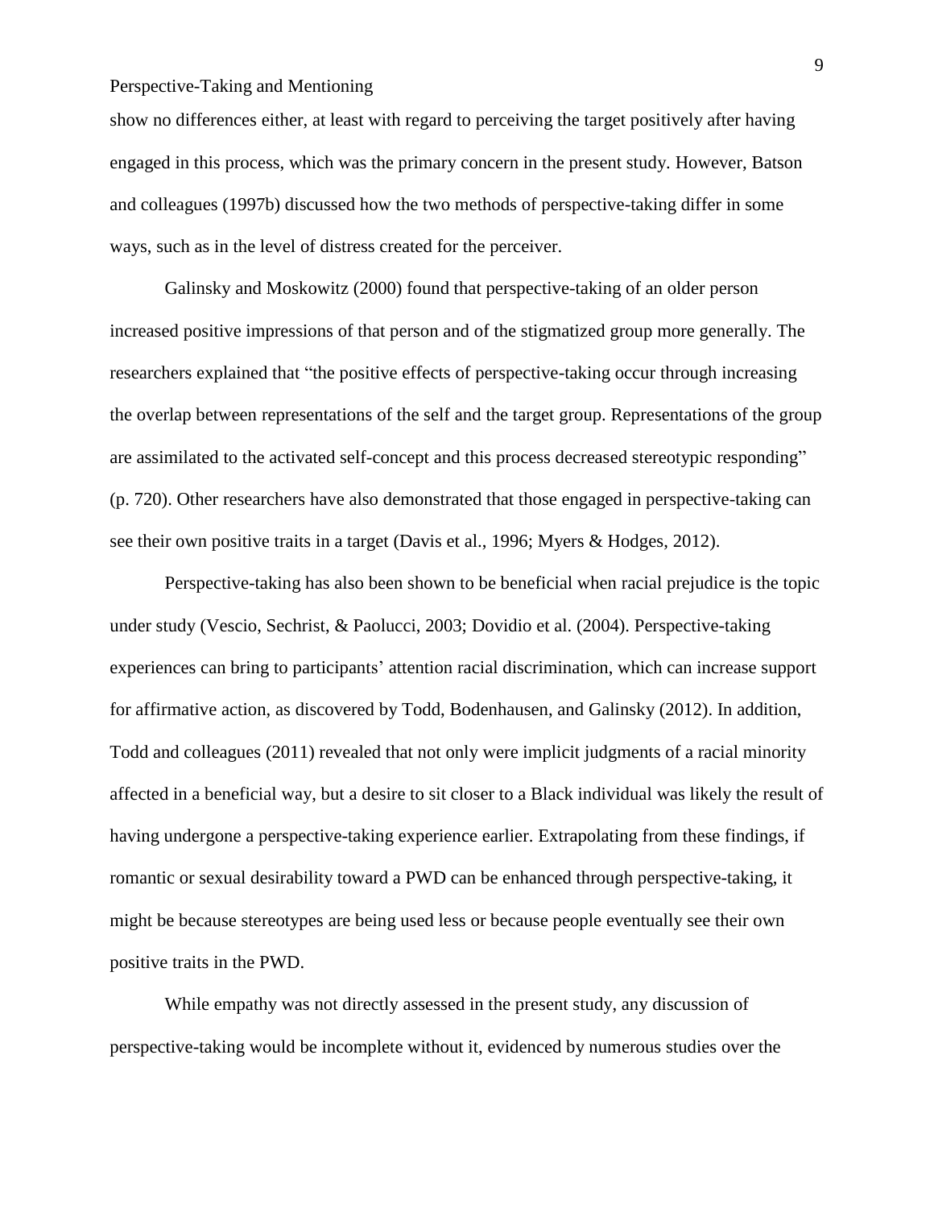show no differences either, at least with regard to perceiving the target positively after having engaged in this process, which was the primary concern in the present study. However, Batson and colleagues (1997b) discussed how the two methods of perspective-taking differ in some ways, such as in the level of distress created for the perceiver.

Galinsky and Moskowitz (2000) found that perspective-taking of an older person increased positive impressions of that person and of the stigmatized group more generally. The researchers explained that "the positive effects of perspective-taking occur through increasing the overlap between representations of the self and the target group. Representations of the group are assimilated to the activated self-concept and this process decreased stereotypic responding" (p. 720). Other researchers have also demonstrated that those engaged in perspective-taking can see their own positive traits in a target (Davis et al., 1996; Myers & Hodges, 2012).

Perspective-taking has also been shown to be beneficial when racial prejudice is the topic under study (Vescio, Sechrist, & Paolucci, 2003; Dovidio et al. (2004). Perspective-taking experiences can bring to participants' attention racial discrimination, which can increase support for affirmative action, as discovered by Todd, Bodenhausen, and Galinsky (2012). In addition, Todd and colleagues (2011) revealed that not only were implicit judgments of a racial minority affected in a beneficial way, but a desire to sit closer to a Black individual was likely the result of having undergone a perspective-taking experience earlier. Extrapolating from these findings, if romantic or sexual desirability toward a PWD can be enhanced through perspective-taking, it might be because stereotypes are being used less or because people eventually see their own positive traits in the PWD.

While empathy was not directly assessed in the present study, any discussion of perspective-taking would be incomplete without it, evidenced by numerous studies over the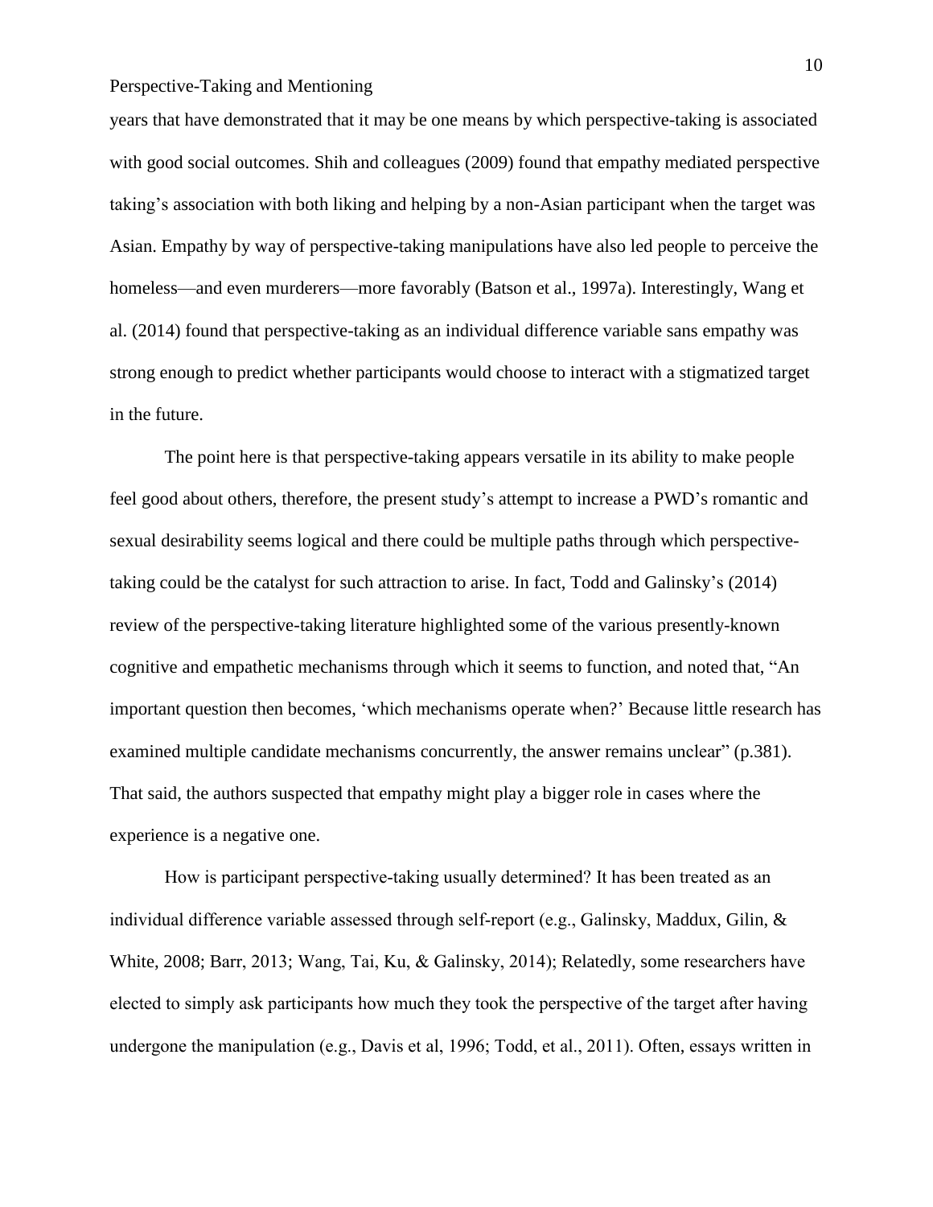years that have demonstrated that it may be one means by which perspective-taking is associated with good social outcomes. Shih and colleagues (2009) found that empathy mediated perspective taking's association with both liking and helping by a non-Asian participant when the target was Asian. Empathy by way of perspective-taking manipulations have also led people to perceive the homeless—and even murderers—more favorably (Batson et al., 1997a). Interestingly, Wang et al. (2014) found that perspective-taking as an individual difference variable sans empathy was strong enough to predict whether participants would choose to interact with a stigmatized target in the future.

The point here is that perspective-taking appears versatile in its ability to make people feel good about others, therefore, the present study's attempt to increase a PWD's romantic and sexual desirability seems logical and there could be multiple paths through which perspective-taking could be the catalyst for such attraction to arise. In fact, Todd and Galinsky's (2014) review of the perspective-taking literature highlighted some of the various presently-known cognitive and empathetic mechanisms through which it seems to function, and noted that, "An important question then becomes, 'which mechanisms operate when?' Because little research has examined multiple candidate mechanisms concurrently, the answer remains unclear" (p.381). That said, the authors suspected that empathy might play a bigger role in cases where the experience is a negative one.

How is participant perspective-taking usually determined? It has been treated as an individual difference variable assessed through self-report (e.g., Galinsky, Maddux, Gilin, & White, 2008; Barr, 2013; Wang, Tai, Ku, & Galinsky, 2014); Relatedly, some researchers have elected to simply ask participants how much they took the perspective of the target after having undergone the manipulation (e.g., Davis et al, 1996; Todd, et al., 2011). Often, essays written in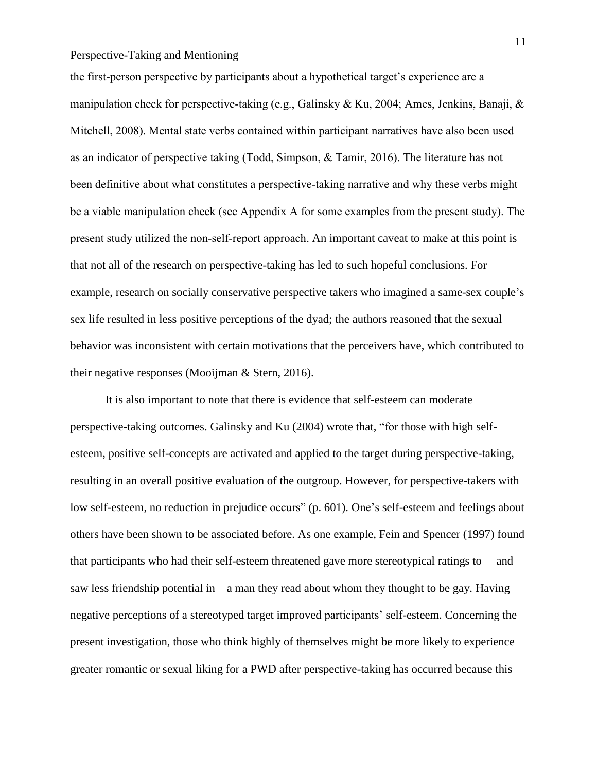the first-person perspective by participants about a hypothetical target's experience are a manipulation check for perspective-taking (e.g., Galinsky & Ku, 2004; Ames, Jenkins, Banaji, & Mitchell, 2008). Mental state verbs contained within participant narratives have also been used as an indicator of perspective taking (Todd, Simpson, & Tamir, 2016). The literature has not been definitive about what constitutes a perspective-taking narrative and why these verbs might be a viable manipulation check (see Appendix A for some examples from the present study). The present study utilized the non-self-report approach. An important caveat to make at this point is that not all of the research on perspective-taking has led to such hopeful conclusions. For example, research on socially conservative perspective takers who imagined a same-sex couple's sex life resulted in less positive perceptions of the dyad; the authors reasoned that the sexual behavior was inconsistent with certain motivations that the perceivers have, which contributed to their negative responses (Mooijman & Stern, 2016).

It is also important to note that there is evidence that self-esteem can moderate perspective-taking outcomes. Galinsky and Ku (2004) wrote that, "for those with high self-esteem, positive self-concepts are activated and applied to the target during perspective-taking, resulting in an overall positive evaluation of the outgroup. However, for perspective-takers with low self-esteem, no reduction in prejudice occurs" (p. 601). One's self-esteem and feelings about others have been shown to be associated before. As one example, Fein and Spencer (1997) found that participants who had their self-esteem threatened gave more stereotypical ratings to— and saw less friendship potential in—a man they read about whom they thought to be gay. Having negative perceptions of a stereotyped target improved participants' self-esteem. Concerning the present investigation, those who think highly of themselves might be more likely to experience greater romantic or sexual liking for a PWD after perspective-taking has occurred because this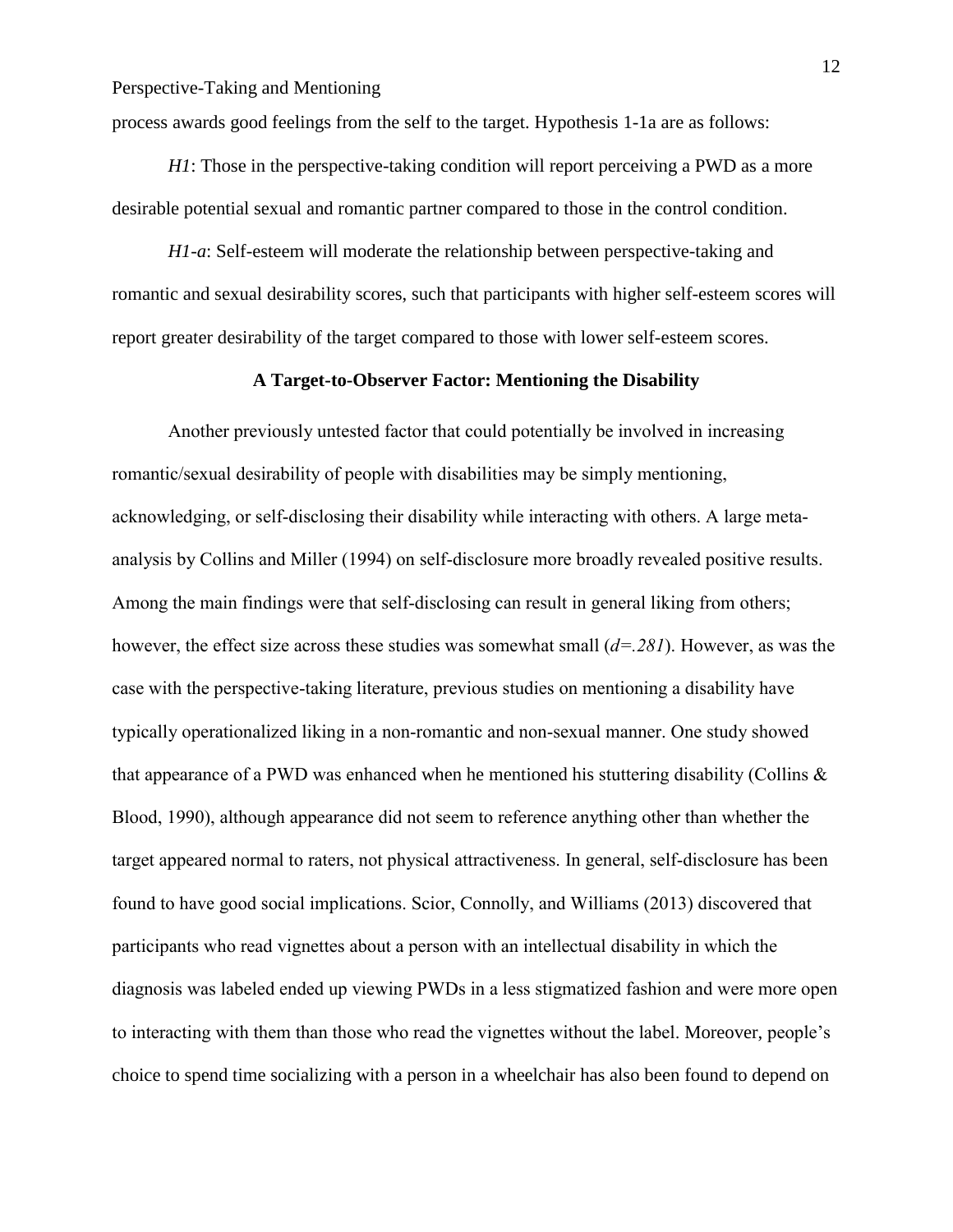process awards good feelings from the self to the target. Hypothesis 1-1a are as follows:

*H1*: Those in the perspective-taking condition will report perceiving a PWD as a more desirable potential sexual and romantic partner compared to those in the control condition.

*H1-a*: Self-esteem will moderate the relationship between perspective-taking and romantic and sexual desirability scores, such that participants with higher self-esteem scores will report greater desirability of the target compared to those with lower self-esteem scores.

## A Target-to-Observer Factor: Mentioning the Disability

Another previously untested factor that could potentially be involved in increasing romantic/sexual desirability of people with disabilities may be simply mentioning, acknowledging, or self-disclosing their disability while interacting with others. A large meta-analysis by Collins and Miller (1994) on self-disclosure more broadly revealed positive results. Among the main findings were that self-disclosing can result in general liking from others; however, the effect size across these studies was somewhat small (*d=.281*). However, as was the case with the perspective-taking literature, previous studies on mentioning a disability have typically operationalized liking in a non-romantic and non-sexual manner. One study showed that appearance of a PWD was enhanced when he mentioned his stuttering disability (Collins & Blood, 1990), although appearance did not seem to reference anything other than whether the target appeared normal to raters, not physical attractiveness. In general, self-disclosure has been found to have good social implications. Scior, Connolly, and Williams (2013) discovered that participants who read vignettes about a person with an intellectual disability in which the diagnosis was labeled ended up viewing PWDs in a less stigmatized fashion and were more open to interacting with them than those who read the vignettes without the label. Moreover, people's choice to spend time socializing with a person in a wheelchair has also been found to depend on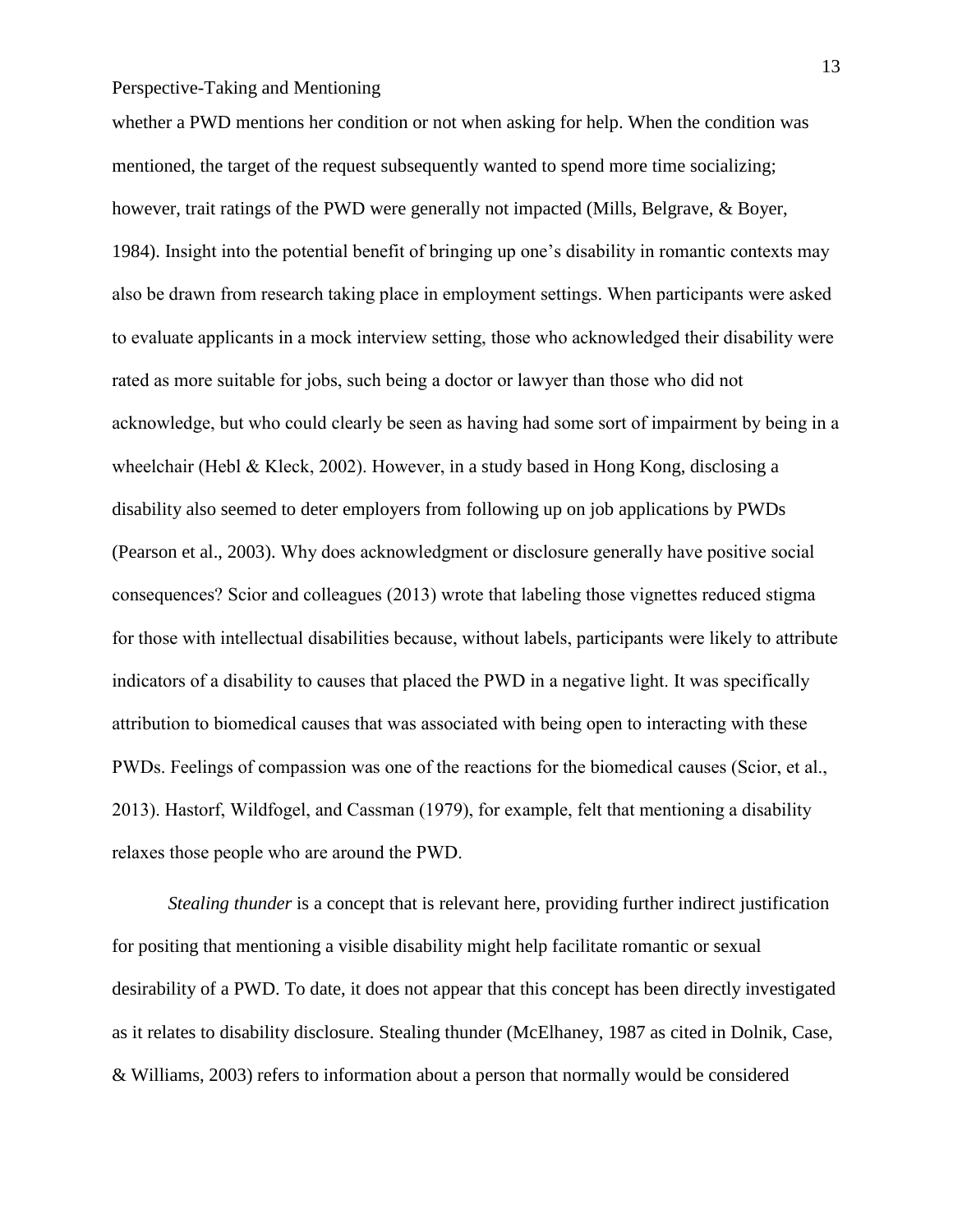whether a PWD mentions her condition or not when asking for help. When the condition was mentioned, the target of the request subsequently wanted to spend more time socializing; however, trait ratings of the PWD were generally not impacted (Mills, Belgrave, & Boyer, 1984). Insight into the potential benefit of bringing up one's disability in romantic contexts may also be drawn from research taking place in employment settings. When participants were asked to evaluate applicants in a mock interview setting, those who acknowledged their disability were rated as more suitable for jobs, such being a doctor or lawyer than those who did not acknowledge, but who could clearly be seen as having had some sort of impairment by being in a wheelchair (Hebl & Kleck, 2002). However, in a study based in Hong Kong, disclosing a disability also seemed to deter employers from following up on job applications by PWDs (Pearson et al., 2003). Why does acknowledgment or disclosure generally have positive social consequences? Scior and colleagues (2013) wrote that labeling those vignettes reduced stigma for those with intellectual disabilities because, without labels, participants were likely to attribute indicators of a disability to causes that placed the PWD in a negative light. It was specifically attribution to biomedical causes that was associated with being open to interacting with these PWDs. Feelings of compassion was one of the reactions for the biomedical causes (Scior, et al., 2013). Hastorf, Wildfogel, and Cassman (1979), for example, felt that mentioning a disability relaxes those people who are around the PWD.

*Stealing thunder* is a concept that is relevant here, providing further indirect justification for positing that mentioning a visible disability might help facilitate romantic or sexual desirability of a PWD. To date, it does not appear that this concept has been directly investigated as it relates to disability disclosure. Stealing thunder (McElhaney, 1987 as cited in Dolnik, Case, & Williams, 2003) refers to information about a person that normally would be considered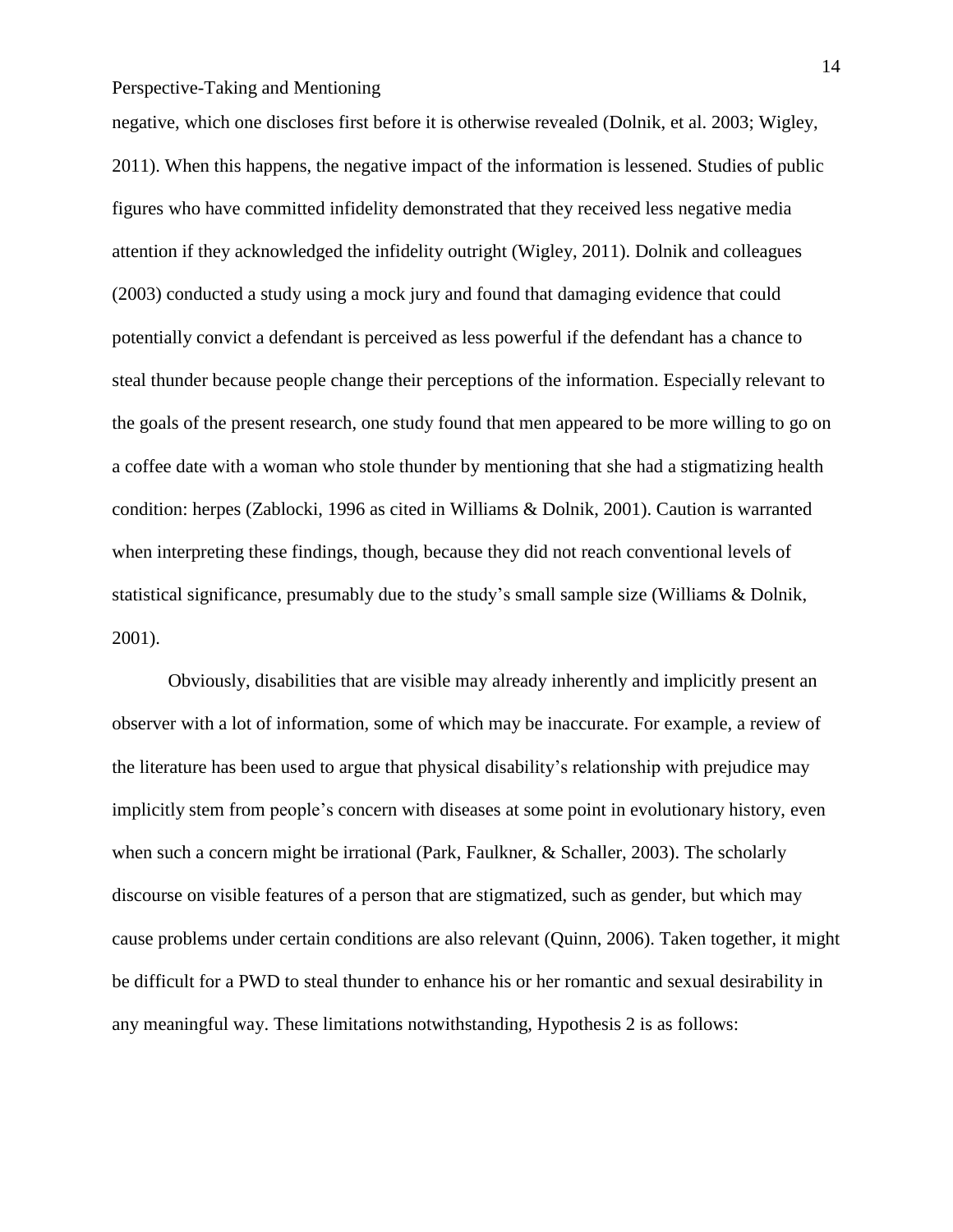negative, which one discloses first before it is otherwise revealed (Dolnik, et al. 2003; Wigley, 2011). When this happens, the negative impact of the information is lessened. Studies of public figures who have committed infidelity demonstrated that they received less negative media attention if they acknowledged the infidelity outright (Wigley, 2011). Dolnik and colleagues (2003) conducted a study using a mock jury and found that damaging evidence that could potentially convict a defendant is perceived as less powerful if the defendant has a chance to steal thunder because people change their perceptions of the information. Especially relevant to the goals of the present research, one study found that men appeared to be more willing to go on a coffee date with a woman who stole thunder by mentioning that she had a stigmatizing health condition: herpes (Zablocki, 1996 as cited in Williams & Dolnik, 2001). Caution is warranted when interpreting these findings, though, because they did not reach conventional levels of statistical significance, presumably due to the study's small sample size (Williams & Dolnik, 2001).

Obviously, disabilities that are visible may already inherently and implicitly present an observer with a lot of information, some of which may be inaccurate. For example, a review of the literature has been used to argue that physical disability's relationship with prejudice may implicitly stem from people's concern with diseases at some point in evolutionary history, even when such a concern might be irrational (Park, Faulkner, & Schaller, 2003). The scholarly discourse on visible features of a person that are stigmatized, such as gender, but which may cause problems under certain conditions are also relevant (Quinn, 2006). Taken together, it might be difficult for a PWD to steal thunder to enhance his or her romantic and sexual desirability in any meaningful way. These limitations notwithstanding, Hypothesis 2 is as follows: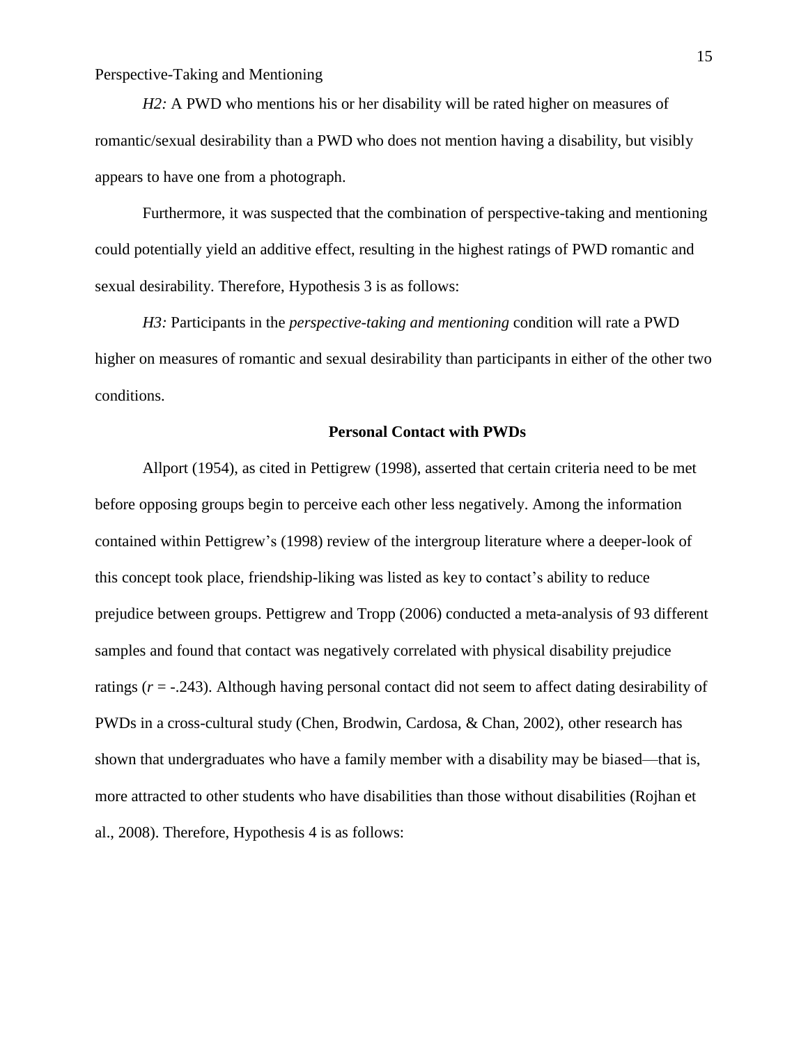*H2:* A PWD who mentions his or her disability will be rated higher on measures of romantic/sexual desirability than a PWD who does not mention having a disability, but visibly appears to have one from a photograph.

Furthermore, it was suspected that the combination of perspective-taking and mentioning could potentially yield an additive effect, resulting in the highest ratings of PWD romantic and sexual desirability. Therefore, Hypothesis 3 is as follows:

*H3:* Participants in the *perspective-taking and mentioning* condition will rate a PWD higher on measures of romantic and sexual desirability than participants in either of the other two conditions.

**Personal Contact with PWDs**

Allport (1954), as cited in Pettigrew (1998), asserted that certain criteria need to be met before opposing groups begin to perceive each other less negatively. Among the information contained within Pettigrew's (1998) review of the intergroup literature where a deeper-look of this concept took place, friendship-liking was listed as key to contact's ability to reduce prejudice between groups. Pettigrew and Tropp (2006) conducted a meta-analysis of 93 different samples and found that contact was negatively correlated with physical disability prejudice ratings ($r$ = -.243). Although having personal contact did not seem to affect dating desirability of PWDs in a cross-cultural study (Chen, Brodwin, Cardosa, & Chan, 2002), other research has shown that undergraduates who have a family member with a disability may be biased—that is, more attracted to other students who have disabilities than those without disabilities (Rojhan et al., 2008). Therefore, Hypothesis 4 is as follows: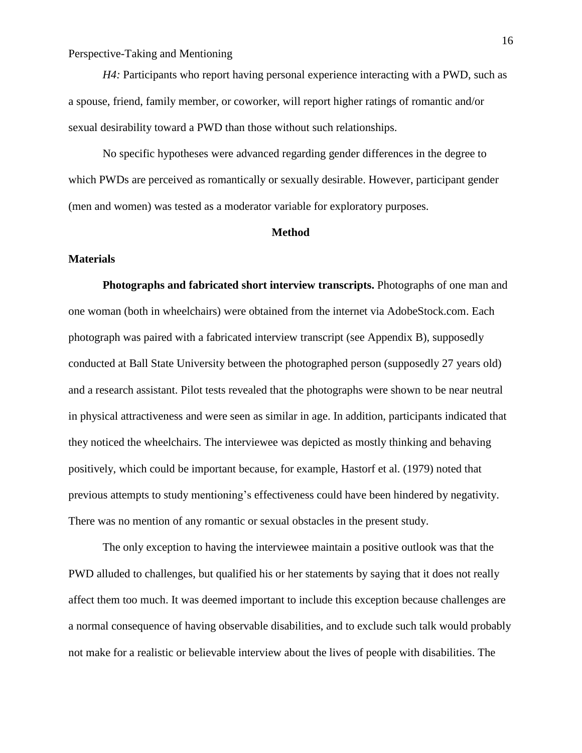*H4:* Participants who report having personal experience interacting with a PWD, such as a spouse, friend, family member, or coworker, will report higher ratings of romantic and/or sexual desirability toward a PWD than those without such relationships.

No specific hypotheses were advanced regarding gender differences in the degree to which PWDs are perceived as romantically or sexually desirable. However, participant gender (men and women) was tested as a moderator variable for exploratory purposes.

## Method

### Materials

**Photographs and fabricated short interview transcripts.** Photographs of one man and one woman (both in wheelchairs) were obtained from the internet via AdobeStock.com. Each photograph was paired with a fabricated interview transcript (see Appendix B), supposedly conducted at Ball State University between the photographed person (supposedly 27 years old) and a research assistant. Pilot tests revealed that the photographs were shown to be near neutral in physical attractiveness and were seen as similar in age. In addition, participants indicated that they noticed the wheelchairs. The interviewee was depicted as mostly thinking and behaving positively, which could be important because, for example, Hastorf et al. (1979) noted that previous attempts to study mentioning's effectiveness could have been hindered by negativity. There was no mention of any romantic or sexual obstacles in the present study.

The only exception to having the interviewee maintain a positive outlook was that the PWD alluded to challenges, but qualified his or her statements by saying that it does not really affect them too much. It was deemed important to include this exception because challenges are a normal consequence of having observable disabilities, and to exclude such talk would probably not make for a realistic or believable interview about the lives of people with disabilities. The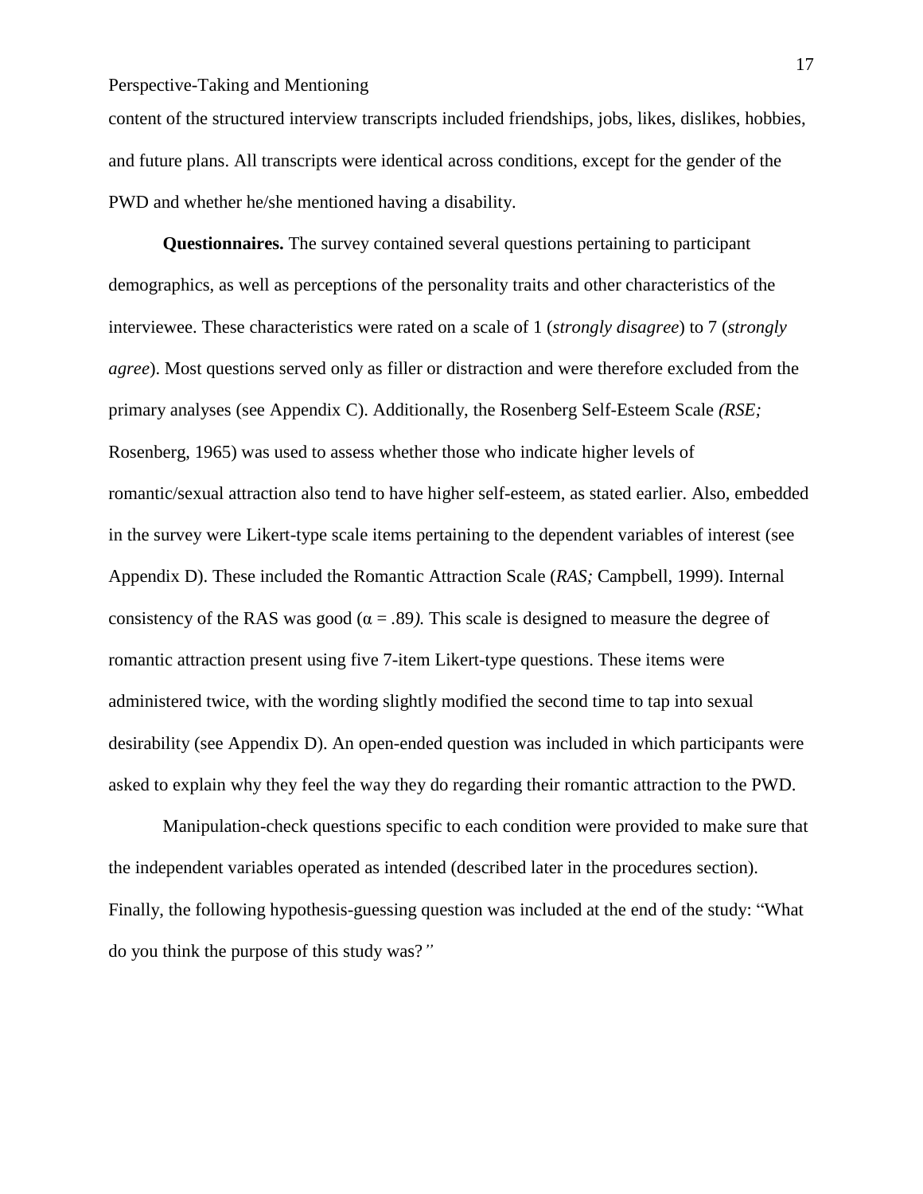content of the structured interview transcripts included friendships, jobs, likes, dislikes, hobbies, and future plans. All transcripts were identical across conditions, except for the gender of the PWD and whether he/she mentioned having a disability.

**Questionnaires.** The survey contained several questions pertaining to participant demographics, as well as perceptions of the personality traits and other characteristics of the interviewee. These characteristics were rated on a scale of 1 (*strongly disagree*) to 7 (*strongly agree*). Most questions served only as filler or distraction and were therefore excluded from the primary analyses (see Appendix C). Additionally, the Rosenberg Self-Esteem Scale *(RSE;* Rosenberg, 1965) was used to assess whether those who indicate higher levels of romantic/sexual attraction also tend to have higher self-esteem, as stated earlier. Also, embedded in the survey were Likert-type scale items pertaining to the dependent variables of interest (see Appendix D). These included the Romantic Attraction Scale (*RAS;* Campbell, 1999). Internal consistency of the RAS was good ($\alpha = .89$*).* This scale is designed to measure the degree of romantic attraction present using five 7-item Likert-type questions. These items were administered twice, with the wording slightly modified the second time to tap into sexual desirability (see Appendix D). An open-ended question was included in which participants were asked to explain why they feel the way they do regarding their romantic attraction to the PWD.

Manipulation-check questions specific to each condition were provided to make sure that the independent variables operated as intended (described later in the procedures section). Finally, the following hypothesis-guessing question was included at the end of the study: "What do you think the purpose of this study was?*"*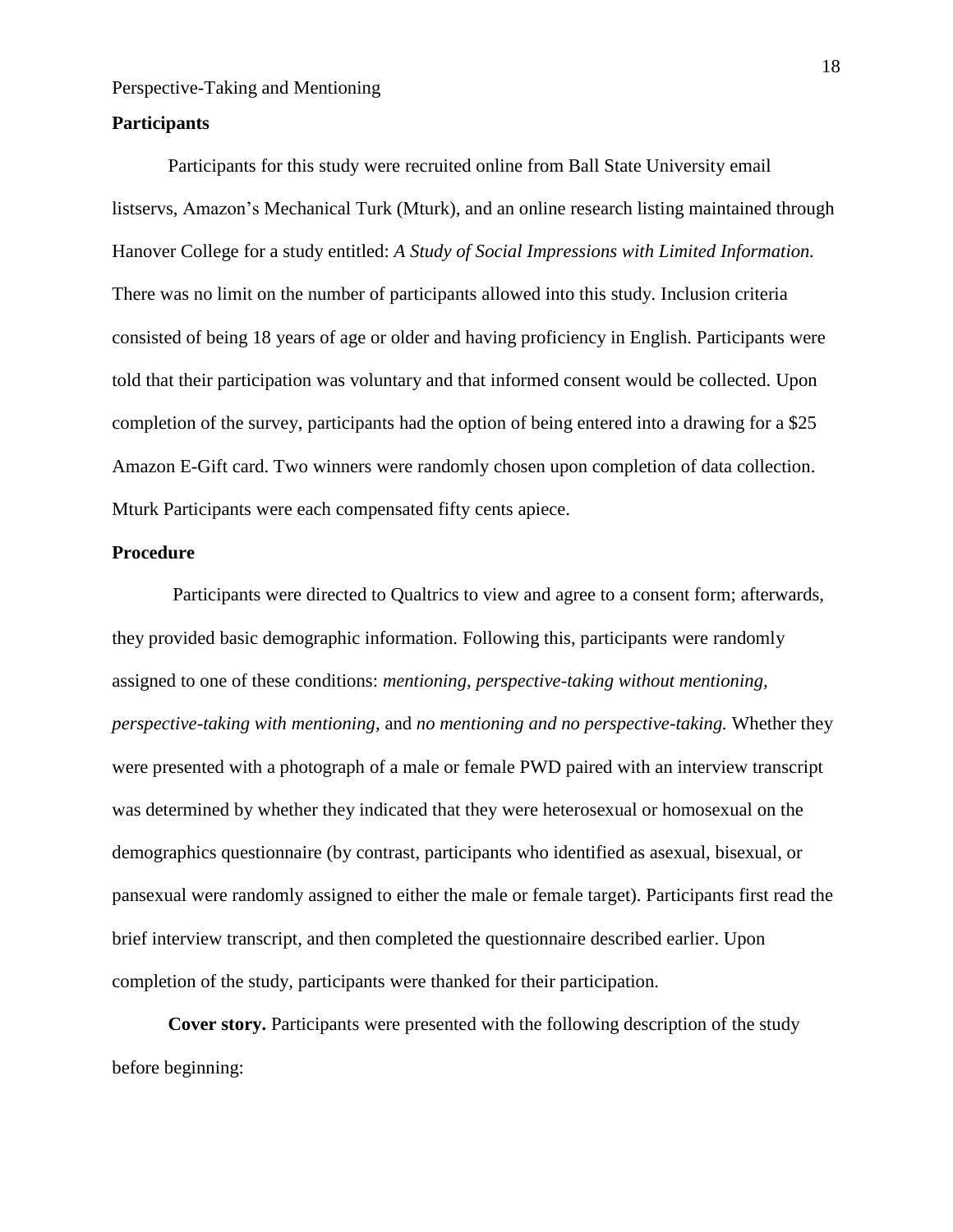**Participants**

Participants for this study were recruited online from Ball State University email listservs, Amazon's Mechanical Turk (Mturk), and an online research listing maintained through Hanover College for a study entitled: *A Study of Social Impressions with Limited Information.* There was no limit on the number of participants allowed into this study. Inclusion criteria consisted of being 18 years of age or older and having proficiency in English. Participants were told that their participation was voluntary and that informed consent would be collected. Upon completion of the survey, participants had the option of being entered into a drawing for a $25 Amazon E-Gift card. Two winners were randomly chosen upon completion of data collection. Mturk Participants were each compensated fifty cents apiece.

**Procedure**

Participants were directed to Qualtrics to view and agree to a consent form; afterwards, they provided basic demographic information. Following this, participants were randomly assigned to one of these conditions: *mentioning, perspective-taking without mentioning, perspective-taking with mentioning,* and *no mentioning and no perspective-taking.* Whether they were presented with a photograph of a male or female PWD paired with an interview transcript was determined by whether they indicated that they were heterosexual or homosexual on the demographics questionnaire (by contrast, participants who identified as asexual, bisexual, or pansexual were randomly assigned to either the male or female target). Participants first read the brief interview transcript, and then completed the questionnaire described earlier. Upon completion of the study, participants were thanked for their participation.

**Cover story.** Participants were presented with the following description of the study before beginning: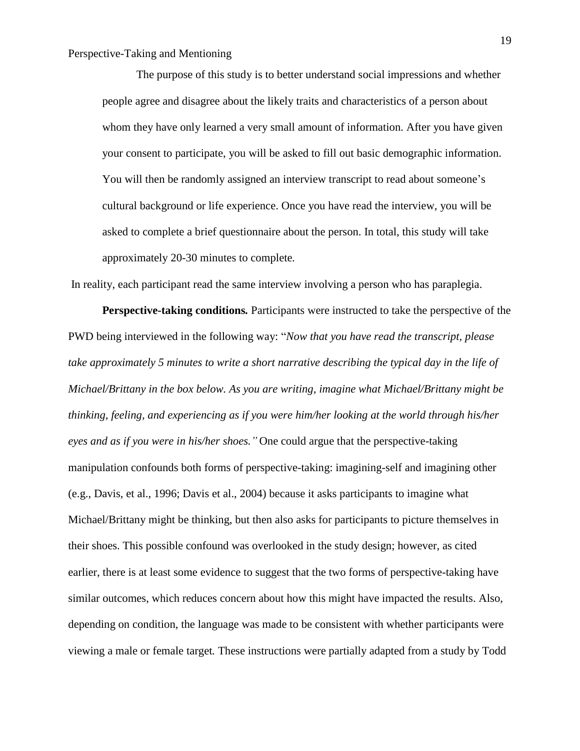> The purpose of this study is to better understand social impressions and whether people agree and disagree about the likely traits and characteristics of a person about whom they have only learned a very small amount of information. After you have given your consent to participate, you will be asked to fill out basic demographic information. You will then be randomly assigned an interview transcript to read about someone's cultural background or life experience. Once you have read the interview, you will be asked to complete a brief questionnaire about the person. In total, this study will take approximately 20-30 minutes to complete.

In reality, each participant read the same interview involving a person who has paraplegia.

**Perspective-taking conditions.** Participants were instructed to take the perspective of the PWD being interviewed in the following way: "*Now that you have read the transcript, please take approximately 5 minutes to write a short narrative describing the typical day in the life of Michael/Brittany in the box below. As you are writing, imagine what Michael/Brittany might be thinking, feeling, and experiencing as if you were him/her looking at the world through his/her eyes and as if you were in his/her shoes."* One could argue that the perspective-taking manipulation confounds both forms of perspective-taking: imagining-self and imagining other (e.g., Davis, et al., 1996; Davis et al., 2004) because it asks participants to imagine what Michael/Brittany might be thinking, but then also asks for participants to picture themselves in their shoes. This possible confound was overlooked in the study design; however, as cited earlier, there is at least some evidence to suggest that the two forms of perspective-taking have similar outcomes, which reduces concern about how this might have impacted the results. Also, depending on condition, the language was made to be consistent with whether participants were viewing a male or female target. These instructions were partially adapted from a study by Todd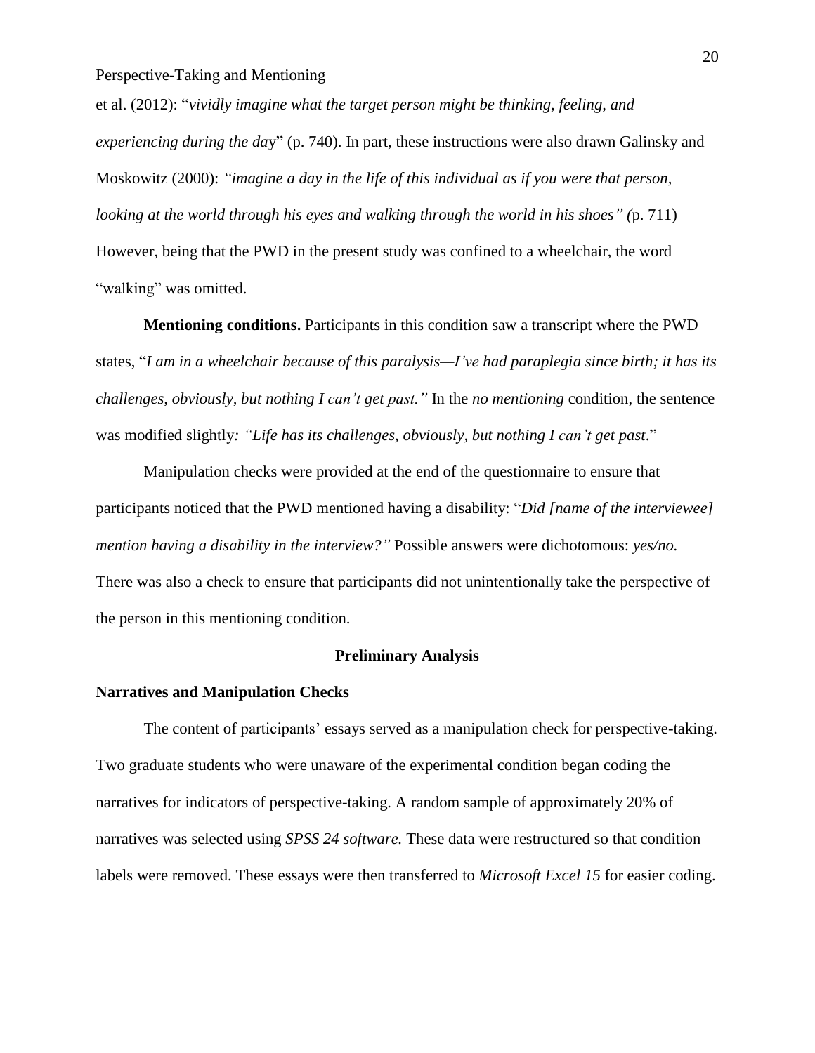et al. (2012): "*vividly imagine what the target person might be thinking, feeling, and experiencing during the da*y" (p. 740). In part, these instructions were also drawn Galinsky and Moskowitz (2000): *"imagine a day in the life of this individual as if you were that person, looking at the world through his eyes and walking through the world in his shoes" (*p. 711) However, being that the PWD in the present study was confined to a wheelchair, the word "walking" was omitted.

**Mentioning conditions.** Participants in this condition saw a transcript where the PWD states, "*I am in a wheelchair because of this paralysis—I've had paraplegia since birth; it has its challenges, obviously, but nothing I can't get past."* In the *no mentioning* condition, the sentence was modified slightly*: "Life has its challenges, obviously, but nothing I can't get past*."

Manipulation checks were provided at the end of the questionnaire to ensure that participants noticed that the PWD mentioned having a disability: "*Did [name of the interviewee] mention having a disability in the interview?"* Possible answers were dichotomous: *yes/no.* There was also a check to ensure that participants did not unintentionally take the perspective of the person in this mentioning condition.

## Preliminary Analysis

### Narratives and Manipulation Checks

The content of participants' essays served as a manipulation check for perspective-taking. Two graduate students who were unaware of the experimental condition began coding the narratives for indicators of perspective-taking. A random sample of approximately 20% of narratives was selected using *SPSS 24 software.* These data were restructured so that condition labels were removed. These essays were then transferred to *Microsoft Excel 15* for easier coding.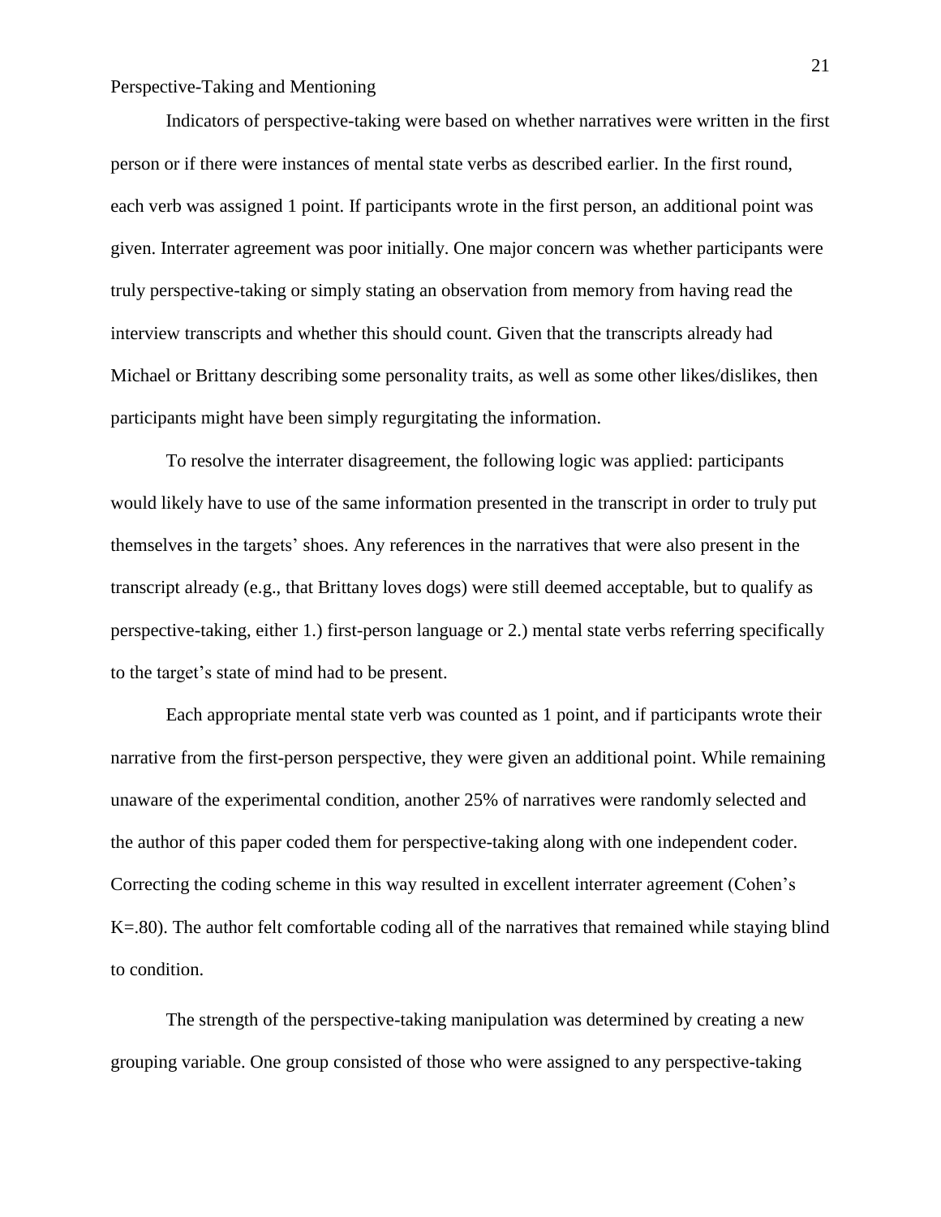Perspective-Taking and Mentioning

Indicators of perspective-taking were based on whether narratives were written in the first person or if there were instances of mental state verbs as described earlier. In the first round, each verb was assigned 1 point. If participants wrote in the first person, an additional point was given. Interrater agreement was poor initially. One major concern was whether participants were truly perspective-taking or simply stating an observation from memory from having read the interview transcripts and whether this should count. Given that the transcripts already had Michael or Brittany describing some personality traits, as well as some other likes/dislikes, then participants might have been simply regurgitating the information.

To resolve the interrater disagreement, the following logic was applied: participants would likely have to use of the same information presented in the transcript in order to truly put themselves in the targets' shoes. Any references in the narratives that were also present in the transcript already (e.g., that Brittany loves dogs) were still deemed acceptable, but to qualify as perspective-taking, either 1.) first-person language or 2.) mental state verbs referring specifically to the target's state of mind had to be present.

Each appropriate mental state verb was counted as 1 point, and if participants wrote their narrative from the first-person perspective, they were given an additional point. While remaining unaware of the experimental condition, another 25% of narratives were randomly selected and the author of this paper coded them for perspective-taking along with one independent coder. Correcting the coding scheme in this way resulted in excellent interrater agreement (Cohen's $K=.80$). The author felt comfortable coding all of the narratives that remained while staying blind to condition.

The strength of the perspective-taking manipulation was determined by creating a new grouping variable. One group consisted of those who were assigned to any perspective-taking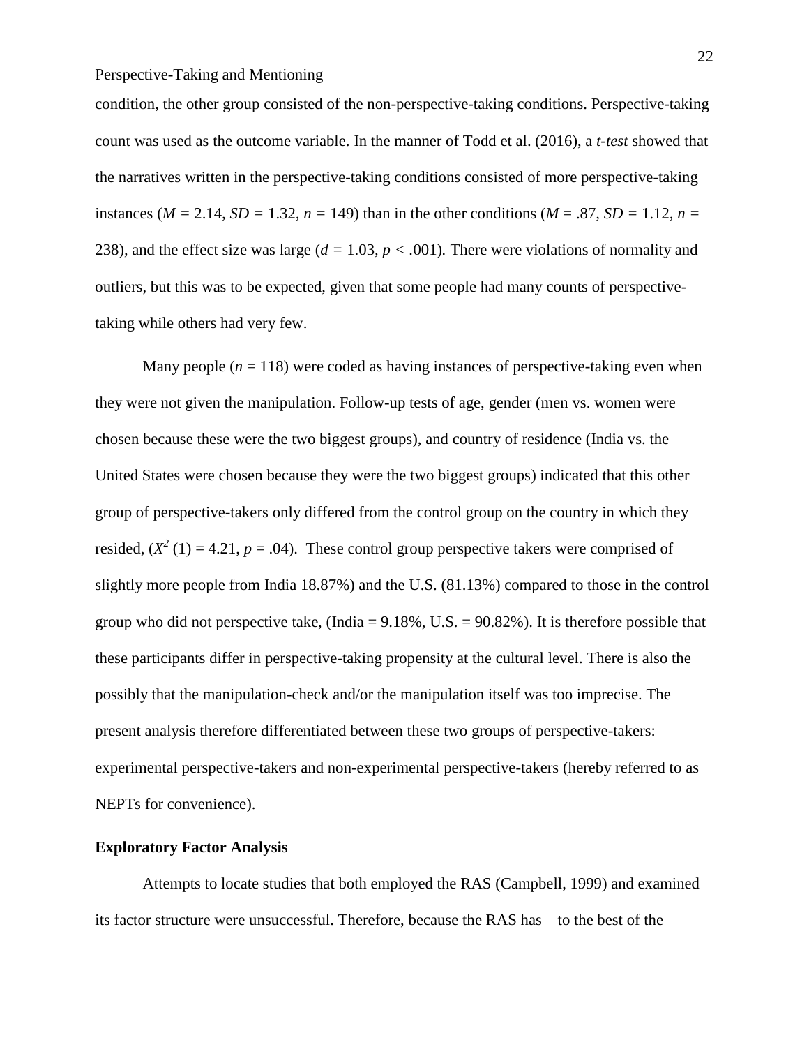condition, the other group consisted of the non-perspective-taking conditions. Perspective-taking count was used as the outcome variable. In the manner of Todd et al. (2016), a *t-test* showed that the narratives written in the perspective-taking conditions consisted of more perspective-taking instances ($M$ = 2.14, $SD$ = 1.32, $n$ = 149) than in the other conditions ($M$ = .87, $SD$ = 1.12, $n$ = 238), and the effect size was large ($d$ = 1.03, $p$ < .001). There were violations of normality and outliers, but this was to be expected, given that some people had many counts of perspective-taking while others had very few.

Many people ($n$ = 118) were coded as having instances of perspective-taking even when they were not given the manipulation. Follow-up tests of age, gender (men vs. women were chosen because these were the two biggest groups), and country of residence (India vs. the United States were chosen because they were the two biggest groups) indicated that this other group of perspective-takers only differed from the control group on the country in which they resided, ($X^2$ (1) = 4.21, $p$ = .04). These control group perspective takers were comprised of slightly more people from India 18.87%) and the U.S. (81.13%) compared to those in the control group who did not perspective take, (India = 9.18%, U.S. = 90.82%). It is therefore possible that these participants differ in perspective-taking propensity at the cultural level. There is also the possibly that the manipulation-check and/or the manipulation itself was too imprecise. The present analysis therefore differentiated between these two groups of perspective-takers: experimental perspective-takers and non-experimental perspective-takers (hereby referred to as NEPTs for convenience).

**Exploratory Factor Analysis**

Attempts to locate studies that both employed the RAS (Campbell, 1999) and examined its factor structure were unsuccessful. Therefore, because the RAS has—to the best of the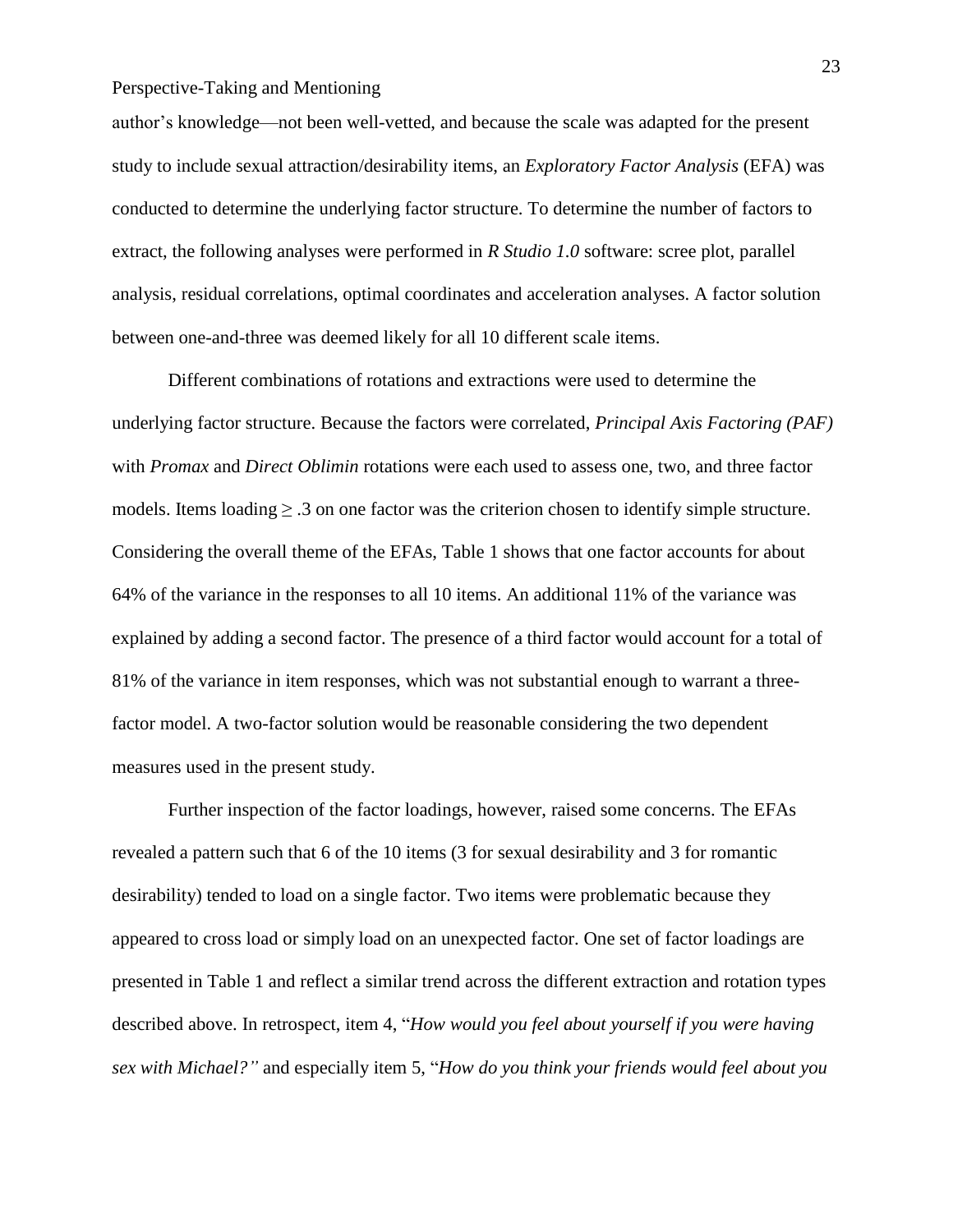author's knowledge—not been well-vetted, and because the scale was adapted for the present study to include sexual attraction/desirability items, an *Exploratory Factor Analysis* (EFA) was conducted to determine the underlying factor structure. To determine the number of factors to extract, the following analyses were performed in *R Studio 1.0* software: scree plot, parallel analysis, residual correlations, optimal coordinates and acceleration analyses. A factor solution between one-and-three was deemed likely for all 10 different scale items.

Different combinations of rotations and extractions were used to determine the underlying factor structure. Because the factors were correlated, *Principal Axis Factoring (PAF)* with *Promax* and *Direct Oblimin* rotations were each used to assess one, two, and three factor models. Items loading $\geq .3$ on one factor was the criterion chosen to identify simple structure. Considering the overall theme of the EFAs, Table 1 shows that one factor accounts for about 64% of the variance in the responses to all 10 items. An additional 11% of the variance was explained by adding a second factor. The presence of a third factor would account for a total of 81% of the variance in item responses, which was not substantial enough to warrant a three-factor model. A two-factor solution would be reasonable considering the two dependent measures used in the present study.

Further inspection of the factor loadings, however, raised some concerns. The EFAs revealed a pattern such that 6 of the 10 items (3 for sexual desirability and 3 for romantic desirability) tended to load on a single factor. Two items were problematic because they appeared to cross load or simply load on an unexpected factor. One set of factor loadings are presented in Table 1 and reflect a similar trend across the different extraction and rotation types described above. In retrospect, item 4, "*How would you feel about yourself if you were having sex with Michael?"* and especially item 5, "*How do you think your friends would feel about you*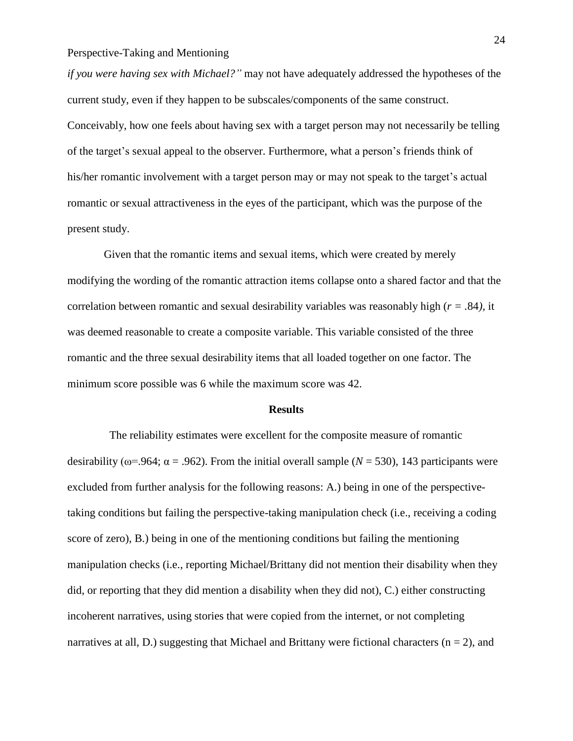*if you were having sex with Michael?"* may not have adequately addressed the hypotheses of the current study, even if they happen to be subscales/components of the same construct. Conceivably, how one feels about having sex with a target person may not necessarily be telling of the target's sexual appeal to the observer. Furthermore, what a person's friends think of his/her romantic involvement with a target person may or may not speak to the target's actual romantic or sexual attractiveness in the eyes of the participant, which was the purpose of the present study.

Given that the romantic items and sexual items, which were created by merely modifying the wording of the romantic attraction items collapse onto a shared factor and that the correlation between romantic and sexual desirability variables was reasonably high ($r$ = .84), it was deemed reasonable to create a composite variable. This variable consisted of the three romantic and the three sexual desirability items that all loaded together on one factor. The minimum score possible was 6 while the maximum score was 42.

**Results**

The reliability estimates were excellent for the composite measure of romantic desirability ($\omega$=.964; $\alpha$ = .962). From the initial overall sample ($N$ = 530), 143 participants were excluded from further analysis for the following reasons: A.) being in one of the perspective-taking conditions but failing the perspective-taking manipulation check (i.e., receiving a coding score of zero), B.) being in one of the mentioning conditions but failing the mentioning manipulation checks (i.e., reporting Michael/Brittany did not mention their disability when they did, or reporting that they did mention a disability when they did not), C.) either constructing incoherent narratives, using stories that were copied from the internet, or not completing narratives at all, D.) suggesting that Michael and Brittany were fictional characters (n = 2), and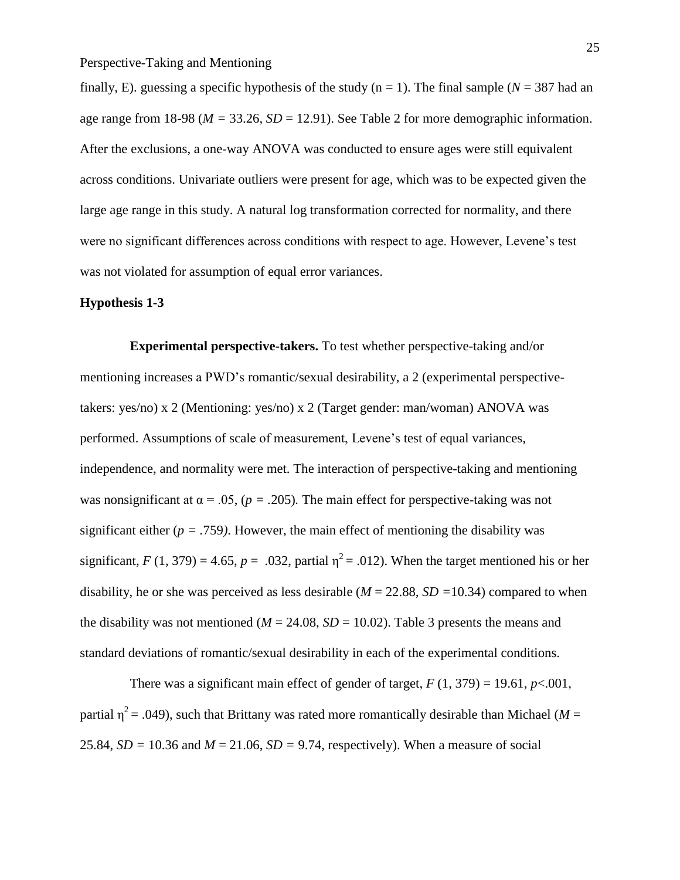finally, E). guessing a specific hypothesis of the study ($n = 1$). The final sample ($N = 387$ had an age range from 18-98 ($M = 33.26$, $SD = 12.91$). See Table 2 for more demographic information. After the exclusions, a one-way ANOVA was conducted to ensure ages were still equivalent across conditions. Univariate outliers were present for age, which was to be expected given the large age range in this study. A natural log transformation corrected for normality, and there were no significant differences across conditions with respect to age. However, Levene's test was not violated for assumption of equal error variances.

**Hypothesis 1-3**

**Experimental perspective-takers.** To test whether perspective-taking and/or mentioning increases a PWD's romantic/sexual desirability, a 2 (experimental perspective-takers: yes/no) x 2 (Mentioning: yes/no) x 2 (Target gender: man/woman) ANOVA was performed. Assumptions of scale of measurement, Levene's test of equal variances, independence, and normality were met. The interaction of perspective-taking and mentioning was nonsignificant at $\alpha = .05$, ($p = .205$). The main effect for perspective-taking was not significant either ($p = .759$). However, the main effect of mentioning the disability was significant, $F(1, 379) = 4.65$, $p = .032$, partial $\eta^2 = .012$). When the target mentioned his or her disability, he or she was perceived as less desirable ($M = 22.88$, $SD = 10.34$) compared to when the disability was not mentioned ($M = 24.08$, $SD = 10.02$). Table 3 presents the means and standard deviations of romantic/sexual desirability in each of the experimental conditions.

There was a significant main effect of gender of target, $F(1, 379) = 19.61$, $p < .001$, partial $\eta^2 = .049$), such that Brittany was rated more romantically desirable than Michael ($M = 25.84$, $SD = 10.36$ and $M = 21.06$, $SD = 9.74$, respectively). When a measure of social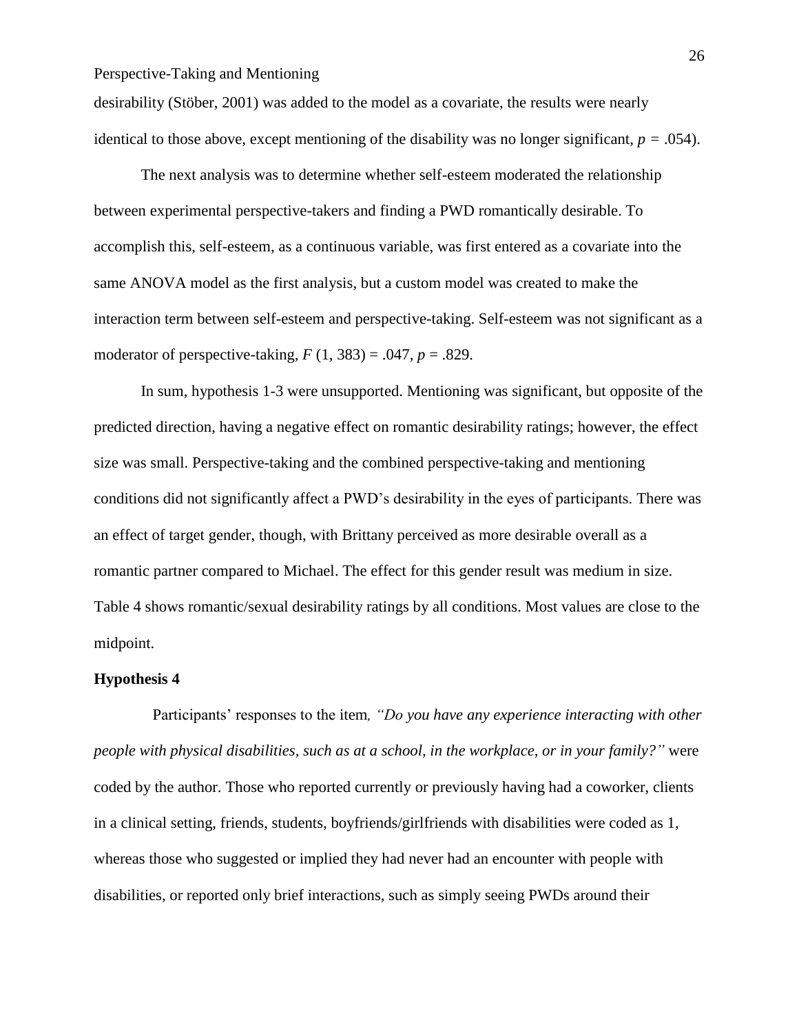desirability (Stöber, 2001) was added to the model as a covariate, the results were nearly identical to those above, except mentioning of the disability was no longer significant, $p = .054$).

The next analysis was to determine whether self-esteem moderated the relationship between experimental perspective-takers and finding a PWD romantically desirable. To accomplish this, self-esteem, as a continuous variable, was first entered as a covariate into the same ANOVA model as the first analysis, but a custom model was created to make the interaction term between self-esteem and perspective-taking. Self-esteem was not significant as a moderator of perspective-taking, $F(1, 383) = .047$, $p = .829$.

In sum, hypothesis 1-3 were unsupported. Mentioning was significant, but opposite of the predicted direction, having a negative effect on romantic desirability ratings; however, the effect size was small. Perspective-taking and the combined perspective-taking and mentioning conditions did not significantly affect a PWD's desirability in the eyes of participants. There was an effect of target gender, though, with Brittany perceived as more desirable overall as a romantic partner compared to Michael. The effect for this gender result was medium in size. Table 4 shows romantic/sexual desirability ratings by all conditions. Most values are close to the midpoint.

### Hypothesis 4

Participants' responses to the item, *"Do you have any experience interacting with other people with physical disabilities, such as at a school, in the workplace, or in your family?"* were coded by the author. Those who reported currently or previously having had a coworker, clients in a clinical setting, friends, students, boyfriends/girlfriends with disabilities were coded as 1, whereas those who suggested or implied they had never had an encounter with people with disabilities, or reported only brief interactions, such as simply seeing PWDs around their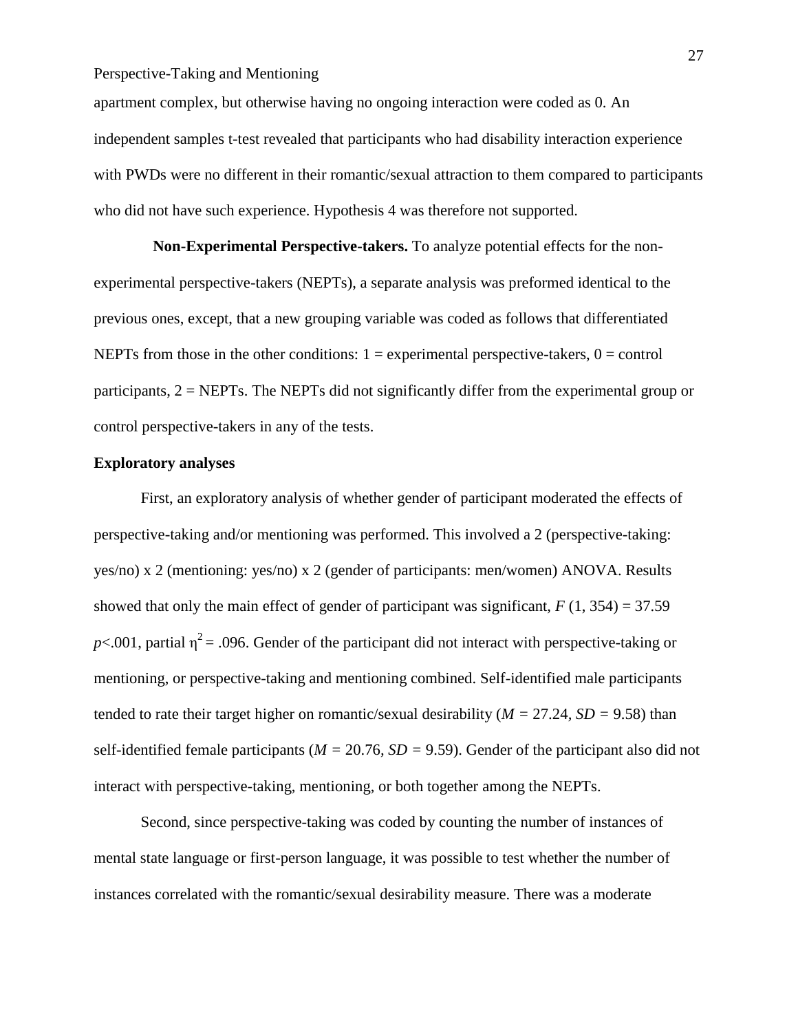apartment complex, but otherwise having no ongoing interaction were coded as 0. An independent samples t-test revealed that participants who had disability interaction experience with PWDs were no different in their romantic/sexual attraction to them compared to participants who did not have such experience. Hypothesis 4 was therefore not supported.

**Non-Experimental Perspective-takers.** To analyze potential effects for the non-experimental perspective-takers (NEPTs), a separate analysis was preformed identical to the previous ones, except, that a new grouping variable was coded as follows that differentiated NEPTs from those in the other conditions: 1 = experimental perspective-takers, 0 = control participants, 2 = NEPTs. The NEPTs did not significantly differ from the experimental group or control perspective-takers in any of the tests.

**Exploratory analyses**

First, an exploratory analysis of whether gender of participant moderated the effects of perspective-taking and/or mentioning was performed. This involved a 2 (perspective-taking: yes/no) x 2 (mentioning: yes/no) x 2 (gender of participants: men/women) ANOVA. Results showed that only the main effect of gender of participant was significant, $F$ (1, 354) = 37.59 $p$<.001, partial $\eta^2$ = .096. Gender of the participant did not interact with perspective-taking or mentioning, or perspective-taking and mentioning combined. Self-identified male participants tended to rate their target higher on romantic/sexual desirability ($M$ = 27.24, $SD$ = 9.58) than self-identified female participants ($M$ = 20.76, $SD$ = 9.59). Gender of the participant also did not interact with perspective-taking, mentioning, or both together among the NEPTs.

Second, since perspective-taking was coded by counting the number of instances of mental state language or first-person language, it was possible to test whether the number of instances correlated with the romantic/sexual desirability measure. There was a moderate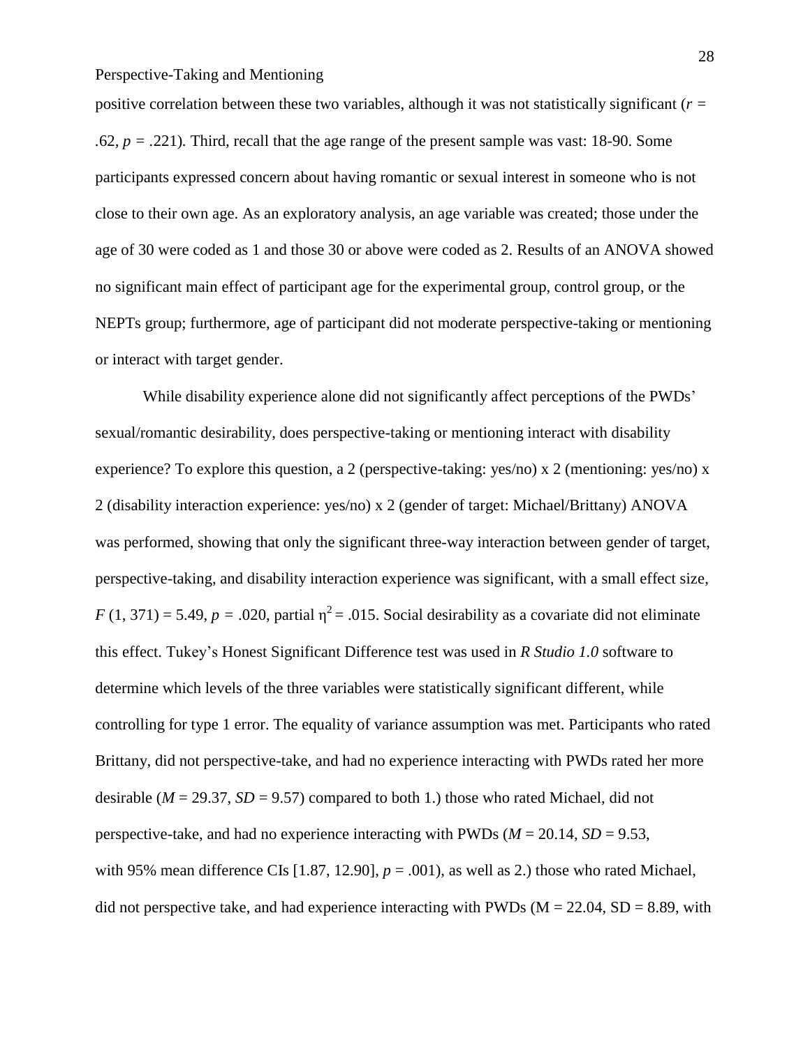positive correlation between these two variables, although it was not statistically significant ($r$ = .62, $p$ = .221). Third, recall that the age range of the present sample was vast: 18-90. Some participants expressed concern about having romantic or sexual interest in someone who is not close to their own age. As an exploratory analysis, an age variable was created; those under the age of 30 were coded as 1 and those 30 or above were coded as 2. Results of an ANOVA showed no significant main effect of participant age for the experimental group, control group, or the NEPTs group; furthermore, age of participant did not moderate perspective-taking or mentioning or interact with target gender.

While disability experience alone did not significantly affect perceptions of the PWDs' sexual/romantic desirability, does perspective-taking or mentioning interact with disability experience? To explore this question, a 2 (perspective-taking: yes/no) x 2 (mentioning: yes/no) x 2 (disability interaction experience: yes/no) x 2 (gender of target: Michael/Brittany) ANOVA was performed, showing that only the significant three-way interaction between gender of target, perspective-taking, and disability interaction experience was significant, with a small effect size, $F$ (1, 371) = 5.49, $p$ = .020, partial $\eta^2$ = .015. Social desirability as a covariate did not eliminate this effect. Tukey's Honest Significant Difference test was used in *R Studio 1.0* software to determine which levels of the three variables were statistically significant different, while controlling for type 1 error. The equality of variance assumption was met. Participants who rated Brittany, did not perspective-take, and had no experience interacting with PWDs rated her more desirable ($M$ = 29.37, $SD$ = 9.57) compared to both 1.) those who rated Michael, did not perspective-take, and had no experience interacting with PWDs ($M$ = 20.14, $SD$ = 9.53, with 95% mean difference CIs [1.87, 12.90], $p$ = .001), as well as 2.) those who rated Michael, did not perspective take, and had experience interacting with PWDs (M = 22.04, SD = 8.89, with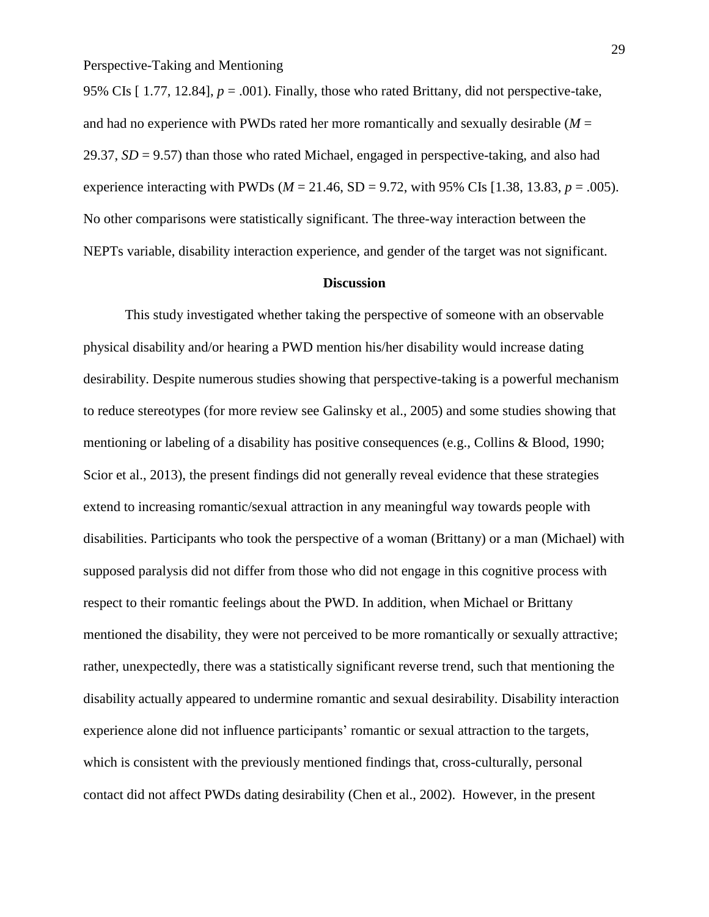95% CIs [ 1.77, 12.84], $p = .001$). Finally, those who rated Brittany, did not perspective-take, and had no experience with PWDs rated her more romantically and sexually desirable ($M = 29.37$, $SD = 9.57$) than those who rated Michael, engaged in perspective-taking, and also had experience interacting with PWDs ($M = 21.46$, SD = 9.72, with 95% CIs [1.38, 13.83, $p = .005$). No other comparisons were statistically significant. The three-way interaction between the NEPTs variable, disability interaction experience, and gender of the target was not significant.

## Discussion

This study investigated whether taking the perspective of someone with an observable physical disability and/or hearing a PWD mention his/her disability would increase dating desirability. Despite numerous studies showing that perspective-taking is a powerful mechanism to reduce stereotypes (for more review see Galinsky et al., 2005) and some studies showing that mentioning or labeling of a disability has positive consequences (e.g., Collins & Blood, 1990; Scior et al., 2013), the present findings did not generally reveal evidence that these strategies extend to increasing romantic/sexual attraction in any meaningful way towards people with disabilities. Participants who took the perspective of a woman (Brittany) or a man (Michael) with supposed paralysis did not differ from those who did not engage in this cognitive process with respect to their romantic feelings about the PWD. In addition, when Michael or Brittany mentioned the disability, they were not perceived to be more romantically or sexually attractive; rather, unexpectedly, there was a statistically significant reverse trend, such that mentioning the disability actually appeared to undermine romantic and sexual desirability. Disability interaction experience alone did not influence participants' romantic or sexual attraction to the targets, which is consistent with the previously mentioned findings that, cross-culturally, personal contact did not affect PWDs dating desirability (Chen et al., 2002). However, in the present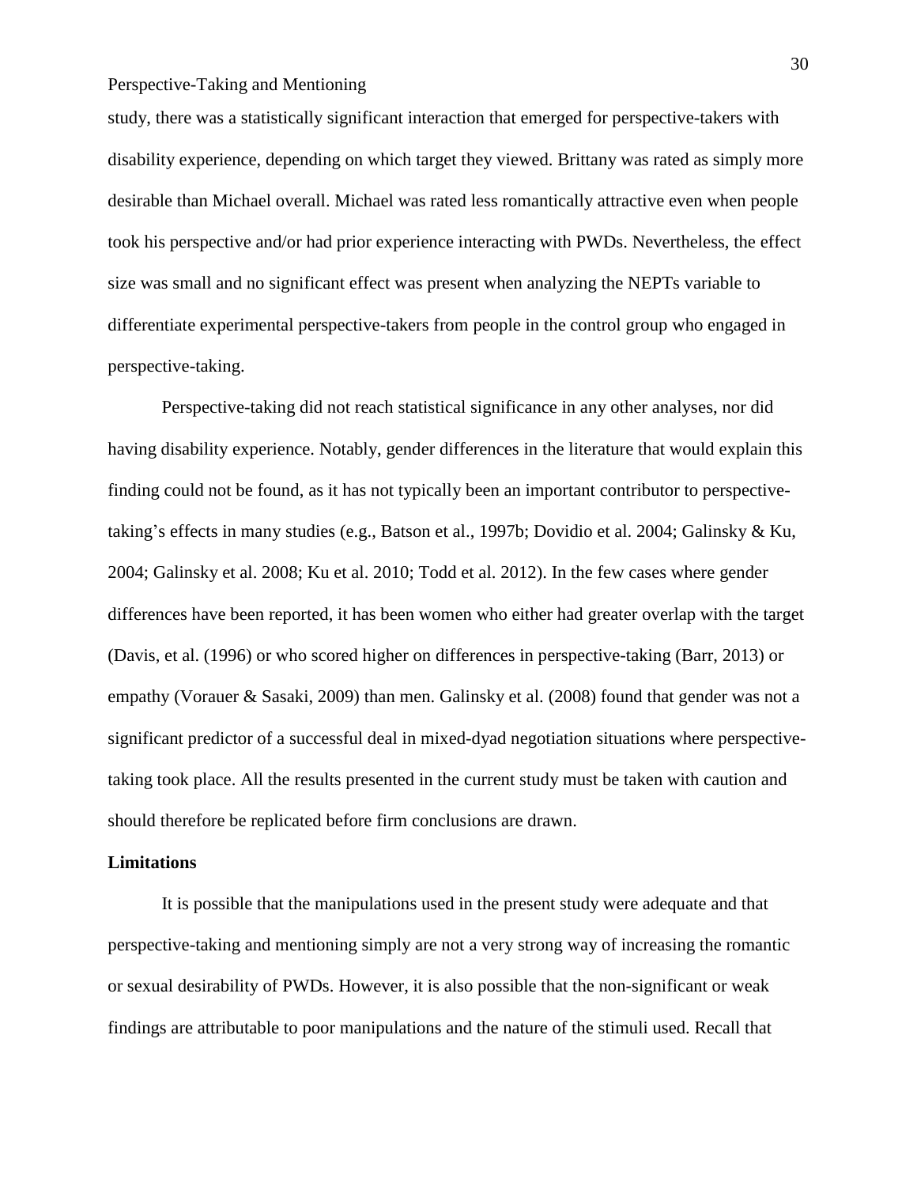study, there was a statistically significant interaction that emerged for perspective-takers with disability experience, depending on which target they viewed. Brittany was rated as simply more desirable than Michael overall. Michael was rated less romantically attractive even when people took his perspective and/or had prior experience interacting with PWDs. Nevertheless, the effect size was small and no significant effect was present when analyzing the NEPTs variable to differentiate experimental perspective-takers from people in the control group who engaged in perspective-taking.

Perspective-taking did not reach statistical significance in any other analyses, nor did having disability experience. Notably, gender differences in the literature that would explain this finding could not be found, as it has not typically been an important contributor to perspective-taking's effects in many studies (e.g., Batson et al., 1997b; Dovidio et al. 2004; Galinsky & Ku, 2004; Galinsky et al. 2008; Ku et al. 2010; Todd et al. 2012). In the few cases where gender differences have been reported, it has been women who either had greater overlap with the target (Davis, et al. (1996) or who scored higher on differences in perspective-taking (Barr, 2013) or empathy (Vorauer & Sasaki, 2009) than men. Galinsky et al. (2008) found that gender was not a significant predictor of a successful deal in mixed-dyad negotiation situations where perspective-taking took place. All the results presented in the current study must be taken with caution and should therefore be replicated before firm conclusions are drawn.

**Limitations**

It is possible that the manipulations used in the present study were adequate and that perspective-taking and mentioning simply are not a very strong way of increasing the romantic or sexual desirability of PWDs. However, it is also possible that the non-significant or weak findings are attributable to poor manipulations and the nature of the stimuli used. Recall that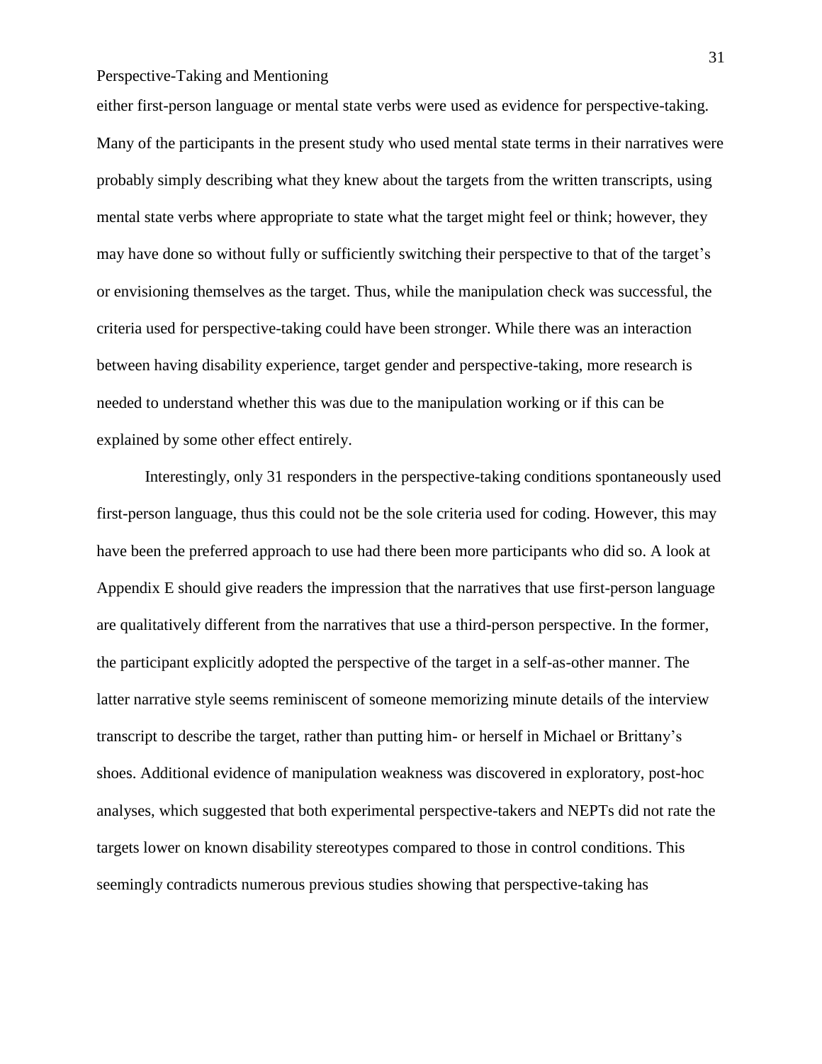either first-person language or mental state verbs were used as evidence for perspective-taking. Many of the participants in the present study who used mental state terms in their narratives were probably simply describing what they knew about the targets from the written transcripts, using mental state verbs where appropriate to state what the target might feel or think; however, they may have done so without fully or sufficiently switching their perspective to that of the target's or envisioning themselves as the target. Thus, while the manipulation check was successful, the criteria used for perspective-taking could have been stronger. While there was an interaction between having disability experience, target gender and perspective-taking, more research is needed to understand whether this was due to the manipulation working or if this can be explained by some other effect entirely.

Interestingly, only 31 responders in the perspective-taking conditions spontaneously used first-person language, thus this could not be the sole criteria used for coding. However, this may have been the preferred approach to use had there been more participants who did so. A look at Appendix E should give readers the impression that the narratives that use first-person language are qualitatively different from the narratives that use a third-person perspective. In the former, the participant explicitly adopted the perspective of the target in a self-as-other manner. The latter narrative style seems reminiscent of someone memorizing minute details of the interview transcript to describe the target, rather than putting him- or herself in Michael or Brittany's shoes. Additional evidence of manipulation weakness was discovered in exploratory, post-hoc analyses, which suggested that both experimental perspective-takers and NEPTs did not rate the targets lower on known disability stereotypes compared to those in control conditions. This seemingly contradicts numerous previous studies showing that perspective-taking has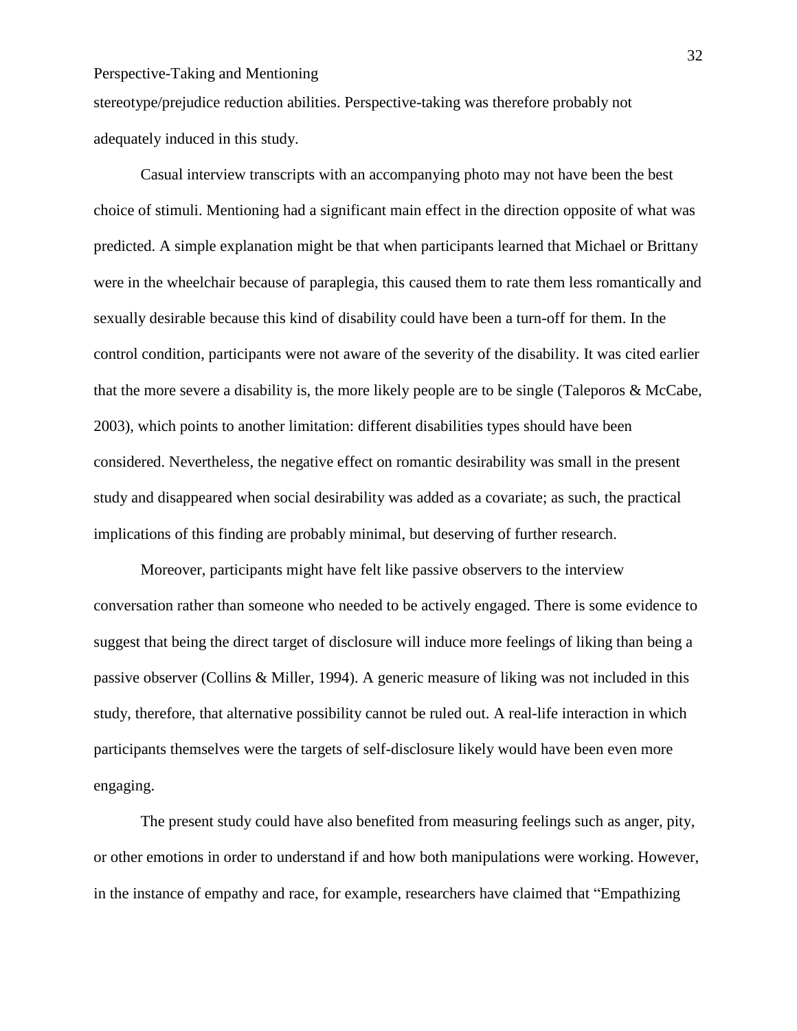stereotype/prejudice reduction abilities. Perspective-taking was therefore probably not adequately induced in this study.

Casual interview transcripts with an accompanying photo may not have been the best choice of stimuli. Mentioning had a significant main effect in the direction opposite of what was predicted. A simple explanation might be that when participants learned that Michael or Brittany were in the wheelchair because of paraplegia, this caused them to rate them less romantically and sexually desirable because this kind of disability could have been a turn-off for them. In the control condition, participants were not aware of the severity of the disability. It was cited earlier that the more severe a disability is, the more likely people are to be single (Taleporos & McCabe, 2003), which points to another limitation: different disabilities types should have been considered. Nevertheless, the negative effect on romantic desirability was small in the present study and disappeared when social desirability was added as a covariate; as such, the practical implications of this finding are probably minimal, but deserving of further research.

Moreover, participants might have felt like passive observers to the interview conversation rather than someone who needed to be actively engaged. There is some evidence to suggest that being the direct target of disclosure will induce more feelings of liking than being a passive observer (Collins & Miller, 1994). A generic measure of liking was not included in this study, therefore, that alternative possibility cannot be ruled out. A real-life interaction in which participants themselves were the targets of self-disclosure likely would have been even more engaging.

The present study could have also benefited from measuring feelings such as anger, pity, or other emotions in order to understand if and how both manipulations were working. However, in the instance of empathy and race, for example, researchers have claimed that "Empathizing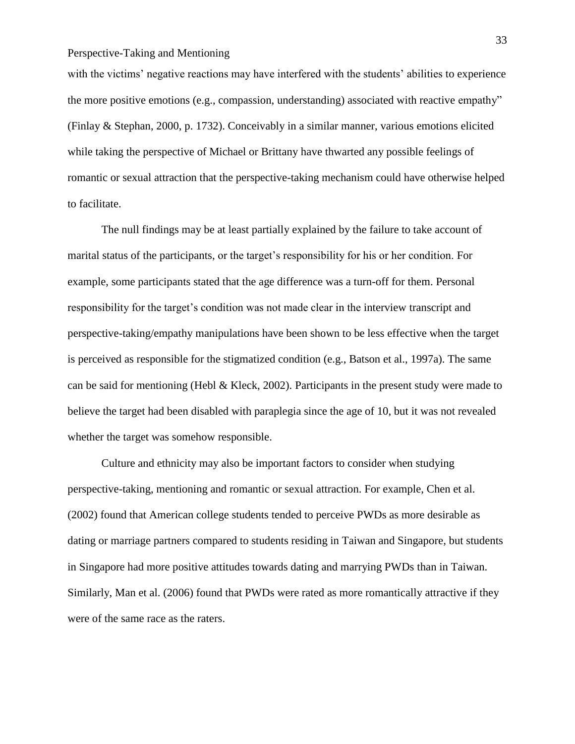with the victims' negative reactions may have interfered with the students' abilities to experience the more positive emotions (e.g., compassion, understanding) associated with reactive empathy" (Finlay & Stephan, 2000, p. 1732). Conceivably in a similar manner, various emotions elicited while taking the perspective of Michael or Brittany have thwarted any possible feelings of romantic or sexual attraction that the perspective-taking mechanism could have otherwise helped to facilitate.

The null findings may be at least partially explained by the failure to take account of marital status of the participants, or the target's responsibility for his or her condition. For example, some participants stated that the age difference was a turn-off for them. Personal responsibility for the target's condition was not made clear in the interview transcript and perspective-taking/empathy manipulations have been shown to be less effective when the target is perceived as responsible for the stigmatized condition (e.g., Batson et al., 1997a). The same can be said for mentioning (Hebl & Kleck, 2002). Participants in the present study were made to believe the target had been disabled with paraplegia since the age of 10, but it was not revealed whether the target was somehow responsible.

Culture and ethnicity may also be important factors to consider when studying perspective-taking, mentioning and romantic or sexual attraction. For example, Chen et al. (2002) found that American college students tended to perceive PWDs as more desirable as dating or marriage partners compared to students residing in Taiwan and Singapore, but students in Singapore had more positive attitudes towards dating and marrying PWDs than in Taiwan. Similarly, Man et al. (2006) found that PWDs were rated as more romantically attractive if they were of the same race as the raters.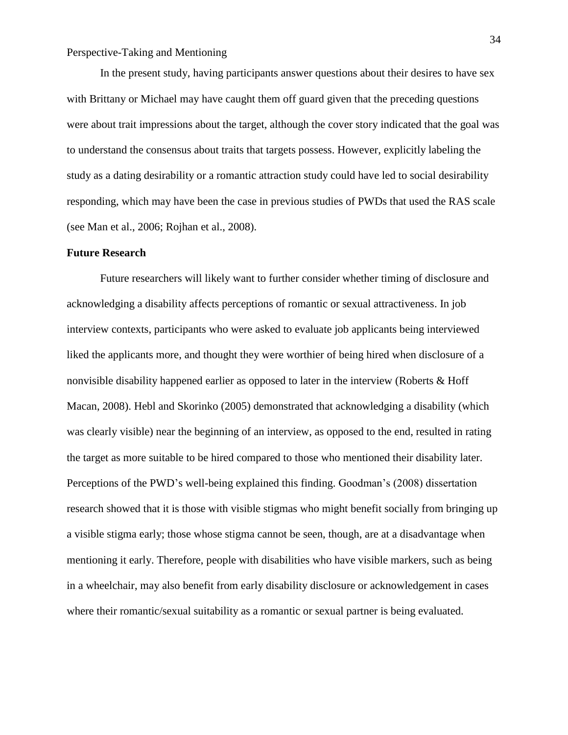In the present study, having participants answer questions about their desires to have sex with Brittany or Michael may have caught them off guard given that the preceding questions were about trait impressions about the target, although the cover story indicated that the goal was to understand the consensus about traits that targets possess. However, explicitly labeling the study as a dating desirability or a romantic attraction study could have led to social desirability responding, which may have been the case in previous studies of PWDs that used the RAS scale (see Man et al., 2006; Rojhan et al., 2008).

## Future Research

Future researchers will likely want to further consider whether timing of disclosure and acknowledging a disability affects perceptions of romantic or sexual attractiveness. In job interview contexts, participants who were asked to evaluate job applicants being interviewed liked the applicants more, and thought they were worthier of being hired when disclosure of a nonvisible disability happened earlier as opposed to later in the interview (Roberts & Hoff Macan, 2008). Hebl and Skorinko (2005) demonstrated that acknowledging a disability (which was clearly visible) near the beginning of an interview, as opposed to the end, resulted in rating the target as more suitable to be hired compared to those who mentioned their disability later. Perceptions of the PWD's well-being explained this finding. Goodman's (2008) dissertation research showed that it is those with visible stigmas who might benefit socially from bringing up a visible stigma early; those whose stigma cannot be seen, though, are at a disadvantage when mentioning it early. Therefore, people with disabilities who have visible markers, such as being in a wheelchair, may also benefit from early disability disclosure or acknowledgement in cases where their romantic/sexual suitability as a romantic or sexual partner is being evaluated.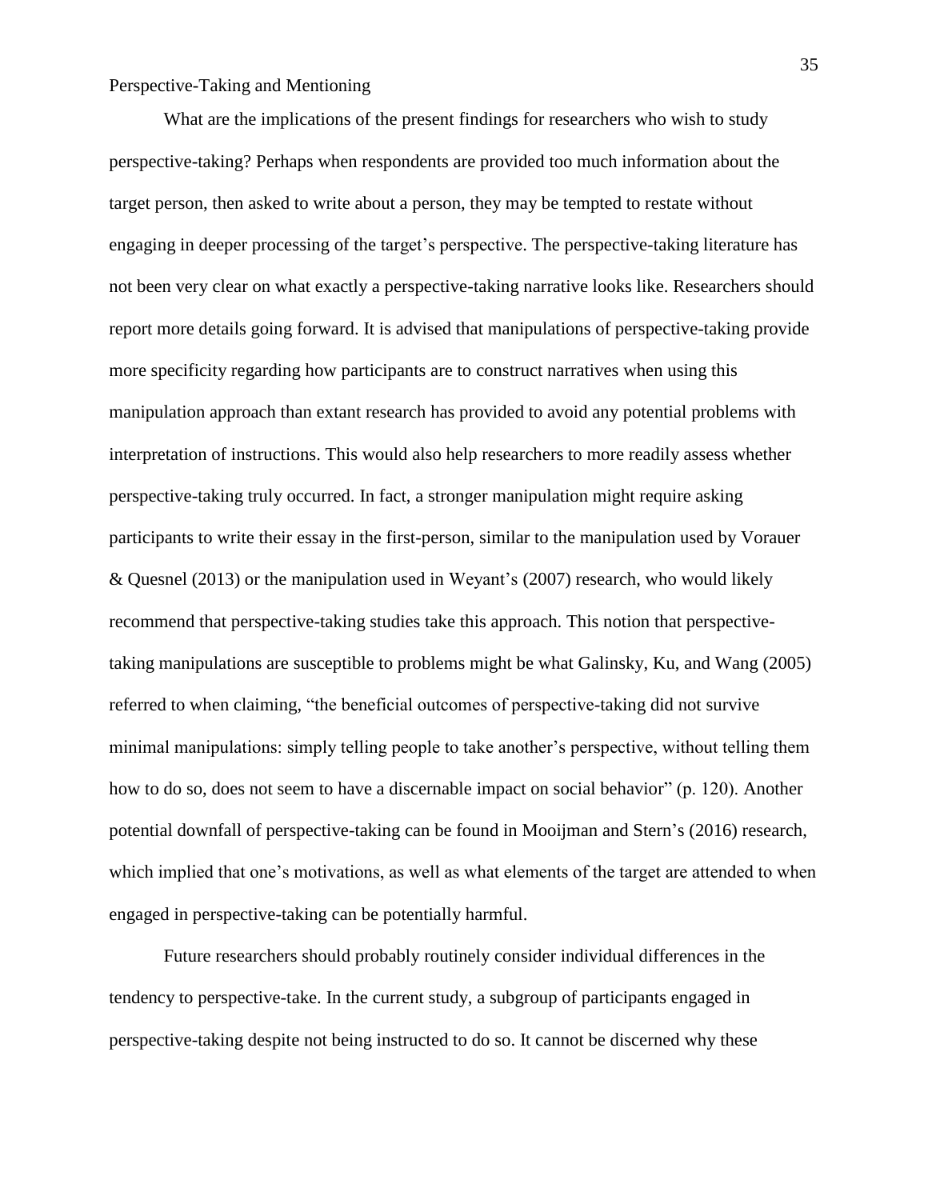Perspective-Taking and Mentioning

What are the implications of the present findings for researchers who wish to study perspective-taking? Perhaps when respondents are provided too much information about the target person, then asked to write about a person, they may be tempted to restate without engaging in deeper processing of the target's perspective. The perspective-taking literature has not been very clear on what exactly a perspective-taking narrative looks like. Researchers should report more details going forward. It is advised that manipulations of perspective-taking provide more specificity regarding how participants are to construct narratives when using this manipulation approach than extant research has provided to avoid any potential problems with interpretation of instructions. This would also help researchers to more readily assess whether perspective-taking truly occurred. In fact, a stronger manipulation might require asking participants to write their essay in the first-person, similar to the manipulation used by Vorauer & Quesnel (2013) or the manipulation used in Weyant's (2007) research, who would likely recommend that perspective-taking studies take this approach. This notion that perspective-taking manipulations are susceptible to problems might be what Galinsky, Ku, and Wang (2005) referred to when claiming, "the beneficial outcomes of perspective-taking did not survive minimal manipulations: simply telling people to take another's perspective, without telling them how to do so, does not seem to have a discernable impact on social behavior" (p. 120). Another potential downfall of perspective-taking can be found in Mooijman and Stern's (2016) research, which implied that one's motivations, as well as what elements of the target are attended to when engaged in perspective-taking can be potentially harmful.

Future researchers should probably routinely consider individual differences in the tendency to perspective-take. In the current study, a subgroup of participants engaged in perspective-taking despite not being instructed to do so. It cannot be discerned why these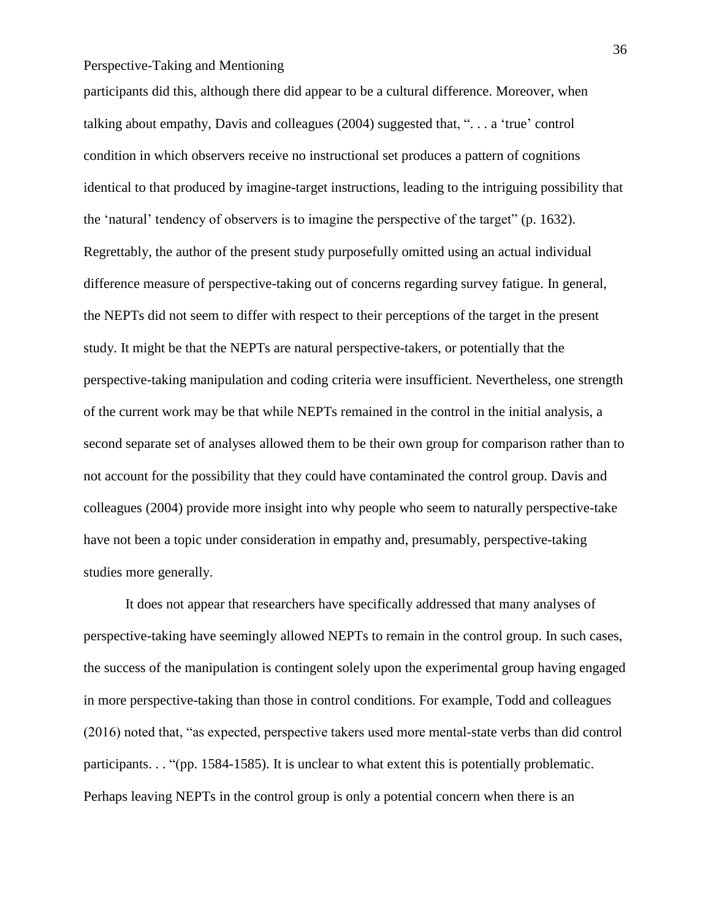participants did this, although there did appear to be a cultural difference. Moreover, when talking about empathy, Davis and colleagues (2004) suggested that, ". . . a 'true' control condition in which observers receive no instructional set produces a pattern of cognitions identical to that produced by imagine-target instructions, leading to the intriguing possibility that the 'natural' tendency of observers is to imagine the perspective of the target" (p. 1632). Regrettably, the author of the present study purposefully omitted using an actual individual difference measure of perspective-taking out of concerns regarding survey fatigue. In general, the NEPTs did not seem to differ with respect to their perceptions of the target in the present study. It might be that the NEPTs are natural perspective-takers, or potentially that the perspective-taking manipulation and coding criteria were insufficient. Nevertheless, one strength of the current work may be that while NEPTs remained in the control in the initial analysis, a second separate set of analyses allowed them to be their own group for comparison rather than to not account for the possibility that they could have contaminated the control group. Davis and colleagues (2004) provide more insight into why people who seem to naturally perspective-take have not been a topic under consideration in empathy and, presumably, perspective-taking studies more generally.

It does not appear that researchers have specifically addressed that many analyses of perspective-taking have seemingly allowed NEPTs to remain in the control group. In such cases, the success of the manipulation is contingent solely upon the experimental group having engaged in more perspective-taking than those in control conditions. For example, Todd and colleagues (2016) noted that, "as expected, perspective takers used more mental-state verbs than did control participants. . . "(pp. 1584-1585). It is unclear to what extent this is potentially problematic. Perhaps leaving NEPTs in the control group is only a potential concern when there is an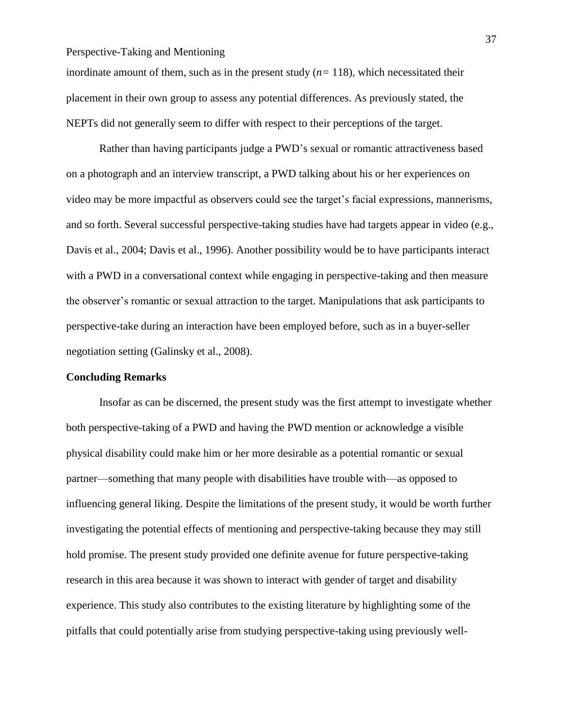inordinate amount of them, such as in the present study ($n = 118$), which necessitated their placement in their own group to assess any potential differences. As previously stated, the NEPTs did not generally seem to differ with respect to their perceptions of the target.

Rather than having participants judge a PWD's sexual or romantic attractiveness based on a photograph and an interview transcript, a PWD talking about his or her experiences on video may be more impactful as observers could see the target's facial expressions, mannerisms, and so forth. Several successful perspective-taking studies have had targets appear in video (e.g., Davis et al., 2004; Davis et al., 1996). Another possibility would be to have participants interact with a PWD in a conversational context while engaging in perspective-taking and then measure the observer's romantic or sexual attraction to the target. Manipulations that ask participants to perspective-take during an interaction have been employed before, such as in a buyer-seller negotiation setting (Galinsky et al., 2008).

**Concluding Remarks**

Insofar as can be discerned, the present study was the first attempt to investigate whether both perspective-taking of a PWD and having the PWD mention or acknowledge a visible physical disability could make him or her more desirable as a potential romantic or sexual partner—something that many people with disabilities have trouble with—as opposed to influencing general liking. Despite the limitations of the present study, it would be worth further investigating the potential effects of mentioning and perspective-taking because they may still hold promise. The present study provided one definite avenue for future perspective-taking research in this area because it was shown to interact with gender of target and disability experience. This study also contributes to the existing literature by highlighting some of the pitfalls that could potentially arise from studying perspective-taking using previously well-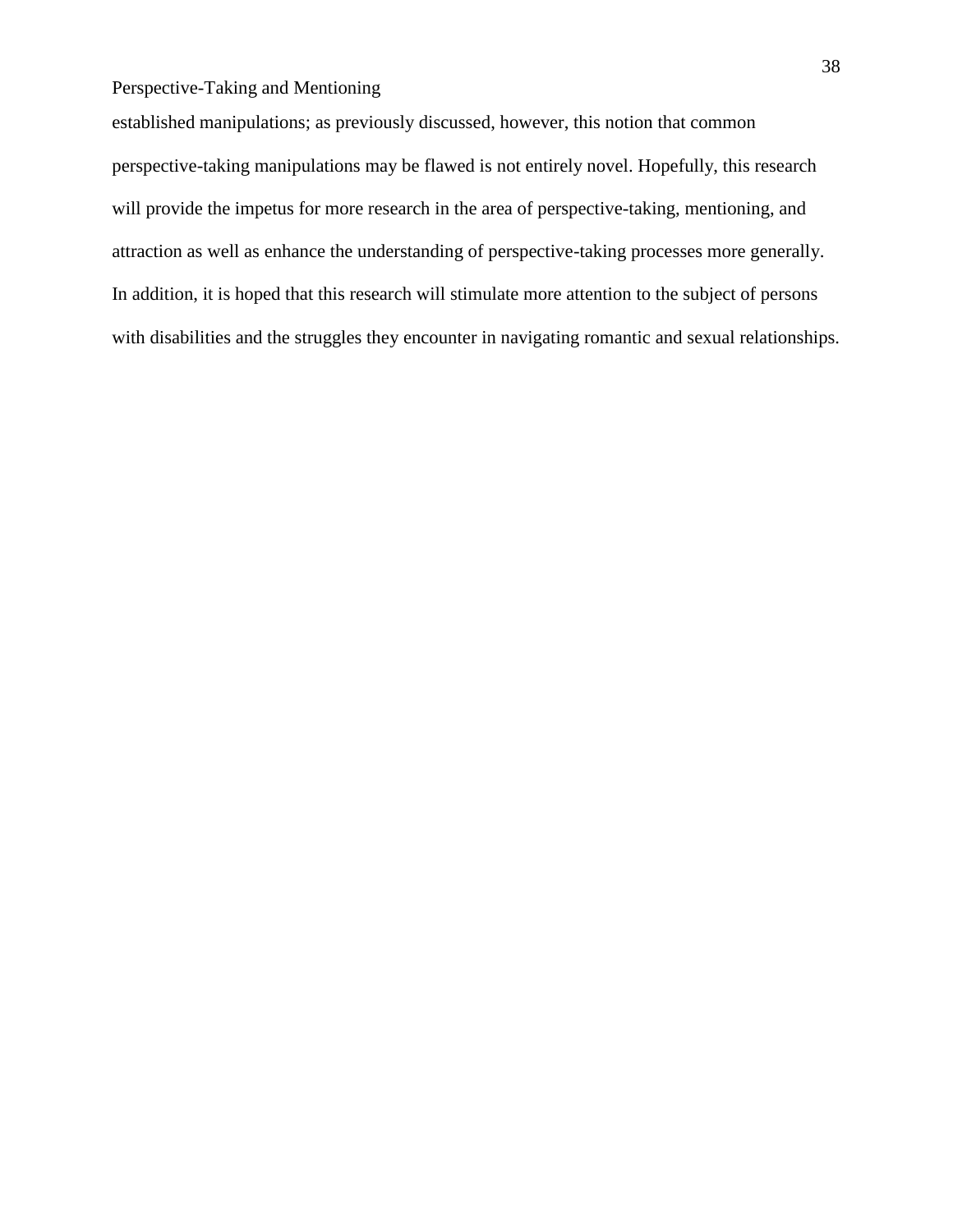established manipulations; as previously discussed, however, this notion that common perspective-taking manipulations may be flawed is not entirely novel. Hopefully, this research will provide the impetus for more research in the area of perspective-taking, mentioning, and attraction as well as enhance the understanding of perspective-taking processes more generally. In addition, it is hoped that this research will stimulate more attention to the subject of persons with disabilities and the struggles they encounter in navigating romantic and sexual relationships.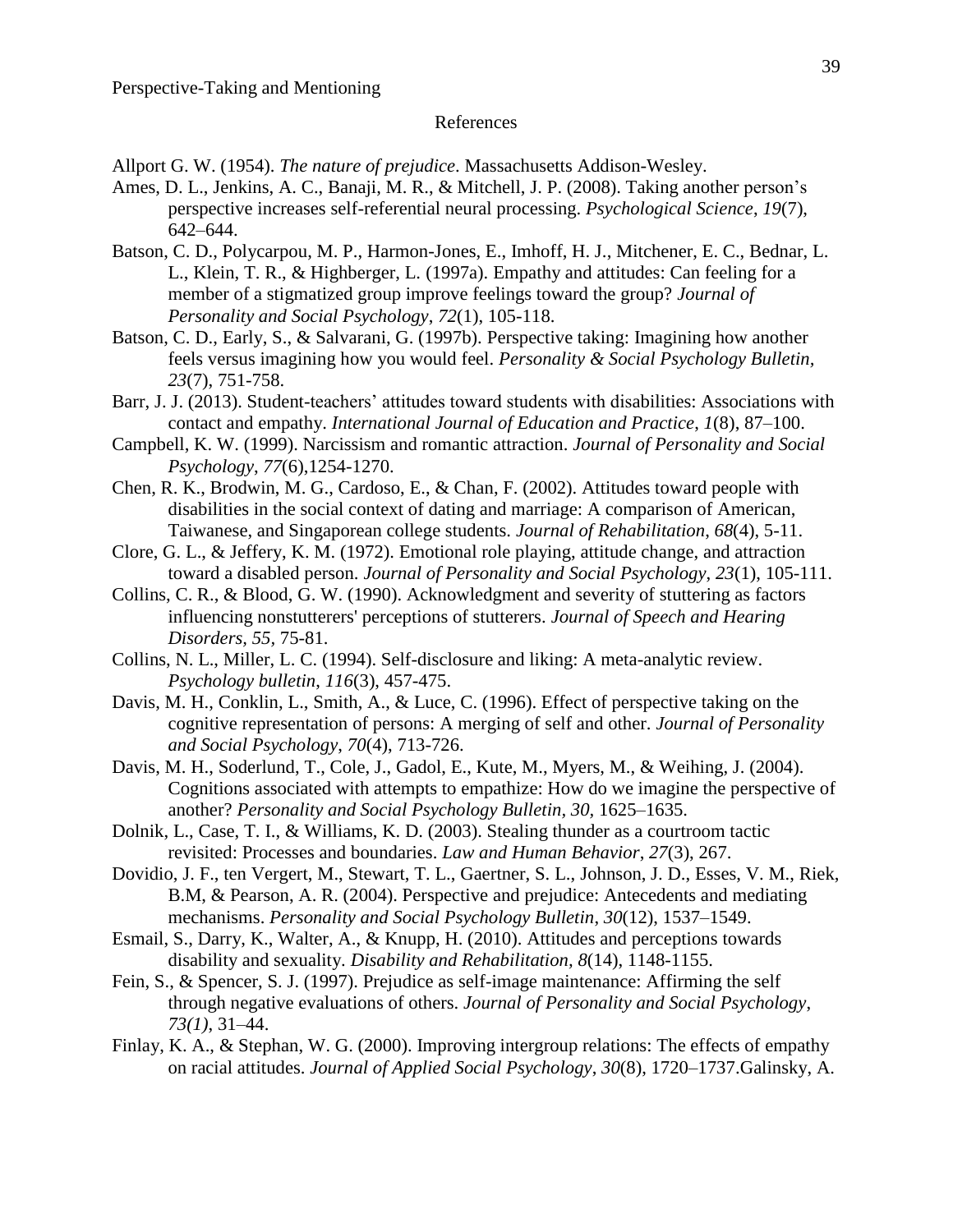# References

Allport G. W. (1954). *The nature of prejudice*. Massachusetts Addison-Wesley.

Ames, D. L., Jenkins, A. C., Banaji, M. R., & Mitchell, J. P. (2008). Taking another person's perspective increases self-referential neural processing. *Psychological Science*, *19*(7), 642–644.

Batson, C. D., Polycarpou, M. P., Harmon-Jones, E., Imhoff, H. J., Mitchener, E. C., Bednar, L. L., Klein, T. R., & Highberger, L. (1997a). Empathy and attitudes: Can feeling for a member of a stigmatized group improve feelings toward the group? *Journal of Personality and Social Psychology*, *72*(1), 105-118.

Batson, C. D., Early, S., & Salvarani, G. (1997b). Perspective taking: Imagining how another feels versus imagining how you would feel. *Personality & Social Psychology Bulletin, 23*(7), 751-758.

Barr, J. J. (2013). Student-teachers' attitudes toward students with disabilities: Associations with contact and empathy. *International Journal of Education and Practice*, *1*(8), 87–100.

Campbell, K. W. (1999). Narcissism and romantic attraction. *Journal of Personality and Social Psychology*, *77*(6),1254-1270.

Chen, R. K., Brodwin, M. G., Cardoso, E., & Chan, F. (2002). Attitudes toward people with disabilities in the social context of dating and marriage: A comparison of American, Taiwanese, and Singaporean college students. *Journal of Rehabilitation*, *68*(4), 5-11.

Clore, G. L., & Jeffery, K. M. (1972). Emotional role playing, attitude change, and attraction toward a disabled person. *Journal of Personality and Social Psychology*, *23*(1), 105-111.

Collins, C. R., & Blood, G. W. (1990). Acknowledgment and severity of stuttering as factors influencing nonstutterers' perceptions of stutterers. *Journal of Speech and Hearing Disorders*, *55*, 75-81.

Collins, N. L., Miller, L. C. (1994). Self-disclosure and liking: A meta-analytic review. *Psychology bulletin*, *116*(3), 457-475.

Davis, M. H., Conklin, L., Smith, A., & Luce, C. (1996). Effect of perspective taking on the cognitive representation of persons: A merging of self and other. *Journal of Personality and Social Psychology*, *70*(4), 713-726.

Davis, M. H., Soderlund, T., Cole, J., Gadol, E., Kute, M., Myers, M., & Weihing, J. (2004). Cognitions associated with attempts to empathize: How do we imagine the perspective of another? *Personality and Social Psychology Bulletin, 30*, 1625–1635.

Dolnik, L., Case, T. I., & Williams, K. D. (2003). Stealing thunder as a courtroom tactic revisited: Processes and boundaries. *Law and Human Behavior*, *27*(3), 267.

Dovidio, J. F., ten Vergert, M., Stewart, T. L., Gaertner, S. L., Johnson, J. D., Esses, V. M., Riek, B.M, & Pearson, A. R. (2004). Perspective and prejudice: Antecedents and mediating mechanisms. *Personality and Social Psychology Bulletin*, *30*(12), 1537–1549.

Esmail, S., Darry, K., Walter, A., & Knupp, H. (2010). Attitudes and perceptions towards disability and sexuality. *Disability and Rehabilitation, 8*(14), 1148-1155.

Fein, S., & Spencer, S. J. (1997). Prejudice as self-image maintenance: Affirming the self through negative evaluations of others. *Journal of Personality and Social Psychology*, *73(1)*, 31–44.

Finlay, K. A., & Stephan, W. G. (2000). Improving intergroup relations: The effects of empathy on racial attitudes. *Journal of Applied Social Psychology*, *30*(8), 1720–1737.Galinsky, A.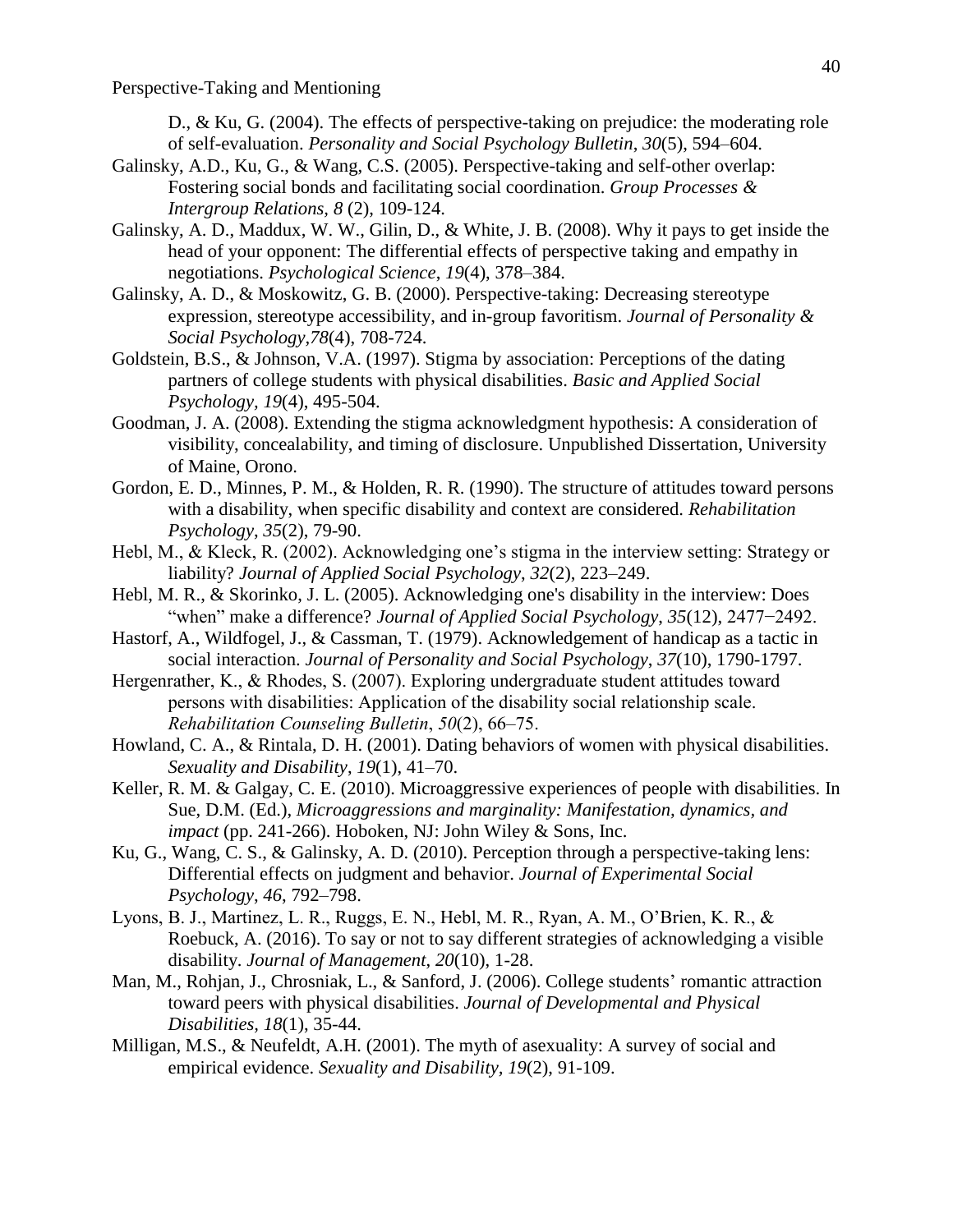D., & Ku, G. (2004). The effects of perspective-taking on prejudice: the moderating role of self-evaluation. *Personality and Social Psychology Bulletin*, *30*(5), 594–604.

Galinsky, A.D., Ku, G., & Wang, C.S. (2005). Perspective-taking and self-other overlap: Fostering social bonds and facilitating social coordination. *Group Processes & Intergroup Relations, 8* (2), 109-124.

Galinsky, A. D., Maddux, W. W., Gilin, D., & White, J. B. (2008). Why it pays to get inside the head of your opponent: The differential effects of perspective taking and empathy in negotiations. *Psychological Science*, *19*(4), 378–384.

Galinsky, A. D., & Moskowitz, G. B. (2000). Perspective-taking: Decreasing stereotype expression, stereotype accessibility, and in-group favoritism. *Journal of Personality & Social Psychology,78*(4), 708-724.

Goldstein, B.S., & Johnson, V.A. (1997). Stigma by association: Perceptions of the dating partners of college students with physical disabilities. *Basic and Applied Social Psychology, 19*(4), 495-504.

Goodman, J. A. (2008). Extending the stigma acknowledgment hypothesis: A consideration of visibility, concealability, and timing of disclosure. Unpublished Dissertation, University of Maine, Orono.

Gordon, E. D., Minnes, P. M., & Holden, R. R. (1990). The structure of attitudes toward persons with a disability, when specific disability and context are considered. *Rehabilitation Psychology*, *35*(2), 79-90.

Hebl, M., & Kleck, R. (2002). Acknowledging one's stigma in the interview setting: Strategy or liability? *Journal of Applied Social Psychology*, *32*(2), 223–249.

Hebl, M. R., & Skorinko, J. L. (2005). Acknowledging one's disability in the interview: Does "when" make a difference? *Journal of Applied Social Psychology*, *35*(12), 2477−2492.

Hastorf, A., Wildfogel, J., & Cassman, T. (1979). Acknowledgement of handicap as a tactic in social interaction. *Journal of Personality and Social Psychology*, *37*(10), 1790-1797.

Hergenrather, K., & Rhodes, S. (2007). Exploring undergraduate student attitudes toward persons with disabilities: Application of the disability social relationship scale. *Rehabilitation Counseling Bulletin*, *50*(2), 66–75.

Howland, C. A., & Rintala, D. H. (2001). Dating behaviors of women with physical disabilities. *Sexuality and Disability*, *19*(1), 41–70.

Keller, R. M. & Galgay, C. E. (2010). Microaggressive experiences of people with disabilities. In Sue, D.M. (Ed.), *Microaggressions and marginality: Manifestation, dynamics, and impact* (pp. 241-266). Hoboken, NJ: John Wiley & Sons, Inc.

Ku, G., Wang, C. S., & Galinsky, A. D. (2010). Perception through a perspective-taking lens: Differential effects on judgment and behavior. *Journal of Experimental Social Psychology*, *46*, 792–798.

Lyons, B. J., Martinez, L. R., Ruggs, E. N., Hebl, M. R., Ryan, A. M., O'Brien, K. R., & Roebuck, A. (2016). To say or not to say different strategies of acknowledging a visible disability. *Journal of Management*, *20*(10), 1-28.

Man, M., Rohjan, J., Chrosniak, L., & Sanford, J. (2006). College students' romantic attraction toward peers with physical disabilities. *Journal of Developmental and Physical Disabilities*, *18*(1), 35-44.

Milligan, M.S., & Neufeldt, A.H. (2001). The myth of asexuality: A survey of social and empirical evidence. *Sexuality and Disability, 19*(2), 91-109.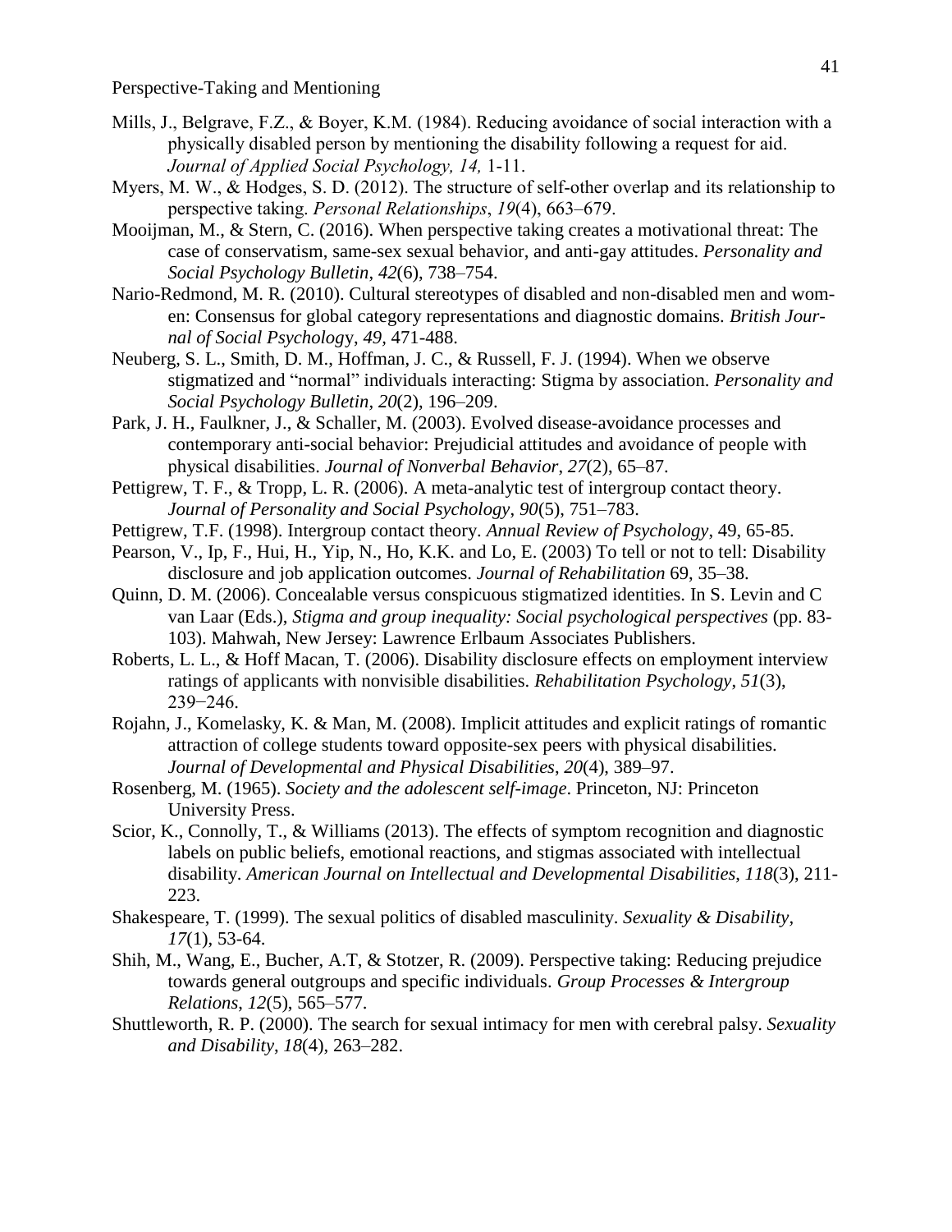Mills, J., Belgrave, F.Z., & Boyer, K.M. (1984). Reducing avoidance of social interaction with a physically disabled person by mentioning the disability following a request for aid. *Journal of Applied Social Psychology, 14,* 1-11.

Myers, M. W., & Hodges, S. D. (2012). The structure of self-other overlap and its relationship to perspective taking. *Personal Relationships*, *19*(4), 663–679.

Mooijman, M., & Stern, C. (2016). When perspective taking creates a motivational threat: The case of conservatism, same-sex sexual behavior, and anti-gay attitudes. *Personality and Social Psychology Bulletin*, *42*(6), 738–754.

Nario-Redmond, M. R. (2010). Cultural stereotypes of disabled and non-disabled men and women: Consensus for global category representations and diagnostic domains. *British Journal of Social Psychology, 49,* 471-488.

Neuberg, S. L., Smith, D. M., Hoffman, J. C., & Russell, F. J. (1994). When we observe stigmatized and "normal" individuals interacting: Stigma by association. *Personality and Social Psychology Bulletin*, *20*(2), 196–209.

Park, J. H., Faulkner, J., & Schaller, M. (2003). Evolved disease-avoidance processes and contemporary anti-social behavior: Prejudicial attitudes and avoidance of people with physical disabilities. *Journal of Nonverbal Behavior*, *27*(2), 65–87.

Pettigrew, T. F., & Tropp, L. R. (2006). A meta-analytic test of intergroup contact theory. *Journal of Personality and Social Psychology*, *90*(5), 751–783.

Pettigrew, T.F. (1998). Intergroup contact theory. *Annual Review of Psychology*, 49, 65-85.

Pearson, V., Ip, F., Hui, H., Yip, N., Ho, K.K. and Lo, E. (2003) To tell or not to tell: Disability disclosure and job application outcomes. *Journal of Rehabilitation* 69, 35–38.

Quinn, D. M. (2006). Concealable versus conspicuous stigmatized identities. In S. Levin and C van Laar (Eds.), *Stigma and group inequality: Social psychological perspectives* (pp. 83-103). Mahwah, New Jersey: Lawrence Erlbaum Associates Publishers.

Roberts, L. L., & Hoff Macan, T. (2006). Disability disclosure effects on employment interview ratings of applicants with nonvisible disabilities. *Rehabilitation Psychology*, *51*(3), 239−246.

Rojahn, J., Komelasky, K. & Man, M. (2008). Implicit attitudes and explicit ratings of romantic attraction of college students toward opposite-sex peers with physical disabilities. *Journal of Developmental and Physical Disabilities*, *20*(4), 389–97.

Rosenberg, M. (1965). *Society and the adolescent self-image*. Princeton, NJ: Princeton University Press.

Scior, K., Connolly, T., & Williams (2013). The effects of symptom recognition and diagnostic labels on public beliefs, emotional reactions, and stigmas associated with intellectual disability. *American Journal on Intellectual and Developmental Disabilities*, *118*(3), 211-223.

Shakespeare, T. (1999). The sexual politics of disabled masculinity. *Sexuality & Disability*, *17*(1), 53-64.

Shih, M., Wang, E., Bucher, A.T, & Stotzer, R. (2009). Perspective taking: Reducing prejudice towards general outgroups and specific individuals. *Group Processes & Intergroup Relations*, *12*(5), 565–577.

Shuttleworth, R. P. (2000). The search for sexual intimacy for men with cerebral palsy. *Sexuality and Disability*, *18*(4), 263–282.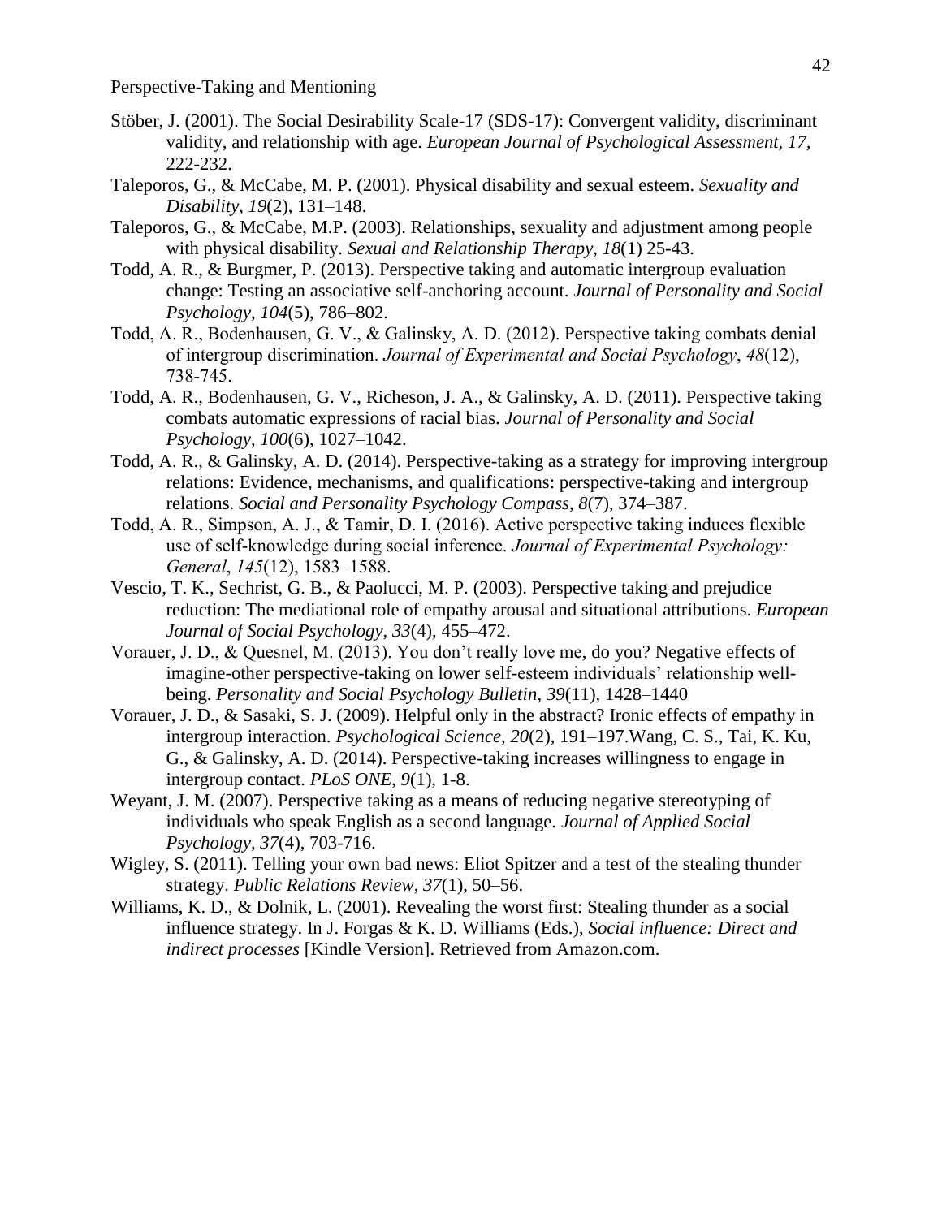Stöber, J. (2001). The Social Desirability Scale-17 (SDS-17): Convergent validity, discriminant validity, and relationship with age. *European Journal of Psychological Assessment, 17*, 222-232.

Taleporos, G., & McCabe, M. P. (2001). Physical disability and sexual esteem. *Sexuality and Disability*, *19*(2), 131–148.

Taleporos, G., & McCabe, M.P. (2003). Relationships, sexuality and adjustment among people with physical disability. *Sexual and Relationship Therapy, 18*(1) 25-43.

Todd, A. R., & Burgmer, P. (2013). Perspective taking and automatic intergroup evaluation change: Testing an associative self-anchoring account. *Journal of Personality and Social Psychology*, *104*(5), 786–802.

Todd, A. R., Bodenhausen, G. V., & Galinsky, A. D. (2012). Perspective taking combats denial of intergroup discrimination. *Journal of Experimental and Social Psychology*, *48*(12), 738-745.

Todd, A. R., Bodenhausen, G. V., Richeson, J. A., & Galinsky, A. D. (2011). Perspective taking combats automatic expressions of racial bias. *Journal of Personality and Social Psychology, 100*(6), 1027–1042.

Todd, A. R., & Galinsky, A. D. (2014). Perspective-taking as a strategy for improving intergroup relations: Evidence, mechanisms, and qualifications: perspective-taking and intergroup relations. *Social and Personality Psychology Compass*, *8*(7), 374–387.

Todd, A. R., Simpson, A. J., & Tamir, D. I. (2016). Active perspective taking induces flexible use of self-knowledge during social inference. *Journal of Experimental Psychology: General*, *145*(12), 1583–1588.

Vescio, T. K., Sechrist, G. B., & Paolucci, M. P. (2003). Perspective taking and prejudice reduction: The mediational role of empathy arousal and situational attributions. *European Journal of Social Psychology*, *33*(4), 455–472.

Vorauer, J. D., & Quesnel, M. (2013). You don't really love me, do you? Negative effects of imagine-other perspective-taking on lower self-esteem individuals' relationship well-being. *Personality and Social Psychology Bulletin*, *39*(11), 1428–1440

Vorauer, J. D., & Sasaki, S. J. (2009). Helpful only in the abstract? Ironic effects of empathy in intergroup interaction. *Psychological Science*, *20*(2), 191–197.Wang, C. S., Tai, K. Ku, G., & Galinsky, A. D. (2014). Perspective-taking increases willingness to engage in intergroup contact. *PLoS ONE*, *9*(1), 1-8.

Weyant, J. M. (2007). Perspective taking as a means of reducing negative stereotyping of individuals who speak English as a second language. *Journal of Applied Social Psychology, 37*(4), 703-716.

Wigley, S. (2011). Telling your own bad news: Eliot Spitzer and a test of the stealing thunder strategy. *Public Relations Review*, *37*(1), 50–56.

Williams, K. D., & Dolnik, L. (2001). Revealing the worst first: Stealing thunder as a social influence strategy. In J. Forgas & K. D. Williams (Eds.), *Social influence: Direct and indirect processes* [Kindle Version]. Retrieved from Amazon.com.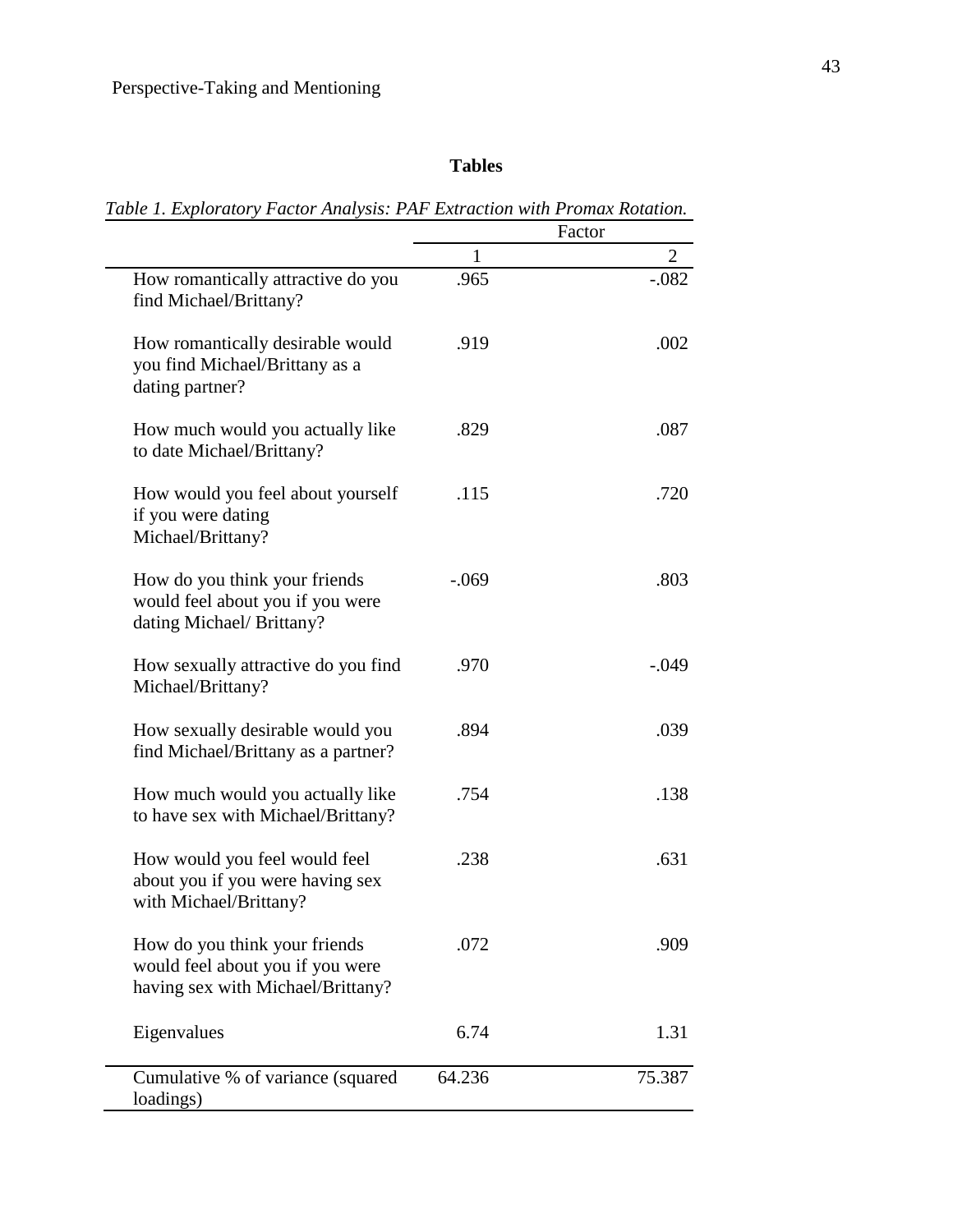**Tables**

*Table 1. Exploratory Factor Analysis: PAF Extraction with Promax Rotation.*

| | Factor | |
|---|---|---|
| | 1 | 2 |
| How romantically attractive do you find Michael/Brittany? | .965 | -.082 |
| How romantically desirable would you find Michael/Brittany as a dating partner? | .919 | .002 |
| How much would you actually like to date Michael/Brittany? | .829 | .087 |
| How would you feel about yourself if you were dating Michael/Brittany? | .115 | .720 |
| How do you think your friends would feel about you if you were dating Michael/ Brittany? | -.069 | .803 |
| How sexually attractive do you find Michael/Brittany? | .970 | -.049 |
| How sexually desirable would you find Michael/Brittany as a partner? | .894 | .039 |
| How much would you actually like to have sex with Michael/Brittany? | .754 | .138 |
| How would you feel would feel about you if you were having sex with Michael/Brittany? | .238 | .631 |
| How do you think your friends would feel about you if you were having sex with Michael/Brittany? | .072 | .909 |
| Eigenvalues | 6.74 | 1.31 |
| Cumulative % of variance (squared loadings) | 64.236 | 75.387 |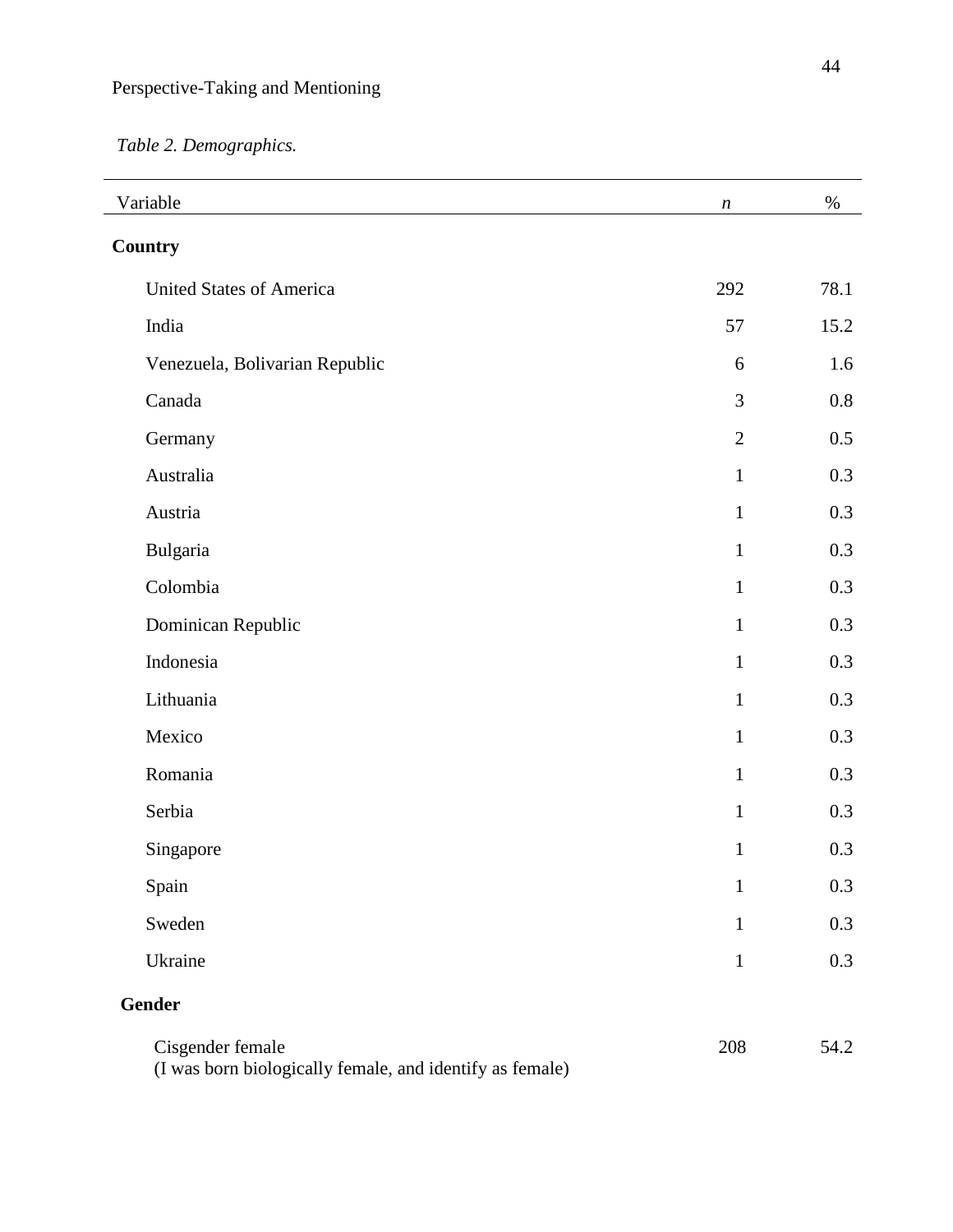*Table 2. Demographics.*

| Variable | *n* | % |
|---|---|---|
| **Country** | | |
| United States of America | 292 | 78.1 |
| India | 57 | 15.2 |
| Venezuela, Bolivarian Republic | 6 | 1.6 |
| Canada | 3 | 0.8 |
| Germany | 2 | 0.5 |
| Australia | 1 | 0.3 |
| Austria | 1 | 0.3 |
| Bulgaria | 1 | 0.3 |
| Colombia | 1 | 0.3 |
| Dominican Republic | 1 | 0.3 |
| Indonesia | 1 | 0.3 |
| Lithuania | 1 | 0.3 |
| Mexico | 1 | 0.3 |
| Romania | 1 | 0.3 |
| Serbia | 1 | 0.3 |
| Singapore | 1 | 0.3 |
| Spain | 1 | 0.3 |
| Sweden | 1 | 0.3 |
| Ukraine | 1 | 0.3 |
| **Gender** | | |
| Cisgender female (I was born biologically female, and identify as female) | 208 | 54.2 |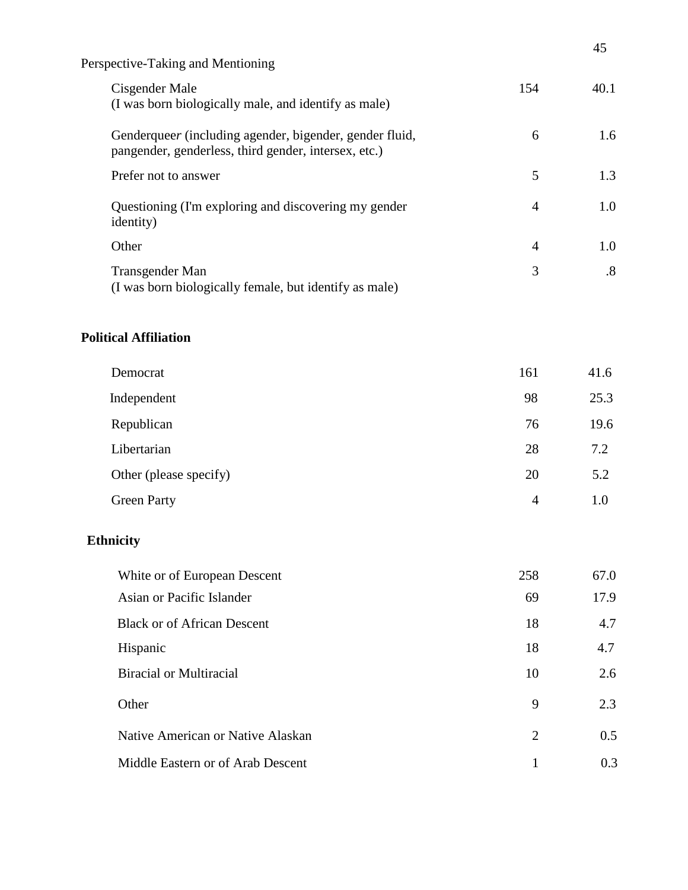| | | |
|---|---|---|
| Cisgender Male (I was born biologically male, and identify as male) | 154 | 40.1 |
| Genderqueer (including agender, bigender, gender fluid, pangender, genderless, third gender, intersex, etc.) | 6 | 1.6 |
| Prefer not to answer | 5 | 1.3 |
| Questioning (I'm exploring and discovering my gender identity) | 4 | 1.0 |
| Other | 4 | 1.0 |
| Transgender Man (I was born biologically female, but identify as male) | 3 | .8 |
| **Political Affiliation** | | |
| Democrat | 161 | 41.6 |
| Independent | 98 | 25.3 |
| Republican | 76 | 19.6 |
| Libertarian | 28 | 7.2 |
| Other (please specify) | 20 | 5.2 |
| Green Party | 4 | 1.0 |
| **Ethnicity** | | |
| White or of European Descent | 258 | 67.0 |
| Asian or Pacific Islander | 69 | 17.9 |
| Black or of African Descent | 18 | 4.7 |
| Hispanic | 18 | 4.7 |
| Biracial or Multiracial | 10 | 2.6 |
| Other | 9 | 2.3 |
| Native American or Native Alaskan | 2 | 0.5 |
| Middle Eastern or of Arab Descent | 1 | 0.3 |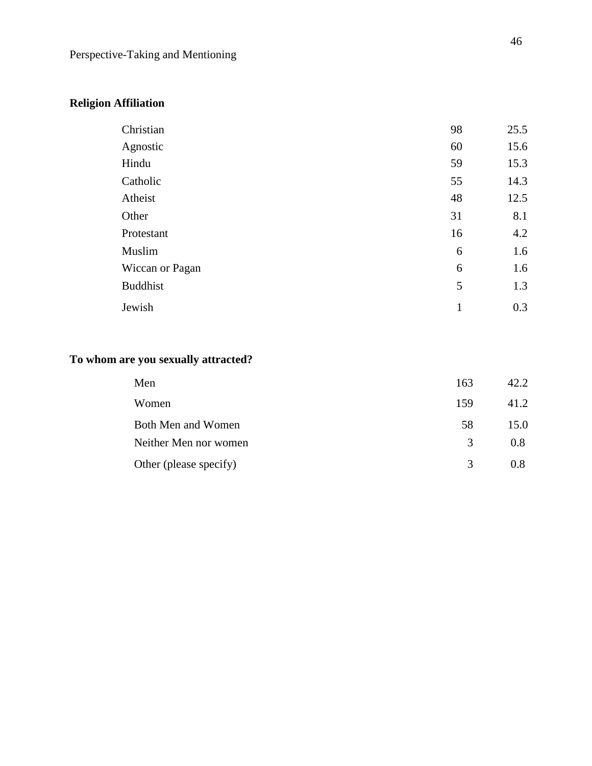**Religion Affiliation**

| | | |
|---|---|---|
| Christian | 98 | 25.5 |
| Agnostic | 60 | 15.6 |
| Hindu | 59 | 15.3 |
| Catholic | 55 | 14.3 |
| Atheist | 48 | 12.5 |
| Other | 31 | 8.1 |
| Protestant | 16 | 4.2 |
| Muslim | 6 | 1.6 |
| Wiccan or Pagan | 6 | 1.6 |
| Buddhist | 5 | 1.3 |
| Jewish | 1 | 0.3 |

**To whom are you sexually attracted?**

| | | |
|---|---|---|
| Men | 163 | 42.2 |
| Women | 159 | 41.2 |
| Both Men and Women | 58 | 15.0 |
| Neither Men nor women | 3 | 0.8 |
| Other (please specify) | 3 | 0.8 |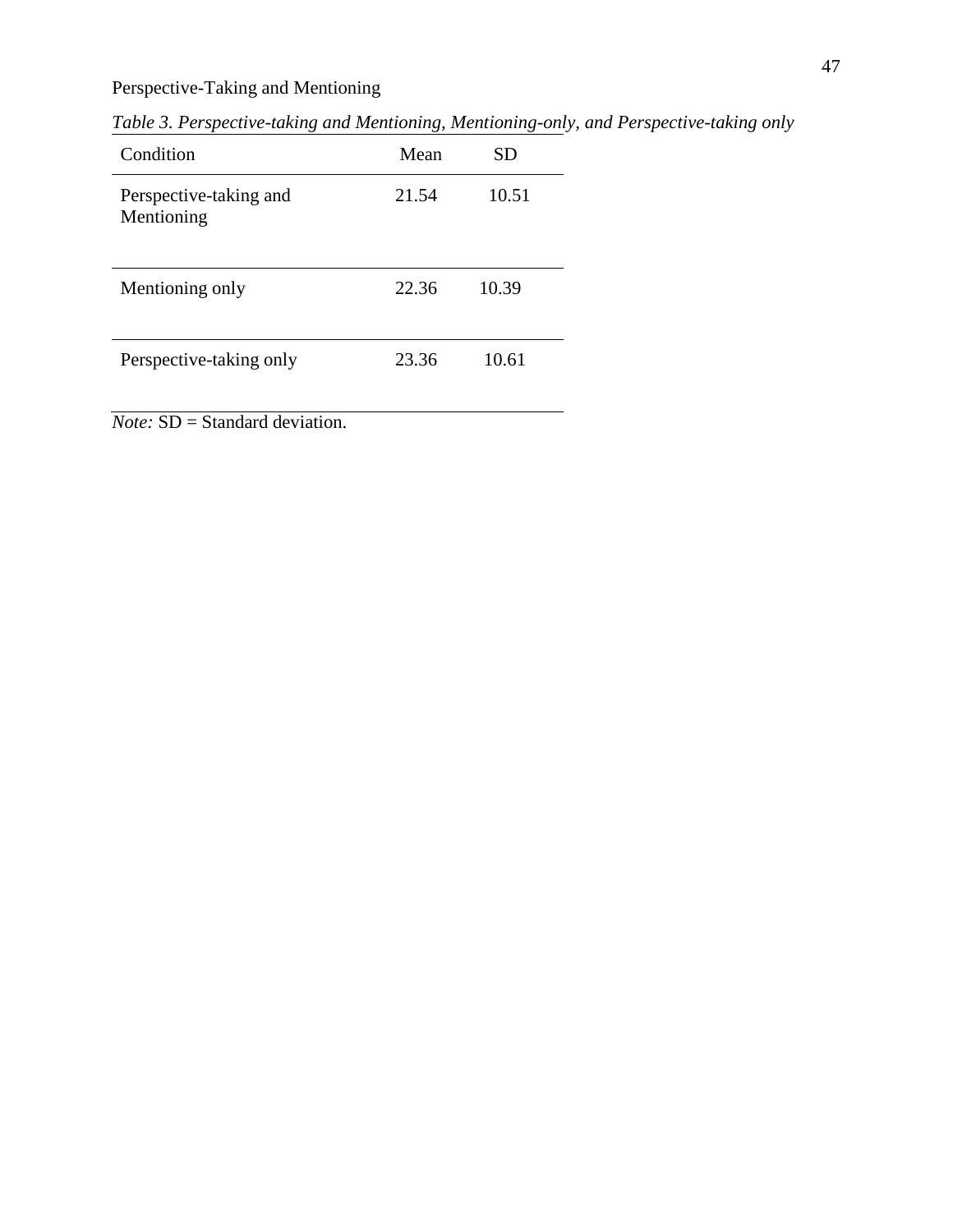*Table 3. Perspective-taking and Mentioning, Mentioning-only, and Perspective-taking only*

| Condition | Mean | SD |
|---|---|---|
| Perspective-taking and Mentioning | 21.54 | 10.51 |
| Mentioning only | 22.36 | 10.39 |
| Perspective-taking only | 23.36 | 10.61 |

*Note:* SD = Standard deviation.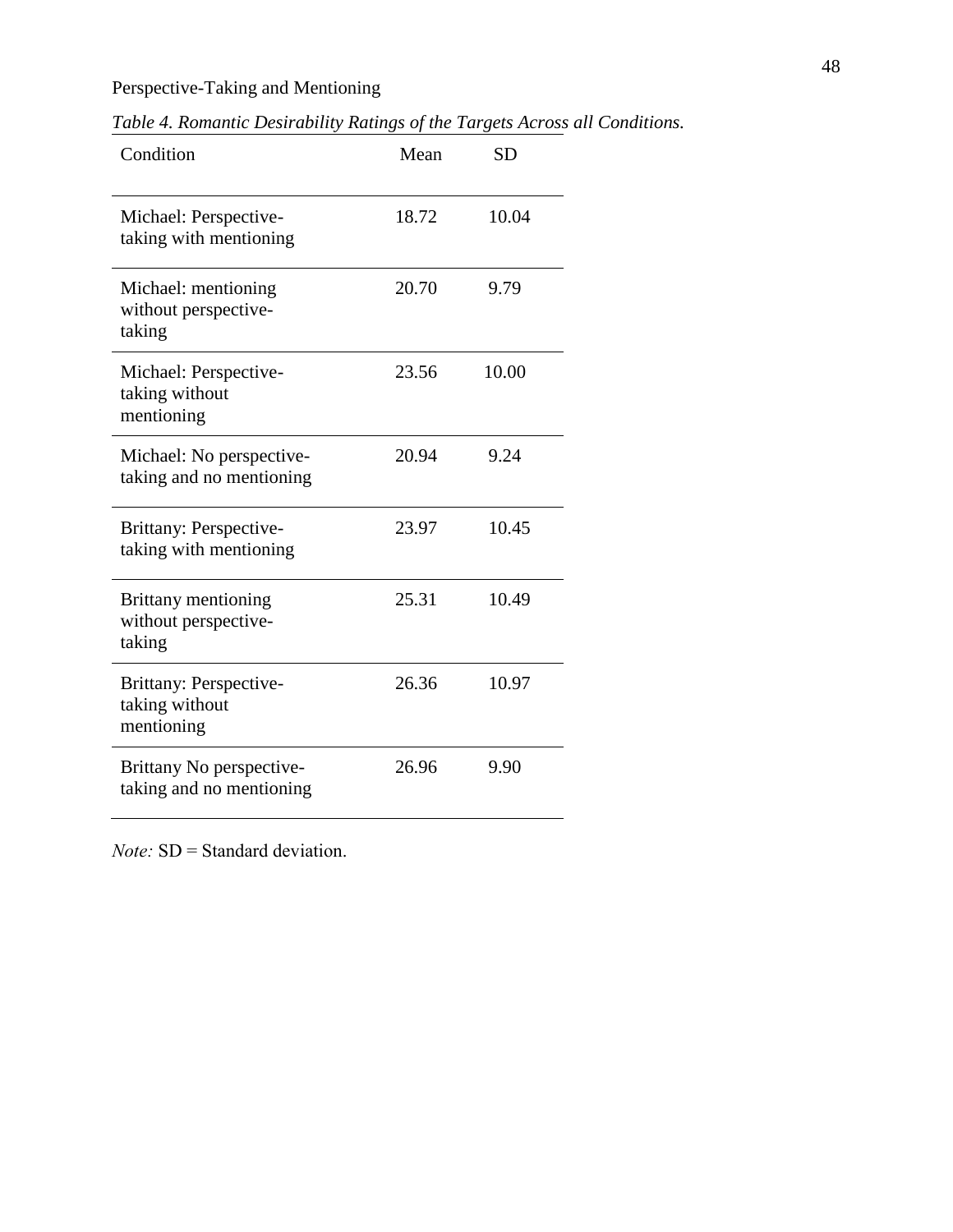*Table 4. Romantic Desirability Ratings of the Targets Across all Conditions.*

| Condition | Mean | SD |
|---|---|---|
| Michael: Perspective-taking with mentioning | 18.72 | 10.04 |
| Michael: mentioning without perspective-taking | 20.70 | 9.79 |
| Michael: Perspective-taking without mentioning | 23.56 | 10.00 |
| Michael: No perspective-taking and no mentioning | 20.94 | 9.24 |
| Brittany: Perspective-taking with mentioning | 23.97 | 10.45 |
| Brittany mentioning without perspective-taking | 25.31 | 10.49 |
| Brittany: Perspective-taking without mentioning | 26.36 | 10.97 |
| Brittany No perspective-taking and no mentioning | 26.96 | 9.90 |

*Note:* SD = Standard deviation.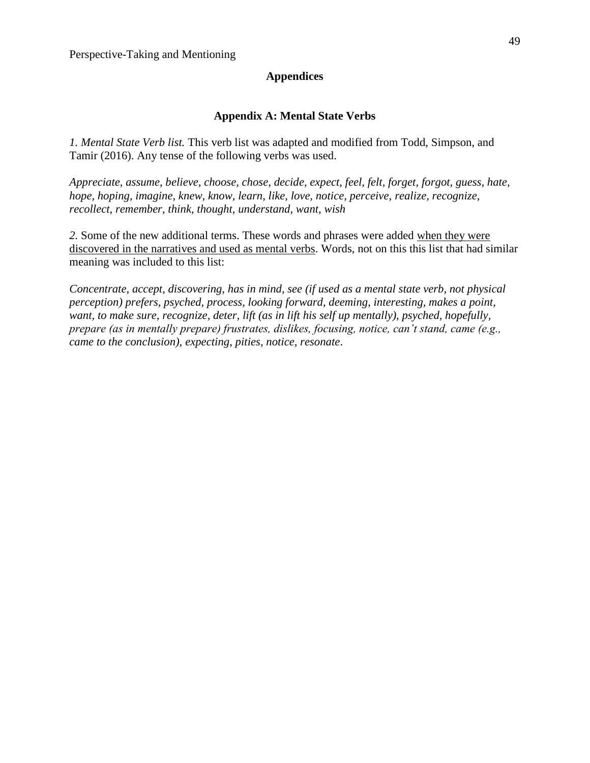# Appendices

## Appendix A: Mental State Verbs

*1. Mental State Verb list.* This verb list was adapted and modified from Todd, Simpson, and Tamir (2016). Any tense of the following verbs was used.

*Appreciate, assume, believe, choose, chose, decide, expect, feel, felt, forget, forgot, guess, hate, hope, hoping, imagine, knew, know, learn, like, love, notice, perceive, realize, recognize, recollect, remember, think, thought, understand, want, wish*

*2.* Some of the new additional terms. These words and phrases were added <u>when they were discovered in the narratives and used as mental verbs</u>. Words, not on this this list that had similar meaning was included to this list:

*Concentrate, accept, discovering, has in mind, see (if used as a mental state verb, not physical perception) prefers, psyched, process, looking forward, deeming, interesting, makes a point, want, to make sure, recognize, deter, lift (as in lift his self up mentally), psyched, hopefully, prepare (as in mentally prepare) frustrates, dislikes, focusing, notice, can't stand, came (e.g., came to the conclusion), expecting, pities, notice, resonate*.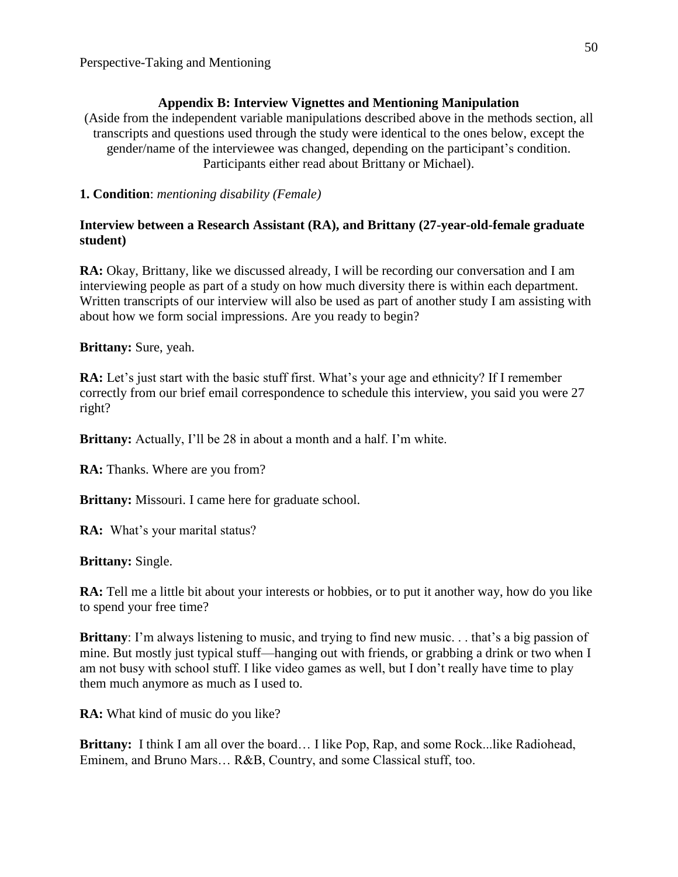## Appendix B: Interview Vignettes and Mentioning Manipulation

(Aside from the independent variable manipulations described above in the methods section, all transcripts and questions used through the study were identical to the ones below, except the gender/name of the interviewee was changed, depending on the participant's condition. Participants either read about Brittany or Michael).

**1. Condition**: *mentioning disability (Female)*

**Interview between a Research Assistant (RA), and Brittany (27-year-old-female graduate student)**

**RA:** Okay, Brittany, like we discussed already, I will be recording our conversation and I am interviewing people as part of a study on how much diversity there is within each department. Written transcripts of our interview will also be used as part of another study I am assisting with about how we form social impressions. Are you ready to begin?

**Brittany:** Sure, yeah.

**RA:** Let's just start with the basic stuff first. What's your age and ethnicity? If I remember correctly from our brief email correspondence to schedule this interview, you said you were 27 right?

**Brittany:** Actually, I'll be 28 in about a month and a half. I'm white.

**RA:** Thanks. Where are you from?

**Brittany:** Missouri. I came here for graduate school.

**RA:** What's your marital status?

**Brittany:** Single.

**RA:** Tell me a little bit about your interests or hobbies, or to put it another way, how do you like to spend your free time?

**Brittany**: I'm always listening to music, and trying to find new music. . . that's a big passion of mine. But mostly just typical stuff—hanging out with friends, or grabbing a drink or two when I am not busy with school stuff. I like video games as well, but I don't really have time to play them much anymore as much as I used to.

**RA:** What kind of music do you like?

**Brittany:** I think I am all over the board… I like Pop, Rap, and some Rock...like Radiohead, Eminem, and Bruno Mars… R&B, Country, and some Classical stuff, too.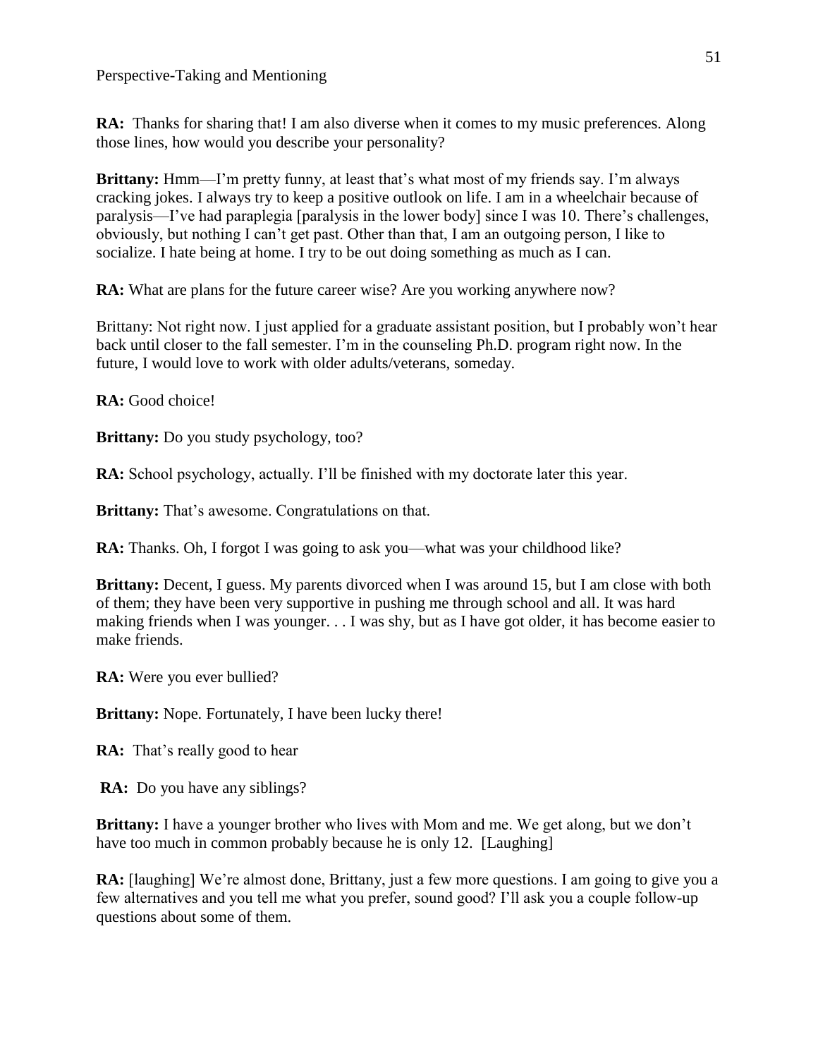**RA:** Thanks for sharing that! I am also diverse when it comes to my music preferences. Along those lines, how would you describe your personality?

**Brittany:** Hmm—I'm pretty funny, at least that's what most of my friends say. I'm always cracking jokes. I always try to keep a positive outlook on life. I am in a wheelchair because of paralysis—I've had paraplegia [paralysis in the lower body] since I was 10. There's challenges, obviously, but nothing I can't get past. Other than that, I am an outgoing person, I like to socialize. I hate being at home. I try to be out doing something as much as I can.

**RA:** What are plans for the future career wise? Are you working anywhere now?

Brittany: Not right now. I just applied for a graduate assistant position, but I probably won't hear back until closer to the fall semester. I'm in the counseling Ph.D. program right now. In the future, I would love to work with older adults/veterans, someday.

**RA:** Good choice!

**Brittany:** Do you study psychology, too?

**RA:** School psychology, actually. I'll be finished with my doctorate later this year.

**Brittany:** That's awesome. Congratulations on that.

**RA:** Thanks. Oh, I forgot I was going to ask you—what was your childhood like?

**Brittany:** Decent, I guess. My parents divorced when I was around 15, but I am close with both of them; they have been very supportive in pushing me through school and all. It was hard making friends when I was younger. . . I was shy, but as I have got older, it has become easier to make friends.

**RA:** Were you ever bullied?

**Brittany:** Nope. Fortunately, I have been lucky there!

**RA:** That's really good to hear

**RA:** Do you have any siblings?

**Brittany:** I have a younger brother who lives with Mom and me. We get along, but we don't have too much in common probably because he is only 12. [Laughing]

**RA:** [laughing] We're almost done, Brittany, just a few more questions. I am going to give you a few alternatives and you tell me what you prefer, sound good? I'll ask you a couple follow-up questions about some of them.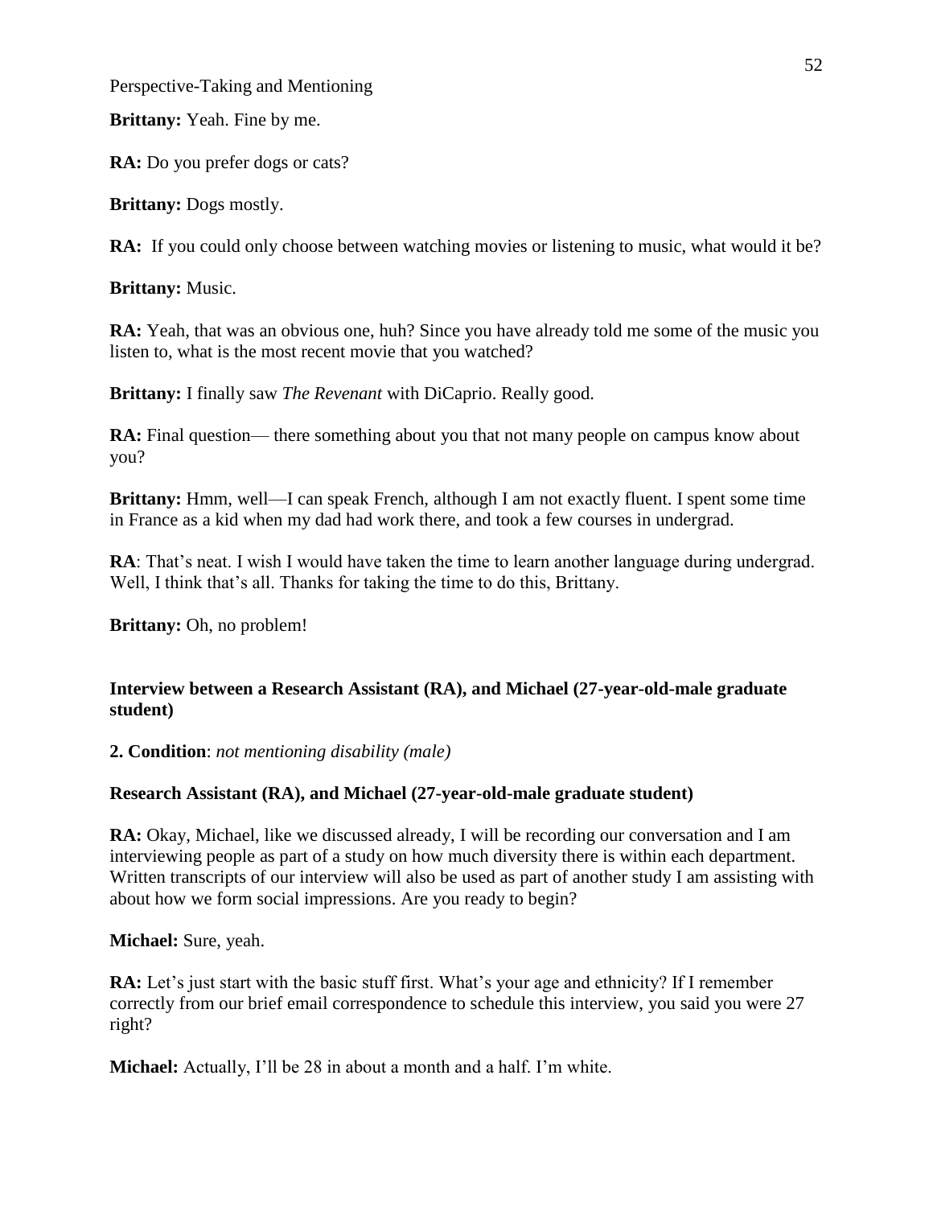**Brittany:** Yeah. Fine by me.

**RA:** Do you prefer dogs or cats?

**Brittany:** Dogs mostly.

**RA:** If you could only choose between watching movies or listening to music, what would it be?

**Brittany:** Music.

**RA:** Yeah, that was an obvious one, huh? Since you have already told me some of the music you listen to, what is the most recent movie that you watched?

**Brittany:** I finally saw *The Revenant* with DiCaprio. Really good.

**RA:** Final question— there something about you that not many people on campus know about you?

**Brittany:** Hmm, well—I can speak French, although I am not exactly fluent. I spent some time in France as a kid when my dad had work there, and took a few courses in undergrad.

**RA**: That's neat. I wish I would have taken the time to learn another language during undergrad. Well, I think that's all. Thanks for taking the time to do this, Brittany.

**Brittany:** Oh, no problem!

**Interview between a Research Assistant (RA), and Michael (27-year-old-male graduate student)**

**2. Condition**: *not mentioning disability (male)*

**Research Assistant (RA), and Michael (27-year-old-male graduate student)**

**RA:** Okay, Michael, like we discussed already, I will be recording our conversation and I am interviewing people as part of a study on how much diversity there is within each department. Written transcripts of our interview will also be used as part of another study I am assisting with about how we form social impressions. Are you ready to begin?

**Michael:** Sure, yeah.

**RA:** Let's just start with the basic stuff first. What's your age and ethnicity? If I remember correctly from our brief email correspondence to schedule this interview, you said you were 27 right?

**Michael:** Actually, I'll be 28 in about a month and a half. I'm white.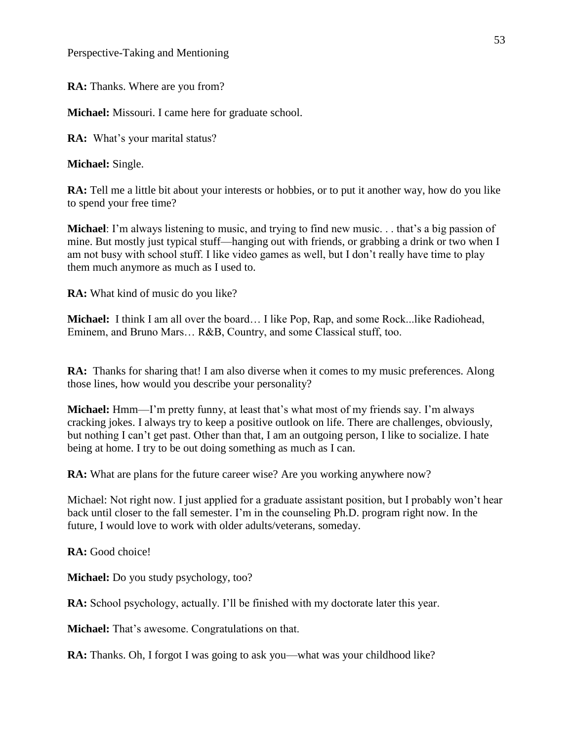**RA:** Thanks. Where are you from?

**Michael:** Missouri. I came here for graduate school.

**RA:** What's your marital status?

**Michael:** Single.

**RA:** Tell me a little bit about your interests or hobbies, or to put it another way, how do you like to spend your free time?

**Michael**: I'm always listening to music, and trying to find new music. . . that's a big passion of mine. But mostly just typical stuff—hanging out with friends, or grabbing a drink or two when I am not busy with school stuff. I like video games as well, but I don't really have time to play them much anymore as much as I used to.

**RA:** What kind of music do you like?

**Michael:** I think I am all over the board… I like Pop, Rap, and some Rock...like Radiohead, Eminem, and Bruno Mars… R&B, Country, and some Classical stuff, too.

**RA:** Thanks for sharing that! I am also diverse when it comes to my music preferences. Along those lines, how would you describe your personality?

**Michael:** Hmm—I'm pretty funny, at least that's what most of my friends say. I'm always cracking jokes. I always try to keep a positive outlook on life. There are challenges, obviously, but nothing I can't get past. Other than that, I am an outgoing person, I like to socialize. I hate being at home. I try to be out doing something as much as I can.

**RA:** What are plans for the future career wise? Are you working anywhere now?

Michael: Not right now. I just applied for a graduate assistant position, but I probably won't hear back until closer to the fall semester. I'm in the counseling Ph.D. program right now. In the future, I would love to work with older adults/veterans, someday.

**RA:** Good choice!

**Michael:** Do you study psychology, too?

**RA:** School psychology, actually. I'll be finished with my doctorate later this year.

**Michael:** That's awesome. Congratulations on that.

**RA:** Thanks. Oh, I forgot I was going to ask you—what was your childhood like?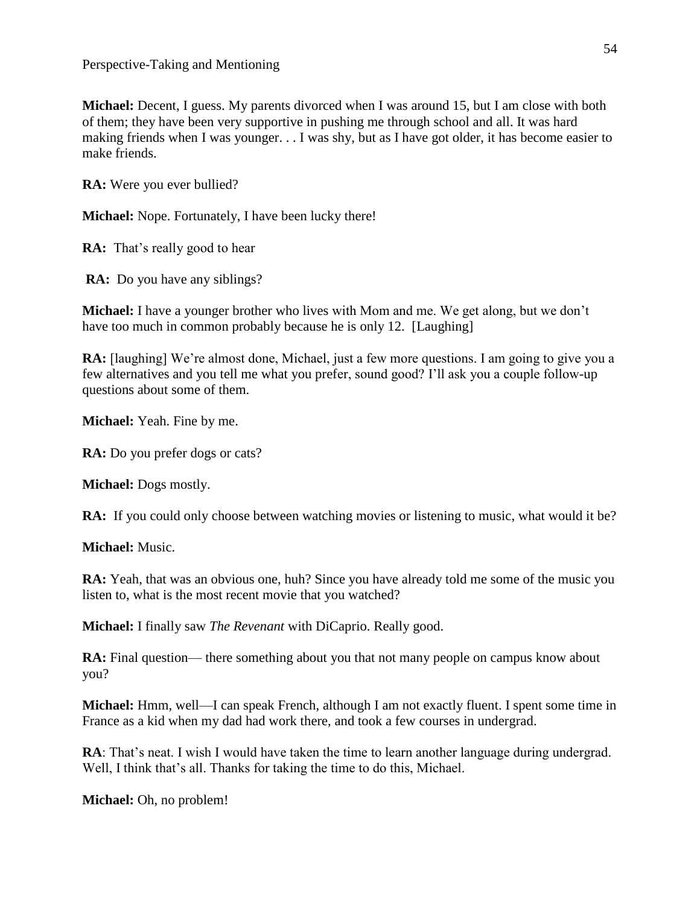**Michael:** Decent, I guess. My parents divorced when I was around 15, but I am close with both of them; they have been very supportive in pushing me through school and all. It was hard making friends when I was younger. . . I was shy, but as I have got older, it has become easier to make friends.

**RA:** Were you ever bullied?

**Michael:** Nope. Fortunately, I have been lucky there!

**RA:** That's really good to hear

**RA:** Do you have any siblings?

**Michael:** I have a younger brother who lives with Mom and me. We get along, but we don't have too much in common probably because he is only 12. [Laughing]

**RA:** [laughing] We're almost done, Michael, just a few more questions. I am going to give you a few alternatives and you tell me what you prefer, sound good? I'll ask you a couple follow-up questions about some of them.

**Michael:** Yeah. Fine by me.

**RA:** Do you prefer dogs or cats?

**Michael:** Dogs mostly.

**RA:** If you could only choose between watching movies or listening to music, what would it be?

**Michael:** Music.

**RA:** Yeah, that was an obvious one, huh? Since you have already told me some of the music you listen to, what is the most recent movie that you watched?

**Michael:** I finally saw *The Revenant* with DiCaprio. Really good.

**RA:** Final question— there something about you that not many people on campus know about you?

**Michael:** Hmm, well—I can speak French, although I am not exactly fluent. I spent some time in France as a kid when my dad had work there, and took a few courses in undergrad.

**RA**: That's neat. I wish I would have taken the time to learn another language during undergrad. Well, I think that's all. Thanks for taking the time to do this, Michael.

**Michael:** Oh, no problem!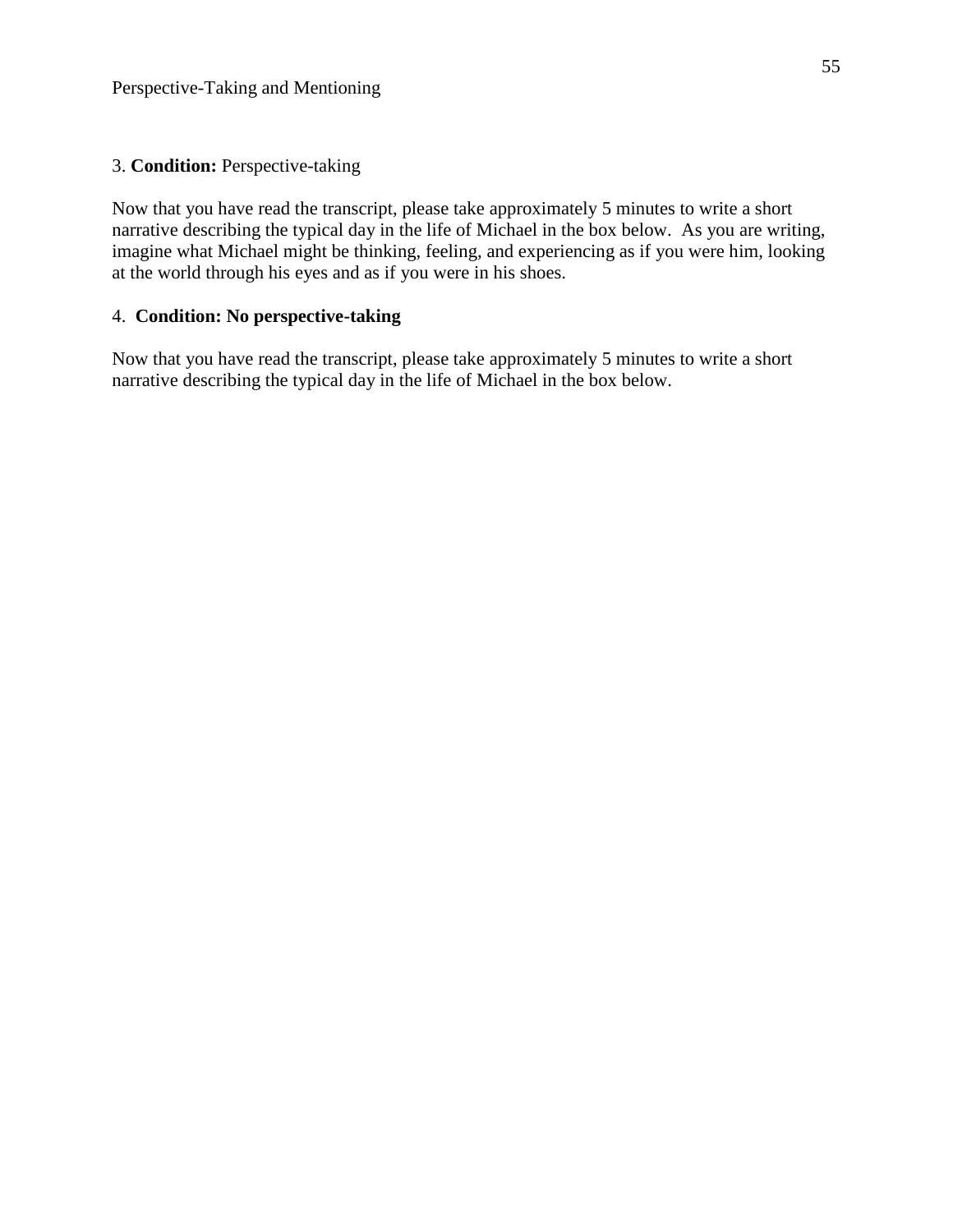3. **Condition:** Perspective-taking

Now that you have read the transcript, please take approximately 5 minutes to write a short narrative describing the typical day in the life of Michael in the box below. As you are writing, imagine what Michael might be thinking, feeling, and experiencing as if you were him, looking at the world through his eyes and as if you were in his shoes.

4. **Condition: No perspective-taking**

Now that you have read the transcript, please take approximately 5 minutes to write a short narrative describing the typical day in the life of Michael in the box below.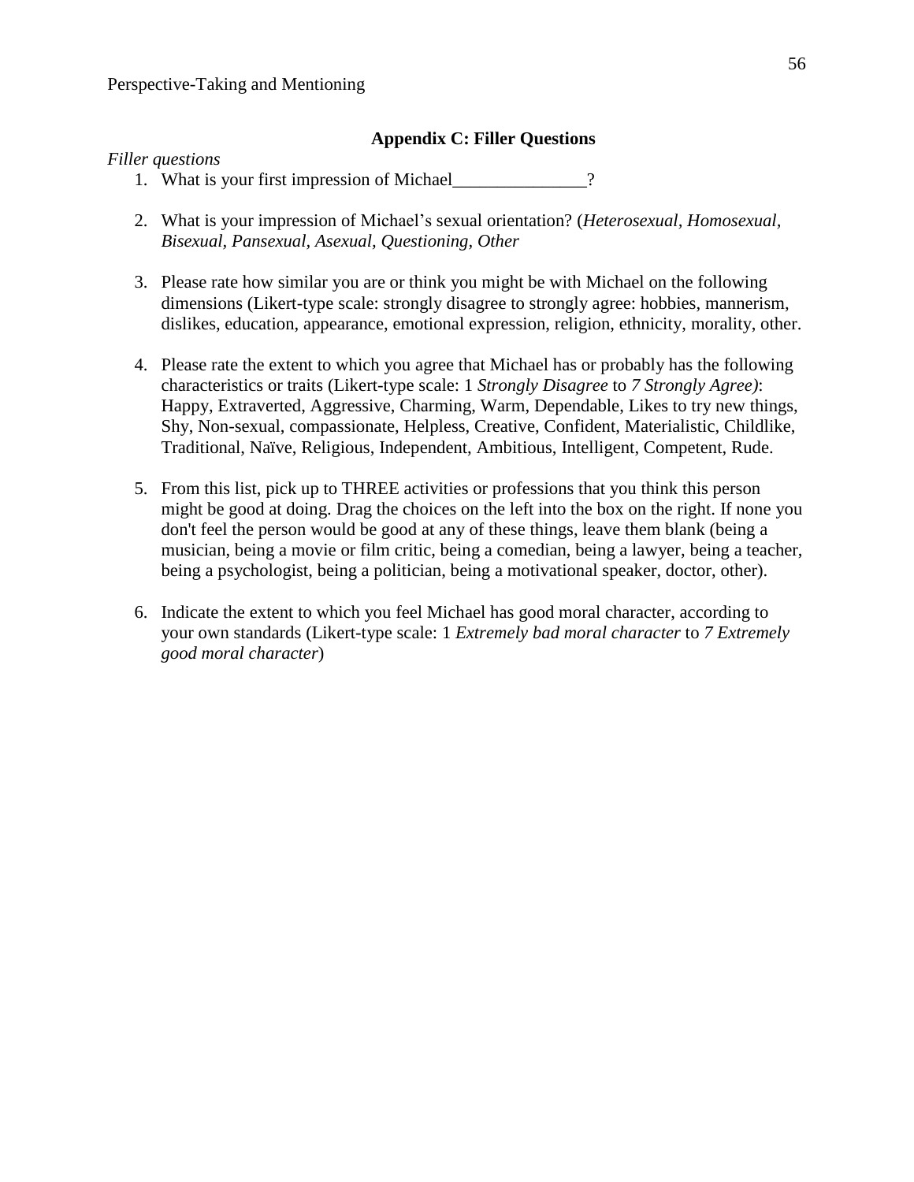## Appendix C: Filler Questions

*Filler questions*

1. What is your first impression of Michael_______________?

2. What is your impression of Michael's sexual orientation? (*Heterosexual, Homosexual, Bisexual, Pansexual, Asexual, Questioning, Other*

3. Please rate how similar you are or think you might be with Michael on the following dimensions (Likert-type scale: strongly disagree to strongly agree: hobbies, mannerism, dislikes, education, appearance, emotional expression, religion, ethnicity, morality, other.

4. Please rate the extent to which you agree that Michael has or probably has the following characteristics or traits (Likert-type scale: 1 *Strongly Disagree* to *7 Strongly Agree)*: Happy, Extraverted, Aggressive, Charming, Warm, Dependable, Likes to try new things, Shy, Non-sexual, compassionate, Helpless, Creative, Confident, Materialistic, Childlike, Traditional, Naïve, Religious, Independent, Ambitious, Intelligent, Competent, Rude.

5. From this list, pick up to THREE activities or professions that you think this person might be good at doing. Drag the choices on the left into the box on the right. If none you don't feel the person would be good at any of these things, leave them blank (being a musician, being a movie or film critic, being a comedian, being a lawyer, being a teacher, being a psychologist, being a politician, being a motivational speaker, doctor, other).

6. Indicate the extent to which you feel Michael has good moral character, according to your own standards (Likert-type scale: 1 *Extremely bad moral character* to *7 Extremely good moral character*)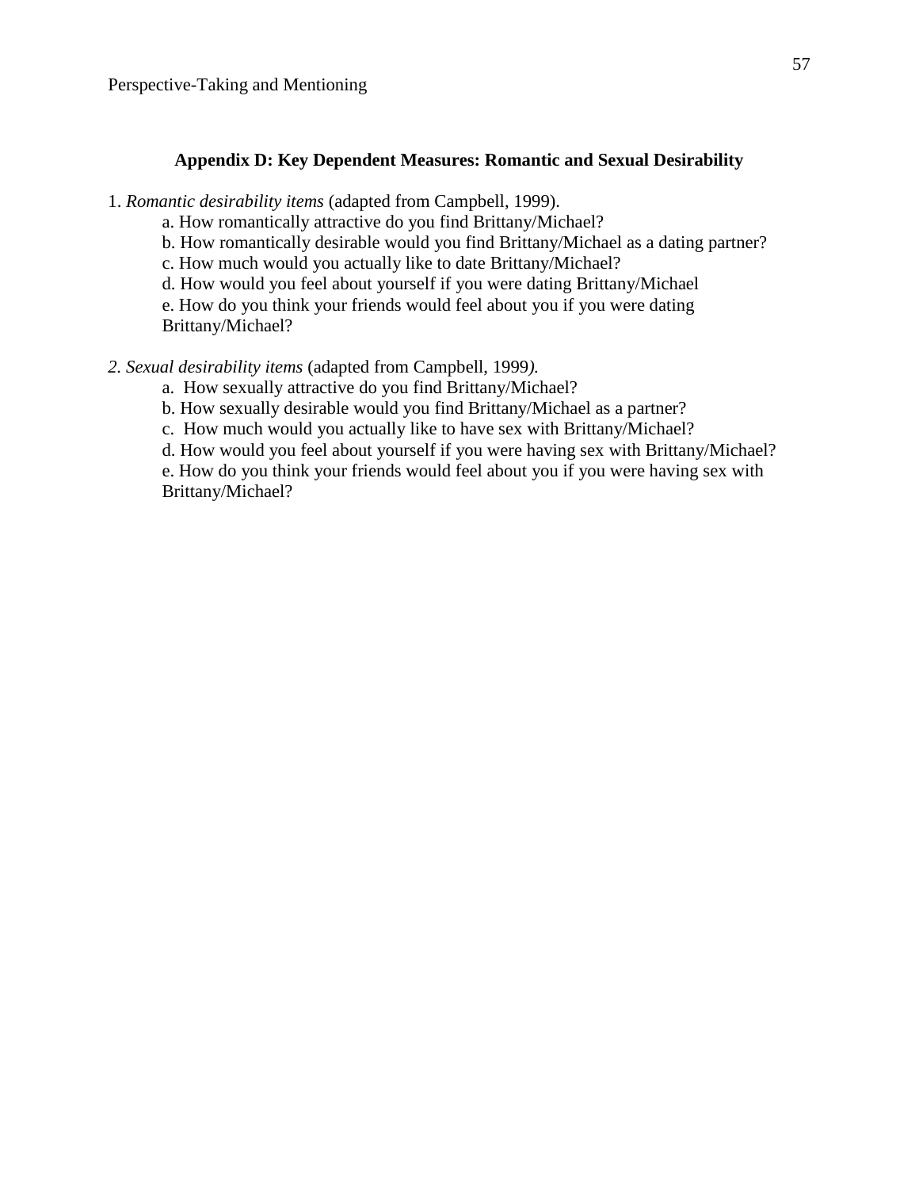### Appendix D: Key Dependent Measures: Romantic and Sexual Desirability

1. *Romantic desirability items* (adapted from Campbell, 1999).
   - a. How romantically attractive do you find Brittany/Michael?
   - b. How romantically desirable would you find Brittany/Michael as a dating partner?
   - c. How much would you actually like to date Brittany/Michael?
   - d. How would you feel about yourself if you were dating Brittany/Michael
   - e. How do you think your friends would feel about you if you were dating Brittany/Michael?

*2. Sexual desirability items* (adapted from Campbell, 1999*).*
   - a. How sexually attractive do you find Brittany/Michael?
   - b. How sexually desirable would you find Brittany/Michael as a partner?
   - c. How much would you actually like to have sex with Brittany/Michael?
   - d. How would you feel about yourself if you were having sex with Brittany/Michael?
   - e. How do you think your friends would feel about you if you were having sex with Brittany/Michael?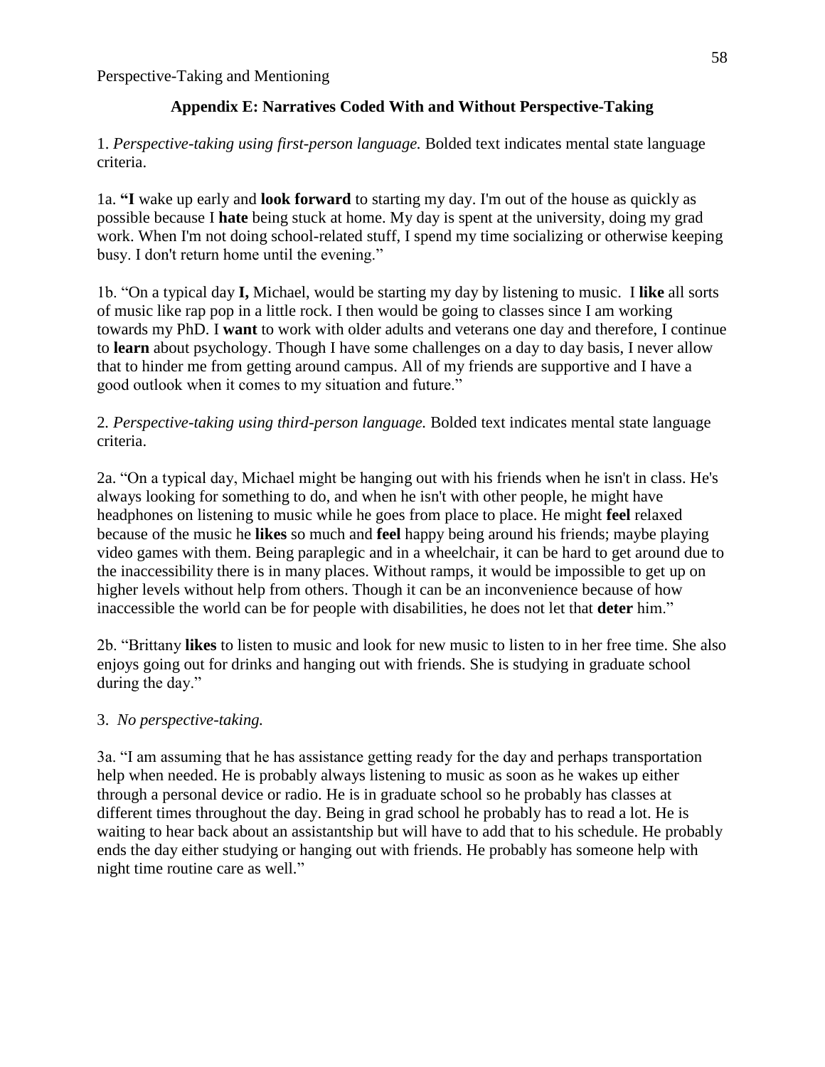## Appendix E: Narratives Coded With and Without Perspective-Taking

1. *Perspective-taking using first-person language.* Bolded text indicates mental state language criteria.

1a. **"I** wake up early and **look forward** to starting my day. I'm out of the house as quickly as possible because I **hate** being stuck at home. My day is spent at the university, doing my grad work. When I'm not doing school-related stuff, I spend my time socializing or otherwise keeping busy. I don't return home until the evening."

1b. "On a typical day **I,** Michael, would be starting my day by listening to music. I **like** all sorts of music like rap pop in a little rock. I then would be going to classes since I am working towards my PhD. I **want** to work with older adults and veterans one day and therefore, I continue to **learn** about psychology. Though I have some challenges on a day to day basis, I never allow that to hinder me from getting around campus. All of my friends are supportive and I have a good outlook when it comes to my situation and future."

2. *Perspective-taking using third-person language.* Bolded text indicates mental state language criteria.

2a. "On a typical day, Michael might be hanging out with his friends when he isn't in class. He's always looking for something to do, and when he isn't with other people, he might have headphones on listening to music while he goes from place to place. He might **feel** relaxed because of the music he **likes** so much and **feel** happy being around his friends; maybe playing video games with them. Being paraplegic and in a wheelchair, it can be hard to get around due to the inaccessibility there is in many places. Without ramps, it would be impossible to get up on higher levels without help from others. Though it can be an inconvenience because of how inaccessible the world can be for people with disabilities, he does not let that **deter** him."

2b. "Brittany **likes** to listen to music and look for new music to listen to in her free time. She also enjoys going out for drinks and hanging out with friends. She is studying in graduate school during the day."

3. *No perspective-taking.*

3a. "I am assuming that he has assistance getting ready for the day and perhaps transportation help when needed. He is probably always listening to music as soon as he wakes up either through a personal device or radio. He is in graduate school so he probably has classes at different times throughout the day. Being in grad school he probably has to read a lot. He is waiting to hear back about an assistantship but will have to add that to his schedule. He probably ends the day either studying or hanging out with friends. He probably has someone help with night time routine care as well."